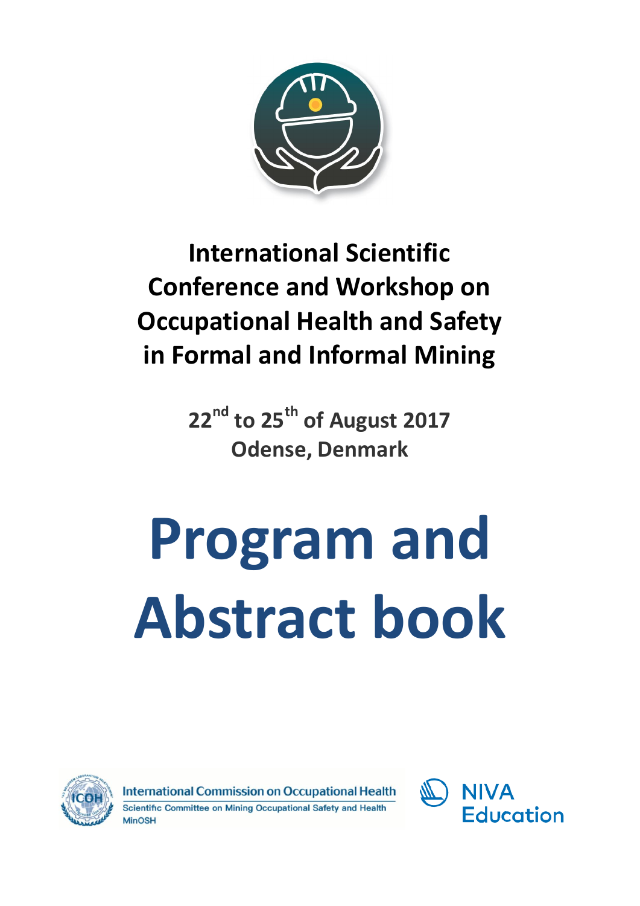# International Scientific Conference and Workshop on Occupational Health and Safety in Formal and Informal Mining

**22nd to 25th of August 2017**
**Odense, Denmark**

# Program and Abstract book

International Commission on Occupational Health
Scientific Committee on Mining Occupational Safety and Health
MinOSH

NIVA Education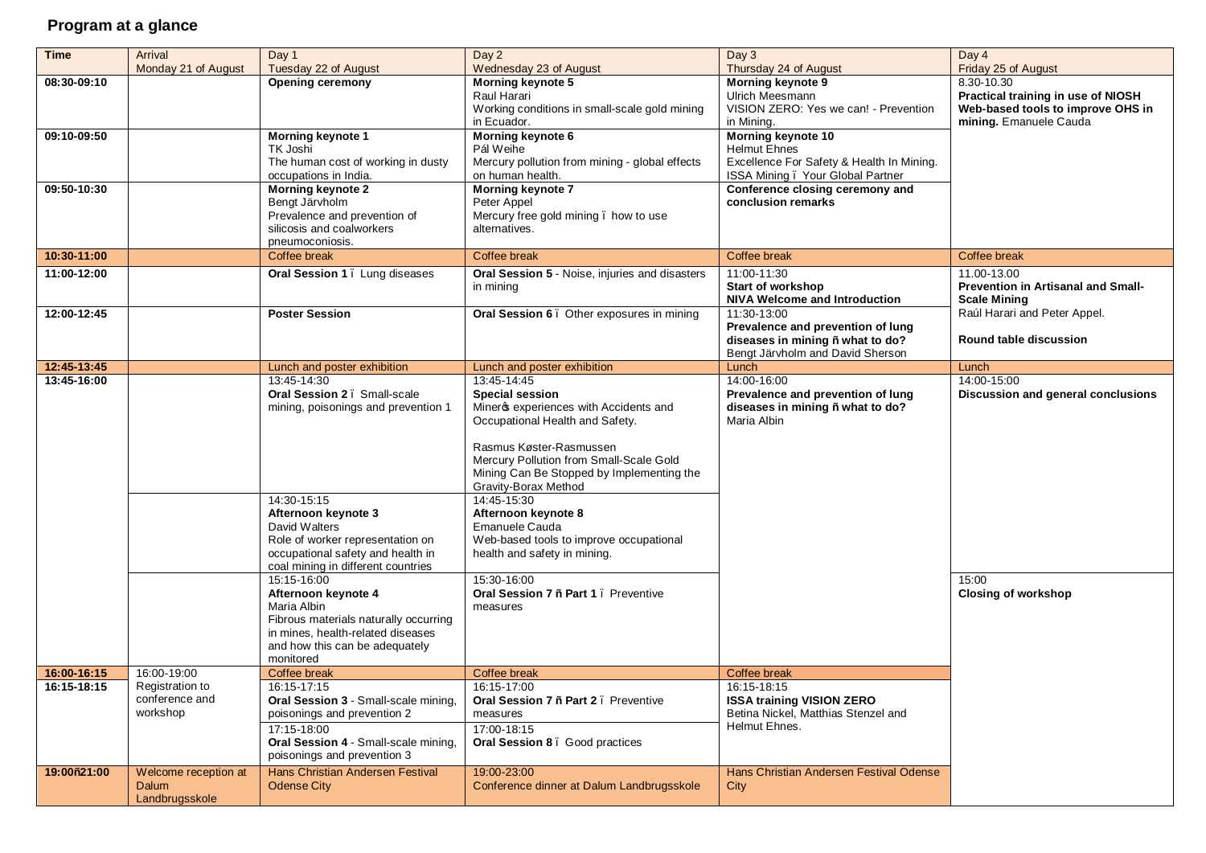## Program at a glance

| Time | Arrival<br>Monday 21 of August | Day 1<br>Tuesday 22 of August | Day 2<br>Wednesday 23 of August | Day 3<br>Thursday 24 of August | Day 4<br>Friday 25 of August |
|---|---|---|---|---|---|
| 08:30-09:10 | | **Opening ceremony** | **Morning keynote 5**<br>Raul Harari<br>Working conditions in small-scale gold mining in Ecuador. | **Morning keynote 9**<br>Ulrich Meesmann<br>VISION ZERO: Yes we can! - Prevention in Mining. | 8.30-10.30<br>**Practical training in use of NIOSH Web-based tools to improve OHS in mining.** Emanuele Cauda |
| 09:10-09:50 | | **Morning keynote 1**<br>TK Joshi<br>The human cost of working in dusty occupations in India. | **Morning keynote 6**<br>Pál Weihe<br>Mercury pollution from mining - global effects on human health. | **Morning keynote 10**<br>Helmut Ehnes<br>Excellence For Safety & Health In Mining. ISSA Mining – Your Global Partner | |
| 09:50-10:30 | | **Morning keynote 2**<br>Bengt Järvholm<br>Prevalence and prevention of silicosis and coalworkers pneumoconiosis. | **Morning keynote 7**<br>Peter Appel<br>Mercury free gold mining – how to use alternatives. | **Conference closing ceremony and conclusion remarks** | |
| 10:30-11:00 | | Coffee break | Coffee break | Coffee break | Coffee break |
| 11:00-12:00 | | **Oral Session 1** – Lung diseases | **Oral Session 5** - Noise, injuries and disasters in mining | 11:00-11:30<br>**Start of workshop**<br>**NIVA Welcome and Introduction** | 11.00-13.00<br>**Prevention in Artisanal and Small-Scale Mining**<br>Raúl Harari and Peter Appel.<br><br>**Round table discussion** |
| 12:00-12:45 | | **Poster Session** | **Oral Session 6** – Other exposures in mining | 11:30-13:00<br>**Prevalence and prevention of lung diseases in mining – what to do?**<br>Bengt Järvholm and David Sherson | |
| 12:45-13:45 | | Lunch and poster exhibition | Lunch and poster exhibition | Lunch | Lunch |
| 13:45-16:00 | | 13:45-14:30<br>**Oral Session 2** – Small-scale mining, poisonings and prevention 1 | 13:45-14:45<br>**Special session**<br>Miner's experiences with Accidents and Occupational Health and Safety.<br><br>Rasmus Køster-Rasmussen<br>Mercury Pollution from Small-Scale Gold Mining Can Be Stopped by Implementing the Gravity-Borax Method | 14:00-16:00<br>**Prevalence and prevention of lung diseases in mining – what to do?**<br>Maria Albin | 14:00-15:00<br>**Discussion and general conclusions** |
| | | 14:30-15:15<br>**Afternoon keynote 3**<br>David Walters<br>Role of worker representation on occupational safety and health in coal mining in different countries | 14:45-15:30<br>**Afternoon keynote 8**<br>Emanuele Cauda<br>Web-based tools to improve occupational health and safety in mining. | | |
| | | 15:15-16:00<br>**Afternoon keynote 4**<br>Maria Albin<br>Fibrous materials naturally occurring in mines, health-related diseases and how this can be adequately monitored | 15:30-16:00<br>**Oral Session 7 – Part 1** – Preventive measures | | 15:00<br>**Closing of workshop** |
| 16:00-16:15 | 16:00-19:00<br>Registration to conference and workshop | Coffee break | Coffee break | Coffee break | |
| 16:15-18:15 | | 16:15-17:15<br>**Oral Session 3** - Small-scale mining, poisonings and prevention 2<br><br>17:15-18:00<br>**Oral Session 4** - Small-scale mining, poisonings and prevention 3 | 16:15-17:00<br>**Oral Session 7 – Part 2** – Preventive measures<br><br>17:00-18:15<br>**Oral Session 8** – Good practices | 16:15-18:15<br>**ISSA training VISION ZERO**<br>Betina Nickel, Matthias Stenzel and Helmut Ehnes. | |
| 19:00–21:00 | Welcome reception at Dalum Landbrugsskole | Hans Christian Andersen Festival Odense City | 19:00-23:00<br>Conference dinner at Dalum Landbrugsskole | Hans Christian Andersen Festival Odense City | |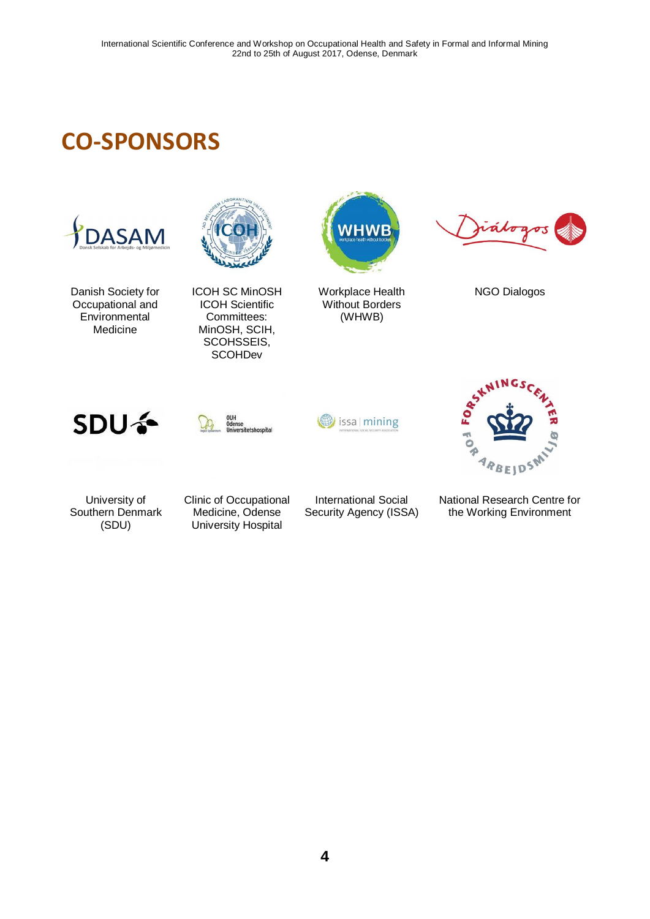# CO-SPONSORS

Danish Society for Occupational and Environmental Medicine

ICOH SC MinOSH ICOH Scientific Committees: MinOSH, SCIH, SCOHSSEIS, SCOHDev

Workplace Health Without Borders (WHWB)

NGO Dialogos

University of Southern Denmark (SDU)

Clinic of Occupational Medicine, Odense University Hospital

International Social Security Agency (ISSA)

National Research Centre for the Working Environment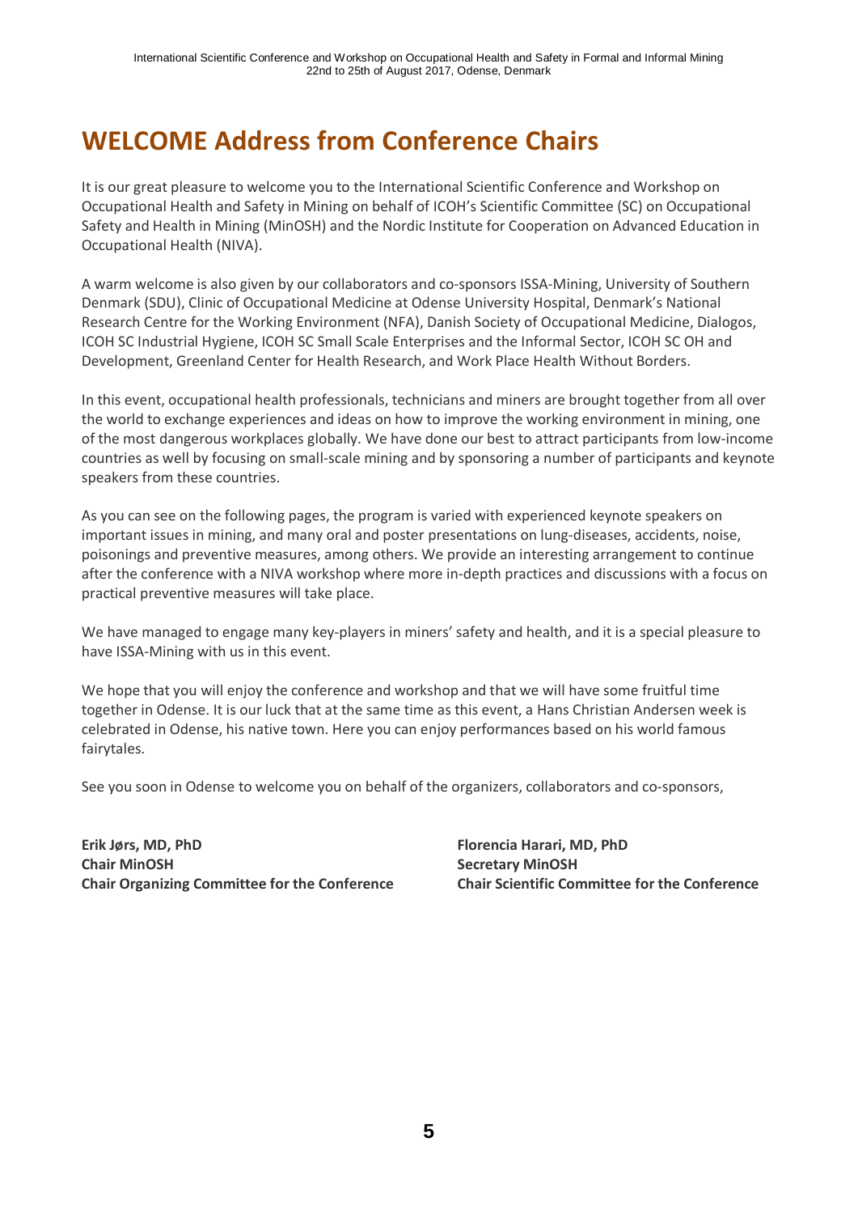# WELCOME Address from Conference Chairs

It is our great pleasure to welcome you to the International Scientific Conference and Workshop on Occupational Health and Safety in Mining on behalf of ICOH's Scientific Committee (SC) on Occupational Safety and Health in Mining (MinOSH) and the Nordic Institute for Cooperation on Advanced Education in Occupational Health (NIVA).

A warm welcome is also given by our collaborators and co-sponsors ISSA-Mining, University of Southern Denmark (SDU), Clinic of Occupational Medicine at Odense University Hospital, Denmark's National Research Centre for the Working Environment (NFA), Danish Society of Occupational Medicine, Dialogos, ICOH SC Industrial Hygiene, ICOH SC Small Scale Enterprises and the Informal Sector, ICOH SC OH and Development, Greenland Center for Health Research, and Work Place Health Without Borders.

In this event, occupational health professionals, technicians and miners are brought together from all over the world to exchange experiences and ideas on how to improve the working environment in mining, one of the most dangerous workplaces globally. We have done our best to attract participants from low-income countries as well by focusing on small-scale mining and by sponsoring a number of participants and keynote speakers from these countries.

As you can see on the following pages, the program is varied with experienced keynote speakers on important issues in mining, and many oral and poster presentations on lung-diseases, accidents, noise, poisonings and preventive measures, among others. We provide an interesting arrangement to continue after the conference with a NIVA workshop where more in-depth practices and discussions with a focus on practical preventive measures will take place.

We have managed to engage many key-players in miners' safety and health, and it is a special pleasure to have ISSA-Mining with us in this event.

We hope that you will enjoy the conference and workshop and that we will have some fruitful time together in Odense. It is our luck that at the same time as this event, a Hans Christian Andersen week is celebrated in Odense, his native town. Here you can enjoy performances based on his world famous fairytales.

See you soon in Odense to welcome you on behalf of the organizers, collaborators and co-sponsors,

**Erik Jørs, MD, PhD**
**Chair MinOSH**
**Chair Organizing Committee for the Conference**

**Florencia Harari, MD, PhD**
**Secretary MinOSH**
**Chair Scientific Committee for the Conference**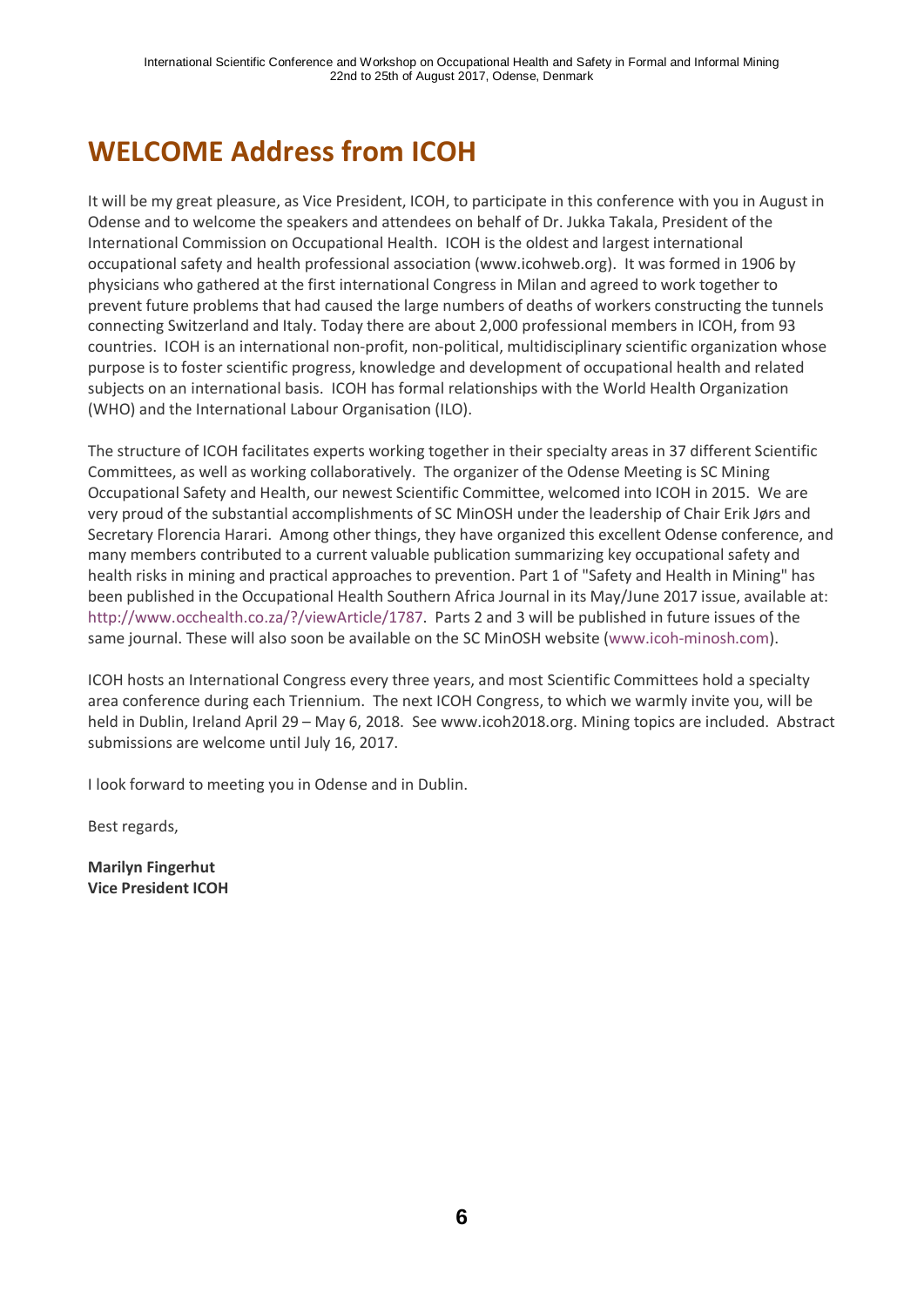# WELCOME Address from ICOH

It will be my great pleasure, as Vice President, ICOH, to participate in this conference with you in August in Odense and to welcome the speakers and attendees on behalf of Dr. Jukka Takala, President of the International Commission on Occupational Health. ICOH is the oldest and largest international occupational safety and health professional association (www.icohweb.org). It was formed in 1906 by physicians who gathered at the first international Congress in Milan and agreed to work together to prevent future problems that had caused the large numbers of deaths of workers constructing the tunnels connecting Switzerland and Italy. Today there are about 2,000 professional members in ICOH, from 93 countries. ICOH is an international non-profit, non-political, multidisciplinary scientific organization whose purpose is to foster scientific progress, knowledge and development of occupational health and related subjects on an international basis. ICOH has formal relationships with the World Health Organization (WHO) and the International Labour Organisation (ILO).

The structure of ICOH facilitates experts working together in their specialty areas in 37 different Scientific Committees, as well as working collaboratively. The organizer of the Odense Meeting is SC Mining Occupational Safety and Health, our newest Scientific Committee, welcomed into ICOH in 2015. We are very proud of the substantial accomplishments of SC MinOSH under the leadership of Chair Erik Jørs and Secretary Florencia Harari. Among other things, they have organized this excellent Odense conference, and many members contributed to a current valuable publication summarizing key occupational safety and health risks in mining and practical approaches to prevention. Part 1 of "Safety and Health in Mining" has been published in the Occupational Health Southern Africa Journal in its May/June 2017 issue, available at: http://www.occhealth.co.za/?/viewArticle/1787. Parts 2 and 3 will be published in future issues of the same journal. These will also soon be available on the SC MinOSH website (www.icoh-minosh.com).

ICOH hosts an International Congress every three years, and most Scientific Committees hold a specialty area conference during each Triennium. The next ICOH Congress, to which we warmly invite you, will be held in Dublin, Ireland April 29 – May 6, 2018. See www.icoh2018.org. Mining topics are included. Abstract submissions are welcome until July 16, 2017.

I look forward to meeting you in Odense and in Dublin.

Best regards,

**Marilyn Fingerhut**
**Vice President ICOH**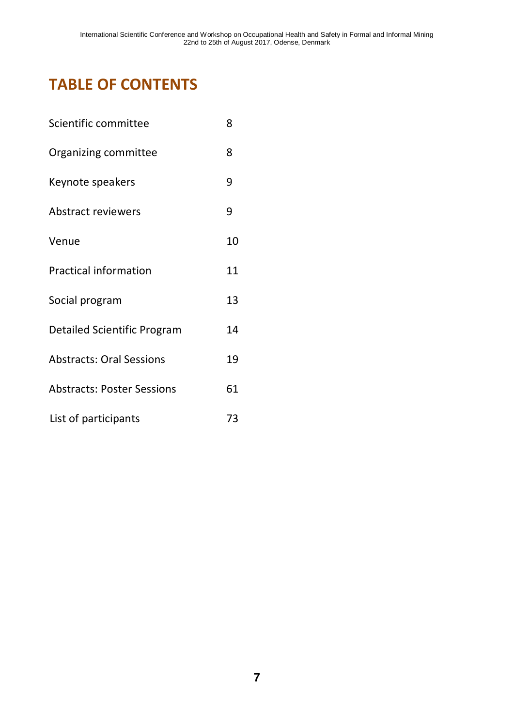# TABLE OF CONTENTS

| | |
|---|---|
| Scientific committee | 8 |
| Organizing committee | 8 |
| Keynote speakers | 9 |
| Abstract reviewers | 9 |
| Venue | 10 |
| Practical information | 11 |
| Social program | 13 |
| Detailed Scientific Program | 14 |
| Abstracts: Oral Sessions | 19 |
| Abstracts: Poster Sessions | 61 |
| List of participants | 73 |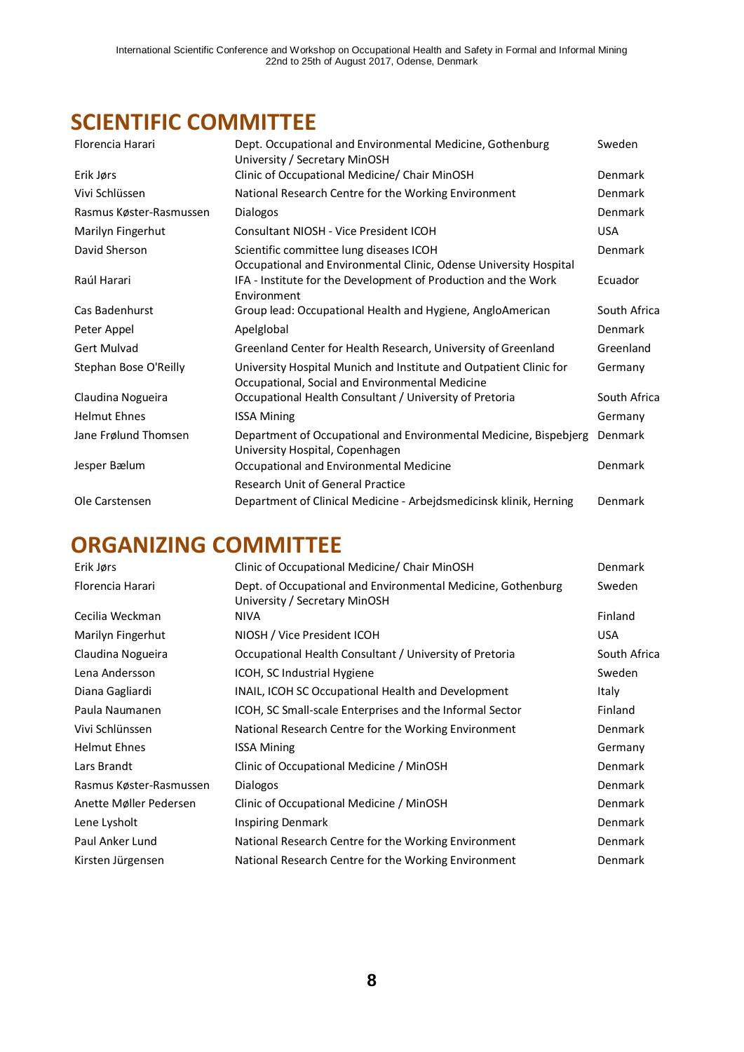## SCIENTIFIC COMMITTEE

| | | |
|---|---|---|
| Florencia Harari | Dept. Occupational and Environmental Medicine, Gothenburg University / Secretary MinOSH | Sweden |
| Erik Jørs | Clinic of Occupational Medicine/ Chair MinOSH | Denmark |
| Vivi Schlüssen | National Research Centre for the Working Environment | Denmark |
| Rasmus Køster-Rasmussen | Dialogos | Denmark |
| Marilyn Fingerhut | Consultant NIOSH - Vice President ICOH | USA |
| David Sherson | Scientific committee lung diseases ICOH<br>Occupational and Environmental Clinic, Odense University Hospital | Denmark |
| Raúl Harari | IFA - Institute for the Development of Production and the Work Environment | Ecuador |
| Cas Badenhurst | Group lead: Occupational Health and Hygiene, AngloAmerican | South Africa |
| Peter Appel | Apelglobal | Denmark |
| Gert Mulvad | Greenland Center for Health Research, University of Greenland | Greenland |
| Stephan Bose O'Reilly | University Hospital Munich and Institute and Outpatient Clinic for Occupational, Social and Environmental Medicine | Germany |
| Claudina Nogueira | Occupational Health Consultant / University of Pretoria | South Africa |
| Helmut Ehnes | ISSA Mining | Germany |
| Jane Frølund Thomsen | Department of Occupational and Environmental Medicine, Bispebjerg University Hospital, Copenhagen | Denmark |
| Jesper Bælum | Occupational and Environmental Medicine<br>Research Unit of General Practice | Denmark |
| Ole Carstensen | Department of Clinical Medicine - Arbejdsmedicinsk klinik, Herning | Denmark |

## ORGANIZING COMMITTEE

| | | |
|---|---|---|
| Erik Jørs | Clinic of Occupational Medicine/ Chair MinOSH | Denmark |
| Florencia Harari | Dept. of Occupational and Environmental Medicine, Gothenburg University / Secretary MinOSH | Sweden |
| Cecilia Weckman | NIVA | Finland |
| Marilyn Fingerhut | NIOSH / Vice President ICOH | USA |
| Claudina Nogueira | Occupational Health Consultant / University of Pretoria | South Africa |
| Lena Andersson | ICOH, SC Industrial Hygiene | Sweden |
| Diana Gagliardi | INAIL, ICOH SC Occupational Health and Development | Italy |
| Paula Naumanen | ICOH, SC Small-scale Enterprises and the Informal Sector | Finland |
| Vivi Schlünssen | National Research Centre for the Working Environment | Denmark |
| Helmut Ehnes | ISSA Mining | Germany |
| Lars Brandt | Clinic of Occupational Medicine / MinOSH | Denmark |
| Rasmus Køster-Rasmussen | Dialogos | Denmark |
| Anette Møller Pedersen | Clinic of Occupational Medicine / MinOSH | Denmark |
| Lene Lysholt | Inspiring Denmark | Denmark |
| Paul Anker Lund | National Research Centre for the Working Environment | Denmark |
| Kirsten Jürgensen | National Research Centre for the Working Environment | Denmark |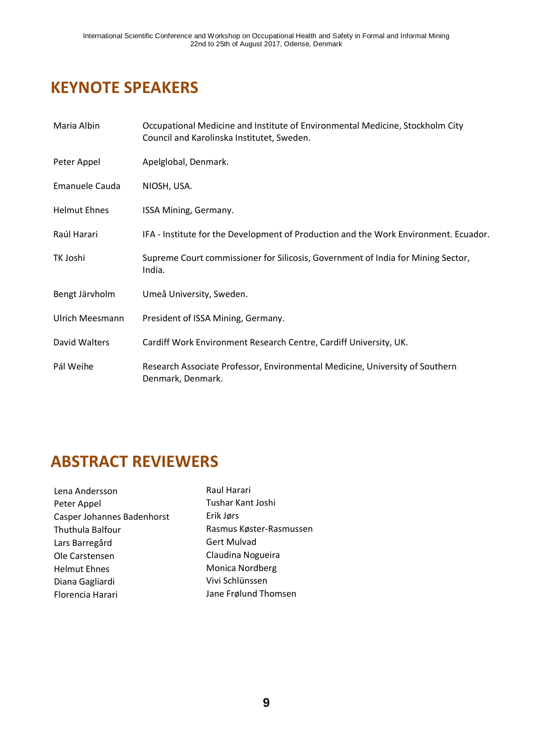## KEYNOTE SPEAKERS

| | |
|---|---|
| Maria Albin | Occupational Medicine and Institute of Environmental Medicine, Stockholm City Council and Karolinska Institutet, Sweden. |
| Peter Appel | Apelglobal, Denmark. |
| Emanuele Cauda | NIOSH, USA. |
| Helmut Ehnes | ISSA Mining, Germany. |
| Raúl Harari | IFA - Institute for the Development of Production and the Work Environment. Ecuador. |
| TK Joshi | Supreme Court commissioner for Silicosis, Government of India for Mining Sector, India. |
| Bengt Järvholm | Umeå University, Sweden. |
| Ulrich Meesmann | President of ISSA Mining, Germany. |
| David Walters | Cardiff Work Environment Research Centre, Cardiff University, UK. |
| Pál Weihe | Research Associate Professor, Environmental Medicine, University of Southern Denmark, Denmark. |

## ABSTRACT REVIEWERS

Lena Andersson
Peter Appel
Casper Johannes Badenhorst
Thuthula Balfour
Lars Barregård
Ole Carstensen
Helmut Ehnes
Diana Gagliardi
Florencia Harari
Raul Harari
Tushar Kant Joshi
Erik Jørs
Rasmus Køster-Rasmussen
Gert Mulvad
Claudina Nogueira
Monica Nordberg
Vivi Schlünssen
Jane Frølund Thomsen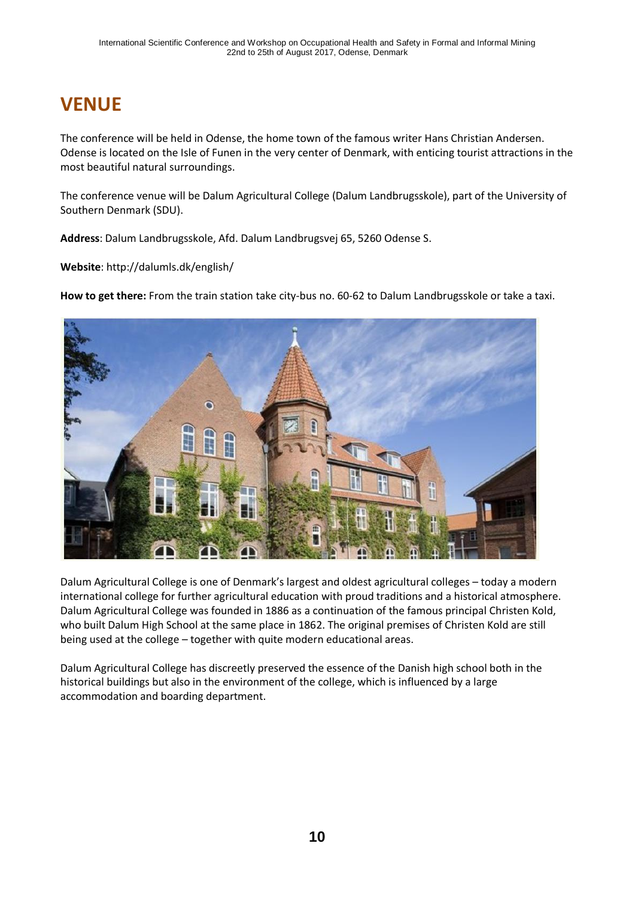# VENUE

The conference will be held in Odense, the home town of the famous writer Hans Christian Andersen. Odense is located on the Isle of Funen in the very center of Denmark, with enticing tourist attractions in the most beautiful natural surroundings.

The conference venue will be Dalum Agricultural College (Dalum Landbrugsskole), part of the University of Southern Denmark (SDU).

**Address**: Dalum Landbrugsskole, Afd. Dalum Landbrugsvej 65, 5260 Odense S.

**Website**: http://dalumls.dk/english/

**How to get there:** From the train station take city-bus no. 60-62 to Dalum Landbrugsskole or take a taxi.

Dalum Agricultural College is one of Denmark's largest and oldest agricultural colleges – today a modern international college for further agricultural education with proud traditions and a historical atmosphere. Dalum Agricultural College was founded in 1886 as a continuation of the famous principal Christen Kold, who built Dalum High School at the same place in 1862. The original premises of Christen Kold are still being used at the college – together with quite modern educational areas.

Dalum Agricultural College has discreetly preserved the essence of the Danish high school both in the historical buildings but also in the environment of the college, which is influenced by a large accommodation and boarding department.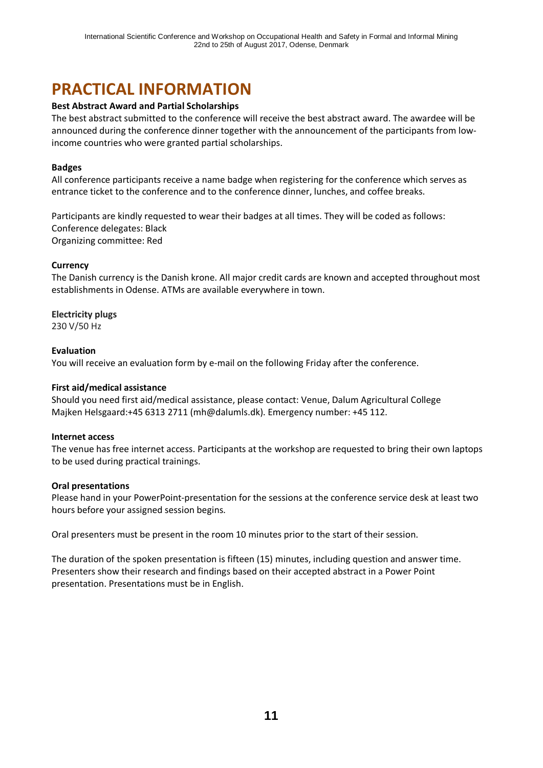# PRACTICAL INFORMATION

**Best Abstract Award and Partial Scholarships**

The best abstract submitted to the conference will receive the best abstract award. The awardee will be announced during the conference dinner together with the announcement of the participants from low-income countries who were granted partial scholarships.

**Badges**

All conference participants receive a name badge when registering for the conference which serves as entrance ticket to the conference and to the conference dinner, lunches, and coffee breaks.

Participants are kindly requested to wear their badges at all times. They will be coded as follows:
Conference delegates: Black
Organizing committee: Red

**Currency**

The Danish currency is the Danish krone. All major credit cards are known and accepted throughout most establishments in Odense. ATMs are available everywhere in town.

**Electricity plugs**

230 V/50 Hz

**Evaluation**

You will receive an evaluation form by e-mail on the following Friday after the conference.

**First aid/medical assistance**

Should you need first aid/medical assistance, please contact: Venue, Dalum Agricultural College
Majken Helsgaard:+45 6313 2711 (mh@dalumls.dk). Emergency number: +45 112.

**Internet access**

The venue has free internet access. Participants at the workshop are requested to bring their own laptops to be used during practical trainings.

**Oral presentations**

Please hand in your PowerPoint-presentation for the sessions at the conference service desk at least two hours before your assigned session begins.

Oral presenters must be present in the room 10 minutes prior to the start of their session.

The duration of the spoken presentation is fifteen (15) minutes, including question and answer time. Presenters show their research and findings based on their accepted abstract in a Power Point presentation. Presentations must be in English.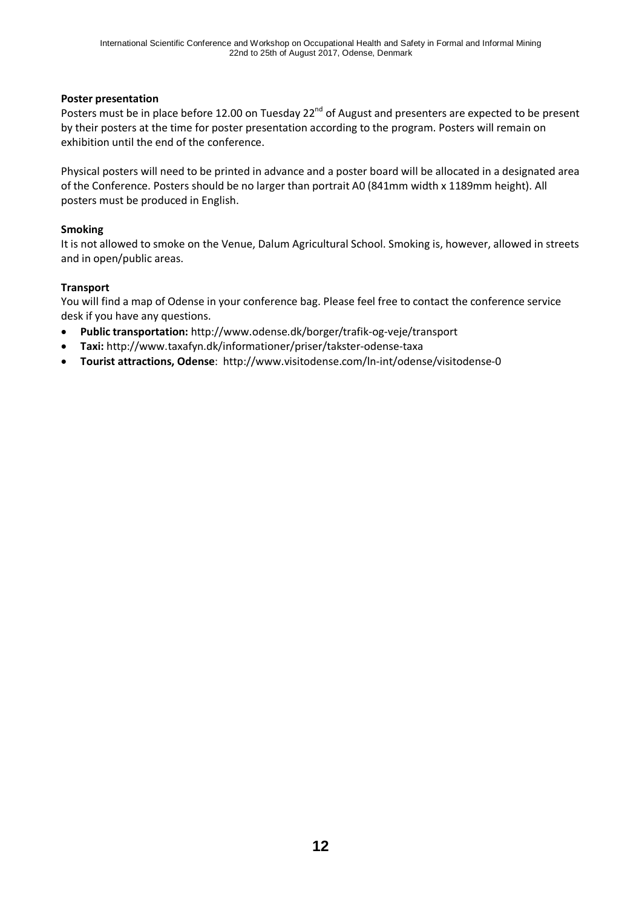**Poster presentation**

Posters must be in place before 12.00 on Tuesday 22nd of August and presenters are expected to be present by their posters at the time for poster presentation according to the program. Posters will remain on exhibition until the end of the conference.

Physical posters will need to be printed in advance and a poster board will be allocated in a designated area of the Conference. Posters should be no larger than portrait A0 (841mm width x 1189mm height). All posters must be produced in English.

**Smoking**

It is not allowed to smoke on the Venue, Dalum Agricultural School. Smoking is, however, allowed in streets and in open/public areas.

**Transport**

You will find a map of Odense in your conference bag. Please feel free to contact the conference service desk if you have any questions.

- **Public transportation:** http://www.odense.dk/borger/trafik-og-veje/transport
- **Taxi:** http://www.taxafyn.dk/informationer/priser/takster-odense-taxa
- **Tourist attractions, Odense**: http://www.visitodense.com/ln-int/odense/visitodense-0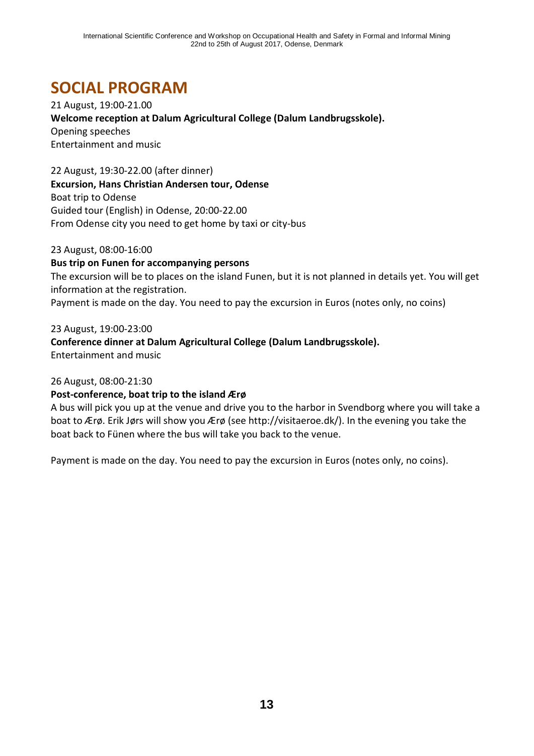# SOCIAL PROGRAM

21 August, 19:00-21.00
**Welcome reception at Dalum Agricultural College (Dalum Landbrugsskole).**
Opening speeches
Entertainment and music

22 August, 19:30-22.00 (after dinner)
**Excursion, Hans Christian Andersen tour, Odense**
Boat trip to Odense
Guided tour (English) in Odense, 20:00-22.00
From Odense city you need to get home by taxi or city-bus

23 August, 08:00-16:00
**Bus trip on Funen for accompanying persons**
The excursion will be to places on the island Funen, but it is not planned in details yet. You will get information at the registration.
Payment is made on the day. You need to pay the excursion in Euros (notes only, no coins)

23 August, 19:00-23:00
**Conference dinner at Dalum Agricultural College (Dalum Landbrugsskole).**
Entertainment and music

26 August, 08:00-21:30
**Post-conference, boat trip to the island Ærø**
A bus will pick you up at the venue and drive you to the harbor in Svendborg where you will take a boat to Ærø. Erik Jørs will show you Ærø (see http://visitaeroe.dk/). In the evening you take the boat back to Fünen where the bus will take you back to the venue.

Payment is made on the day. You need to pay the excursion in Euros (notes only, no coins).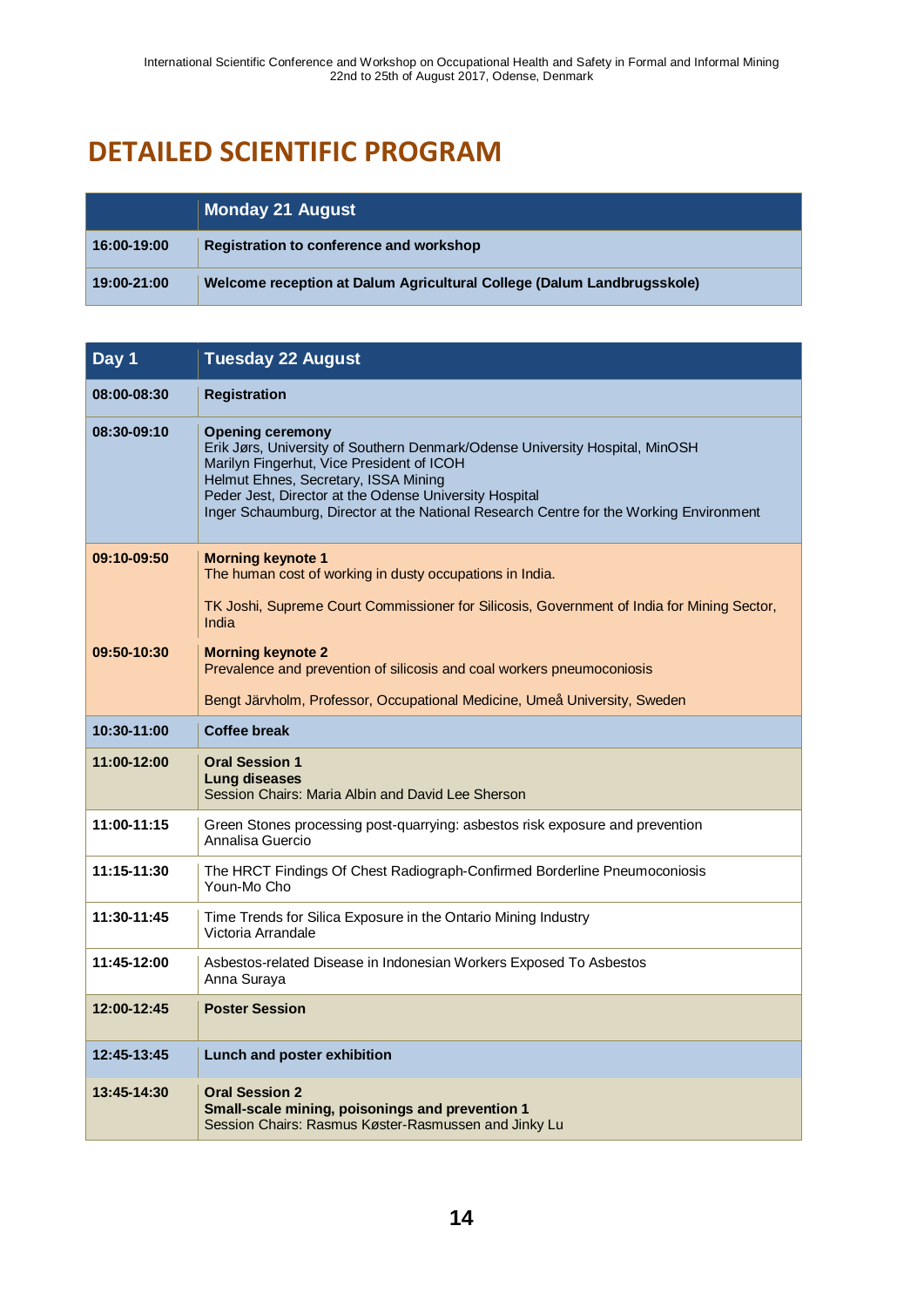# DETAILED SCIENTIFIC PROGRAM

| | **Monday 21 August** |
|---|---|
| **16:00-19:00** | **Registration to conference and workshop** |
| **19:00-21:00** | **Welcome reception at Dalum Agricultural College (Dalum Landbrugsskole)** |

| **Day 1** | **Tuesday 22 August** |
|---|---|
| **08:00-08:30** | **Registration** |
| **08:30-09:10** | **Opening ceremony**<br>Erik Jørs, University of Southern Denmark/Odense University Hospital, MinOSH<br>Marilyn Fingerhut, Vice President of ICOH<br>Helmut Ehnes, Secretary, ISSA Mining<br>Peder Jest, Director at the Odense University Hospital<br>Inger Schaumburg, Director at the National Research Centre for the Working Environment |
| **09:10-09:50** | **Morning keynote 1**<br>The human cost of working in dusty occupations in India.<br><br>TK Joshi, Supreme Court Commissioner for Silicosis, Government of India for Mining Sector, India |
| **09:50-10:30** | **Morning keynote 2**<br>Prevalence and prevention of silicosis and coal workers pneumoconiosis<br><br>Bengt Järvholm, Professor, Occupational Medicine, Umeå University, Sweden |
| **10:30-11:00** | **Coffee break** |
| **11:00-12:00** | **Oral Session 1**<br>**Lung diseases**<br>Session Chairs: Maria Albin and David Lee Sherson |
| **11:00-11:15** | Green Stones processing post-quarrying: asbestos risk exposure and prevention<br>Annalisa Guercio |
| **11:15-11:30** | The HRCT Findings Of Chest Radiograph-Confirmed Borderline Pneumoconiosis<br>Youn-Mo Cho |
| **11:30-11:45** | Time Trends for Silica Exposure in the Ontario Mining Industry<br>Victoria Arrandale |
| **11:45-12:00** | Asbestos-related Disease in Indonesian Workers Exposed To Asbestos<br>Anna Suraya |
| **12:00-12:45** | **Poster Session** |
| **12:45-13:45** | **Lunch and poster exhibition** |
| **13:45-14:30** | **Oral Session 2**<br>**Small-scale mining, poisonings and prevention 1**<br>Session Chairs: Rasmus Køster-Rasmussen and Jinky Lu |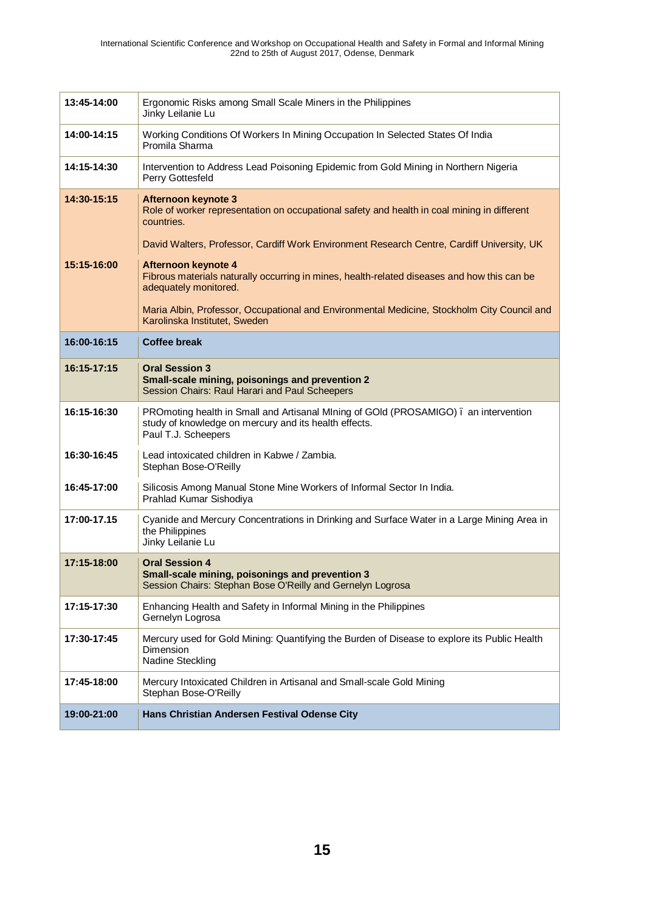| | |
|---|---|
| **13:45-14:00** | Ergonomic Risks among Small Scale Miners in the Philippines<br>Jinky Leilanie Lu |
| **14:00-14:15** | Working Conditions Of Workers In Mining Occupation In Selected States Of India<br>Promila Sharma |
| **14:15-14:30** | Intervention to Address Lead Poisoning Epidemic from Gold Mining in Northern Nigeria<br>Perry Gottesfeld |
| **14:30-15:15** | **Afternoon keynote 3**<br>Role of worker representation on occupational safety and health in coal mining in different countries.<br><br>David Walters, Professor, Cardiff Work Environment Research Centre, Cardiff University, UK |
| **15:15-16:00** | **Afternoon keynote 4**<br>Fibrous materials naturally occurring in mines, health-related diseases and how this can be adequately monitored.<br><br>Maria Albin, Professor, Occupational and Environmental Medicine, Stockholm City Council and Karolinska Institutet, Sweden |
| **16:00-16:15** | **Coffee break** |
| **16:15-17:15** | **Oral Session 3**<br>**Small-scale mining, poisonings and prevention 2**<br>Session Chairs: Raul Harari and Paul Scheepers |
| **16:15-16:30** | PROmoting health in Small and Artisanal MIning of GOld (PROSAMIGO) ï an intervention study of knowledge on mercury and its health effects.<br>Paul T.J. Scheepers |
| **16:30-16:45** | Lead intoxicated children in Kabwe / Zambia.<br>Stephan Bose-O'Reilly |
| **16:45-17:00** | Silicosis Among Manual Stone Mine Workers of Informal Sector In India.<br>Prahlad Kumar Sishodiya |
| **17:00-17.15** | Cyanide and Mercury Concentrations in Drinking and Surface Water in a Large Mining Area in the Philippines<br>Jinky Leilanie Lu |
| **17:15-18:00** | **Oral Session 4**<br>**Small-scale mining, poisonings and prevention 3**<br>Session Chairs: Stephan Bose O'Reilly and Gernelyn Logrosa |
| **17:15-17:30** | Enhancing Health and Safety in Informal Mining in the Philippines<br>Gernelyn Logrosa |
| **17:30-17:45** | Mercury used for Gold Mining: Quantifying the Burden of Disease to explore its Public Health Dimension<br>Nadine Steckling |
| **17:45-18:00** | Mercury Intoxicated Children in Artisanal and Small-scale Gold Mining<br>Stephan Bose-O'Reilly |
| **19:00-21:00** | **Hans Christian Andersen Festival Odense City** |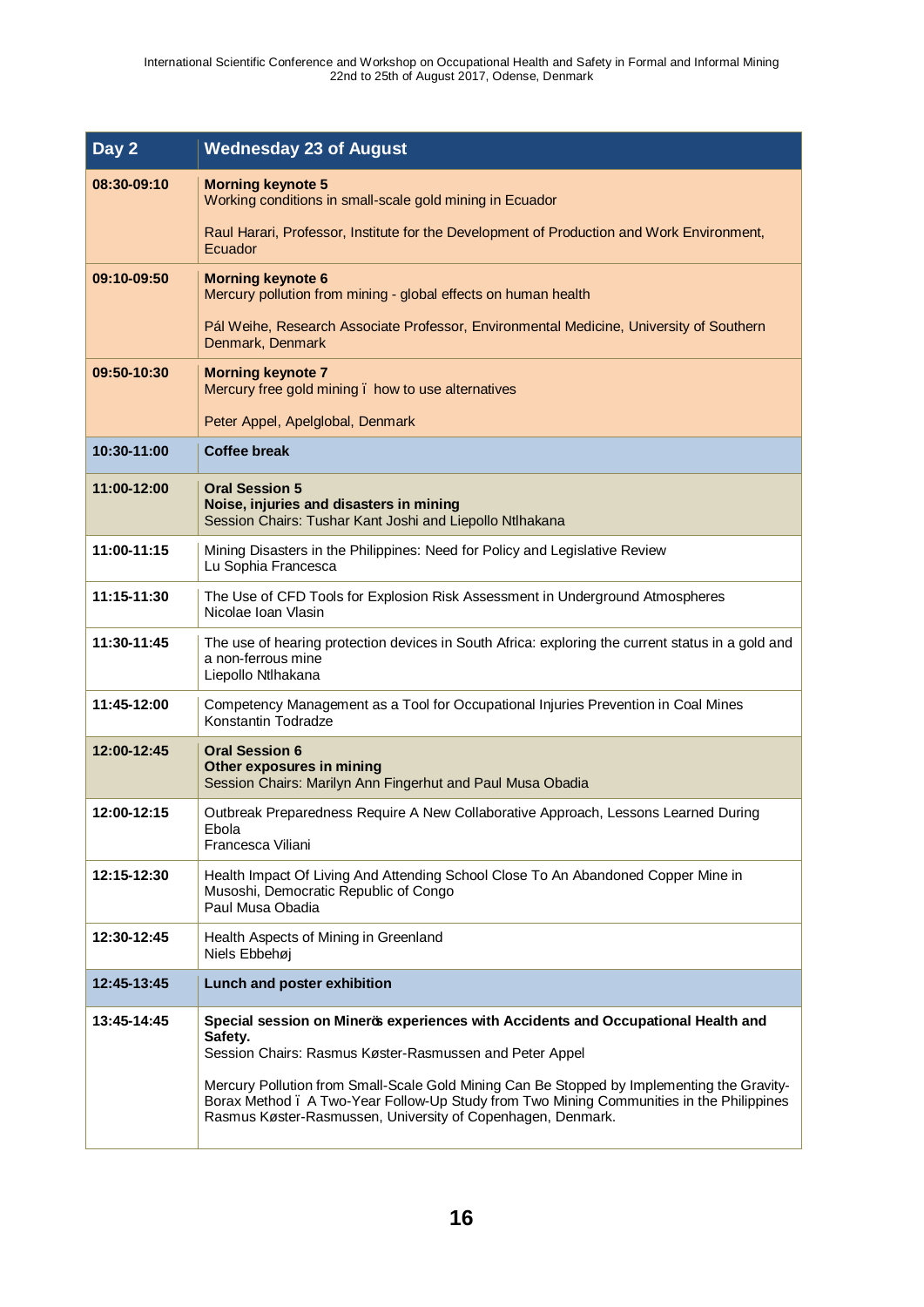| Day 2 | Wednesday 23 of August |
|---|---|
| 08:30-09:10 | **Morning keynote 5**<br>Working conditions in small-scale gold mining in Ecuador<br><br>Raul Harari, Professor, Institute for the Development of Production and Work Environment, Ecuador |
| 09:10-09:50 | **Morning keynote 6**<br>Mercury pollution from mining - global effects on human health<br><br>Pál Weihe, Research Associate Professor, Environmental Medicine, University of Southern Denmark, Denmark |
| 09:50-10:30 | **Morning keynote 7**<br>Mercury free gold mining ï how to use alternatives<br><br>Peter Appel, Apelglobal, Denmark |
| 10:30-11:00 | **Coffee break** |
| 11:00-12:00 | **Oral Session 5**<br>**Noise, injuries and disasters in mining**<br>Session Chairs: Tushar Kant Joshi and Liepollo Ntlhakana |
| 11:00-11:15 | Mining Disasters in the Philippines: Need for Policy and Legislative Review<br>Lu Sophia Francesca |
| 11:15-11:30 | The Use of CFD Tools for Explosion Risk Assessment in Underground Atmospheres<br>Nicolae Ioan Vlasin |
| 11:30-11:45 | The use of hearing protection devices in South Africa: exploring the current status in a gold and a non-ferrous mine<br>Liepollo Ntlhakana |
| 11:45-12:00 | Competency Management as a Tool for Occupational Injuries Prevention in Coal Mines<br>Konstantin Todradze |
| 12:00-12:45 | **Oral Session 6**<br>**Other exposures in mining**<br>Session Chairs: Marilyn Ann Fingerhut and Paul Musa Obadia |
| 12:00-12:15 | Outbreak Preparedness Require A New Collaborative Approach, Lessons Learned During Ebola<br>Francesca Viliani |
| 12:15-12:30 | Health Impact Of Living And Attending School Close To An Abandoned Copper Mine in Musoshi, Democratic Republic of Congo<br>Paul Musa Obadia |
| 12:30-12:45 | Health Aspects of Mining in Greenland<br>Niels Ebbehøj |
| 12:45-13:45 | **Lunch and poster exhibition** |
| 13:45-14:45 | **Special session on Minerõs experiences with Accidents and Occupational Health and Safety.**<br>Session Chairs: Rasmus Køster-Rasmussen and Peter Appel<br><br>Mercury Pollution from Small-Scale Gold Mining Can Be Stopped by Implementing the Gravity-Borax Method ï A Two-Year Follow-Up Study from Two Mining Communities in the Philippines<br>Rasmus Køster-Rasmussen, University of Copenhagen, Denmark. |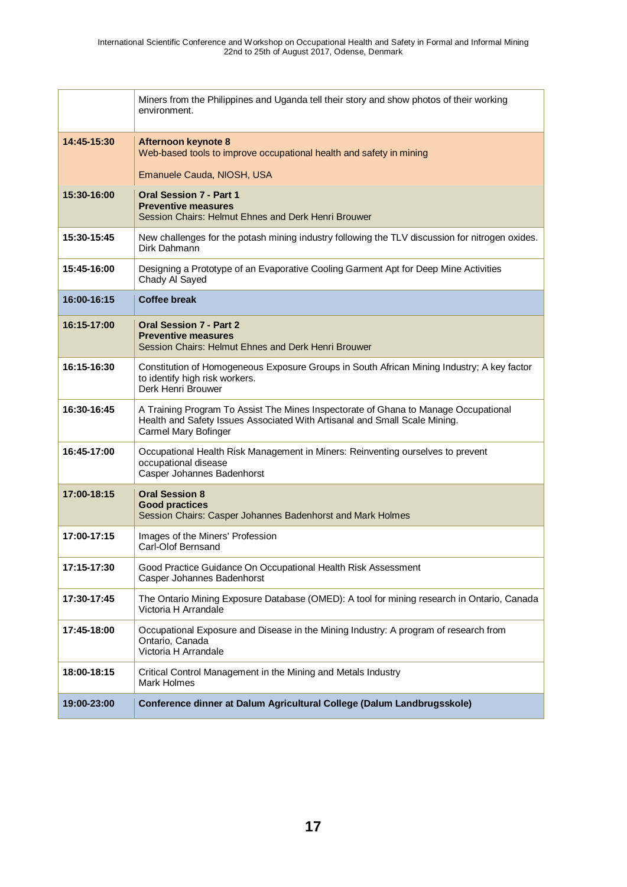| | |
|---|---|
| | Miners from the Philippines and Uganda tell their story and show photos of their working environment. |
| **14:45-15:30** | **Afternoon keynote 8**<br>Web-based tools to improve occupational health and safety in mining<br><br>Emanuele Cauda, NIOSH, USA |
| **15:30-16:00** | **Oral Session 7 - Part 1**<br>**Preventive measures**<br>Session Chairs: Helmut Ehnes and Derk Henri Brouwer |
| **15:30-15:45** | New challenges for the potash mining industry following the TLV discussion for nitrogen oxides.<br>Dirk Dahmann |
| **15:45-16:00** | Designing a Prototype of an Evaporative Cooling Garment Apt for Deep Mine Activities<br>Chady Al Sayed |
| **16:00-16:15** | **Coffee break** |
| **16:15-17:00** | **Oral Session 7 - Part 2**<br>**Preventive measures**<br>Session Chairs: Helmut Ehnes and Derk Henri Brouwer |
| **16:15-16:30** | Constitution of Homogeneous Exposure Groups in South African Mining Industry; A key factor to identify high risk workers.<br>Derk Henri Brouwer |
| **16:30-16:45** | A Training Program To Assist The Mines Inspectorate of Ghana to Manage Occupational Health and Safety Issues Associated With Artisanal and Small Scale Mining.<br>Carmel Mary Bofinger |
| **16:45-17:00** | Occupational Health Risk Management in Miners: Reinventing ourselves to prevent occupational disease<br>Casper Johannes Badenhorst |
| **17:00-18:15** | **Oral Session 8**<br>**Good practices**<br>Session Chairs: Casper Johannes Badenhorst and Mark Holmes |
| **17:00-17:15** | Images of the Miners' Profession<br>Carl-Olof Bernsand |
| **17:15-17:30** | Good Practice Guidance On Occupational Health Risk Assessment<br>Casper Johannes Badenhorst |
| **17:30-17:45** | The Ontario Mining Exposure Database (OMED): A tool for mining research in Ontario, Canada<br>Victoria H Arrandale |
| **17:45-18:00** | Occupational Exposure and Disease in the Mining Industry: A program of research from Ontario, Canada<br>Victoria H Arrandale |
| **18:00-18:15** | Critical Control Management in the Mining and Metals Industry<br>Mark Holmes |
| **19:00-23:00** | **Conference dinner at Dalum Agricultural College (Dalum Landbrugsskole)** |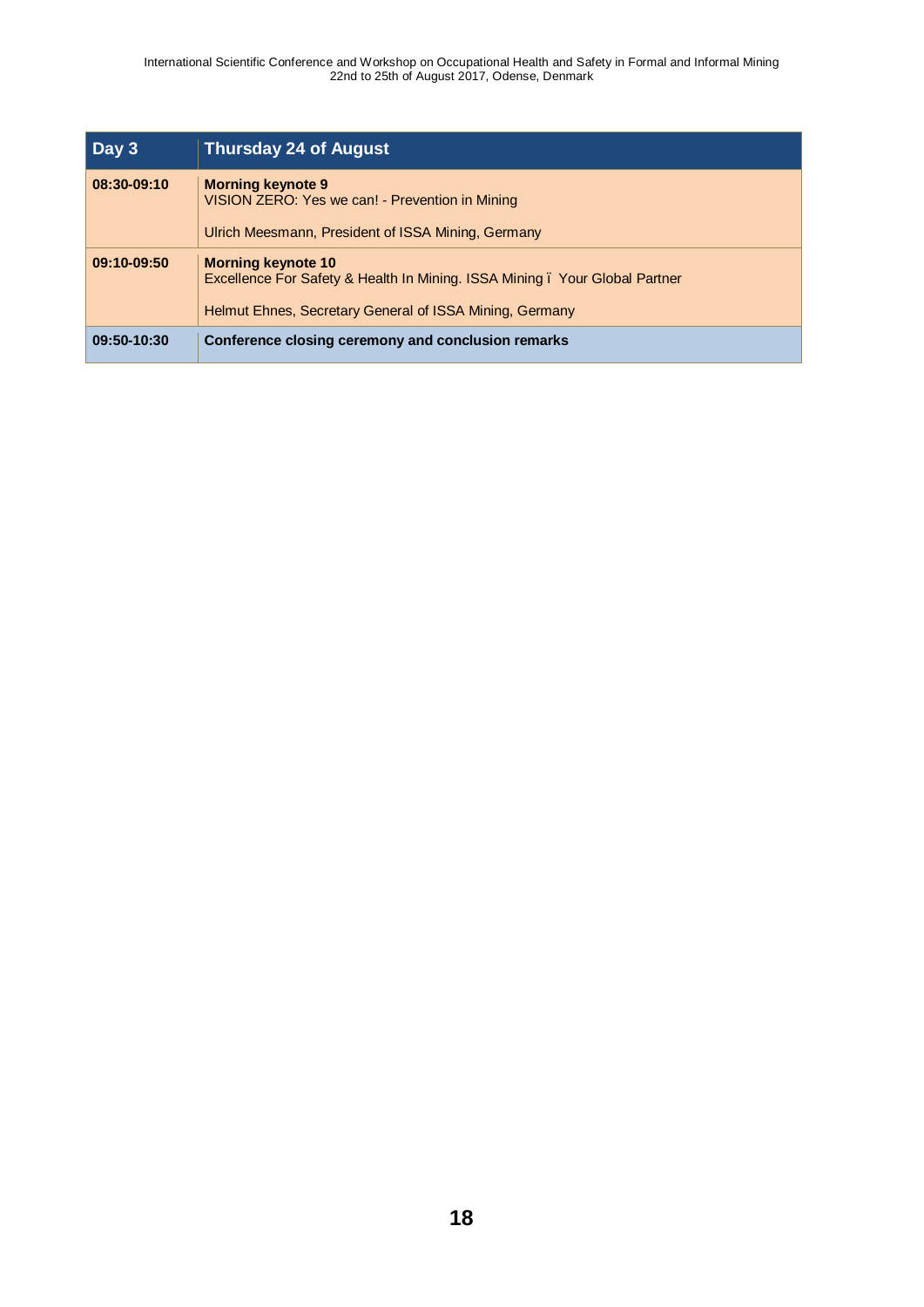| Day 3 | Thursday 24 of August |
|---|---|
| **08:30-09:10** | **Morning keynote 9**<br>VISION ZERO: Yes we can! - Prevention in Mining<br><br>Ulrich Meesmann, President of ISSA Mining, Germany |
| **09:10-09:50** | **Morning keynote 10**<br>Excellence For Safety & Health In Mining. ISSA Mining – Your Global Partner<br><br>Helmut Ehnes, Secretary General of ISSA Mining, Germany |
| **09:50-10:30** | **Conference closing ceremony and conclusion remarks** |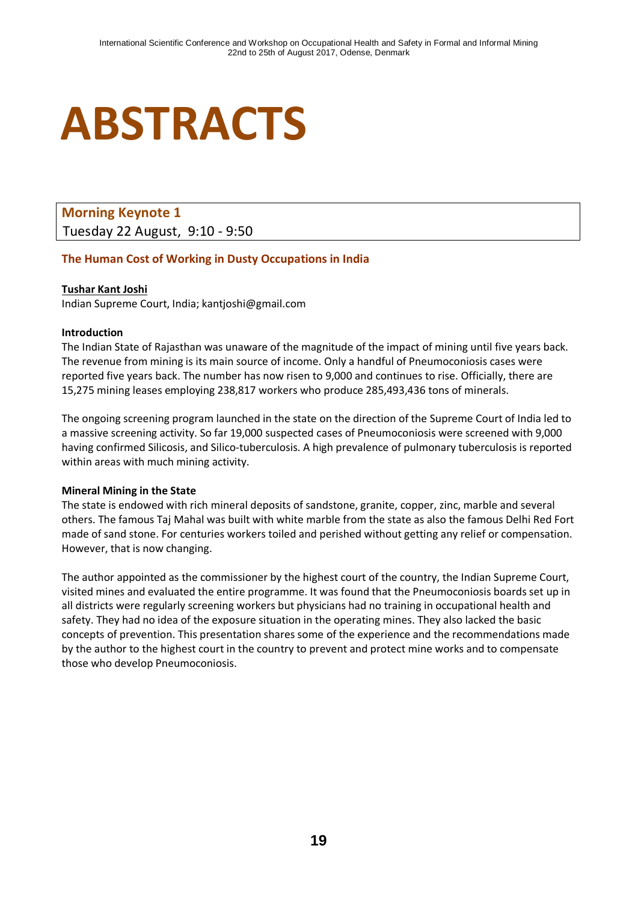# ABSTRACTS

## Morning Keynote 1

Tuesday 22 August, 9:10 - 9:50

### The Human Cost of Working in Dusty Occupations in India

**Tushar Kant Joshi**

Indian Supreme Court, India; kantjoshi@gmail.com

**Introduction**

The Indian State of Rajasthan was unaware of the magnitude of the impact of mining until five years back. The revenue from mining is its main source of income. Only a handful of Pneumoconiosis cases were reported five years back. The number has now risen to 9,000 and continues to rise. Officially, there are 15,275 mining leases employing 238,817 workers who produce 285,493,436 tons of minerals.

The ongoing screening program launched in the state on the direction of the Supreme Court of India led to a massive screening activity. So far 19,000 suspected cases of Pneumoconiosis were screened with 9,000 having confirmed Silicosis, and Silico-tuberculosis. A high prevalence of pulmonary tuberculosis is reported within areas with much mining activity.

**Mineral Mining in the State**

The state is endowed with rich mineral deposits of sandstone, granite, copper, zinc, marble and several others. The famous Taj Mahal was built with white marble from the state as also the famous Delhi Red Fort made of sand stone. For centuries workers toiled and perished without getting any relief or compensation. However, that is now changing.

The author appointed as the commissioner by the highest court of the country, the Indian Supreme Court, visited mines and evaluated the entire programme. It was found that the Pneumoconiosis boards set up in all districts were regularly screening workers but physicians had no training in occupational health and safety. They had no idea of the exposure situation in the operating mines. They also lacked the basic concepts of prevention. This presentation shares some of the experience and the recommendations made by the author to the highest court in the country to prevent and protect mine works and to compensate those who develop Pneumoconiosis.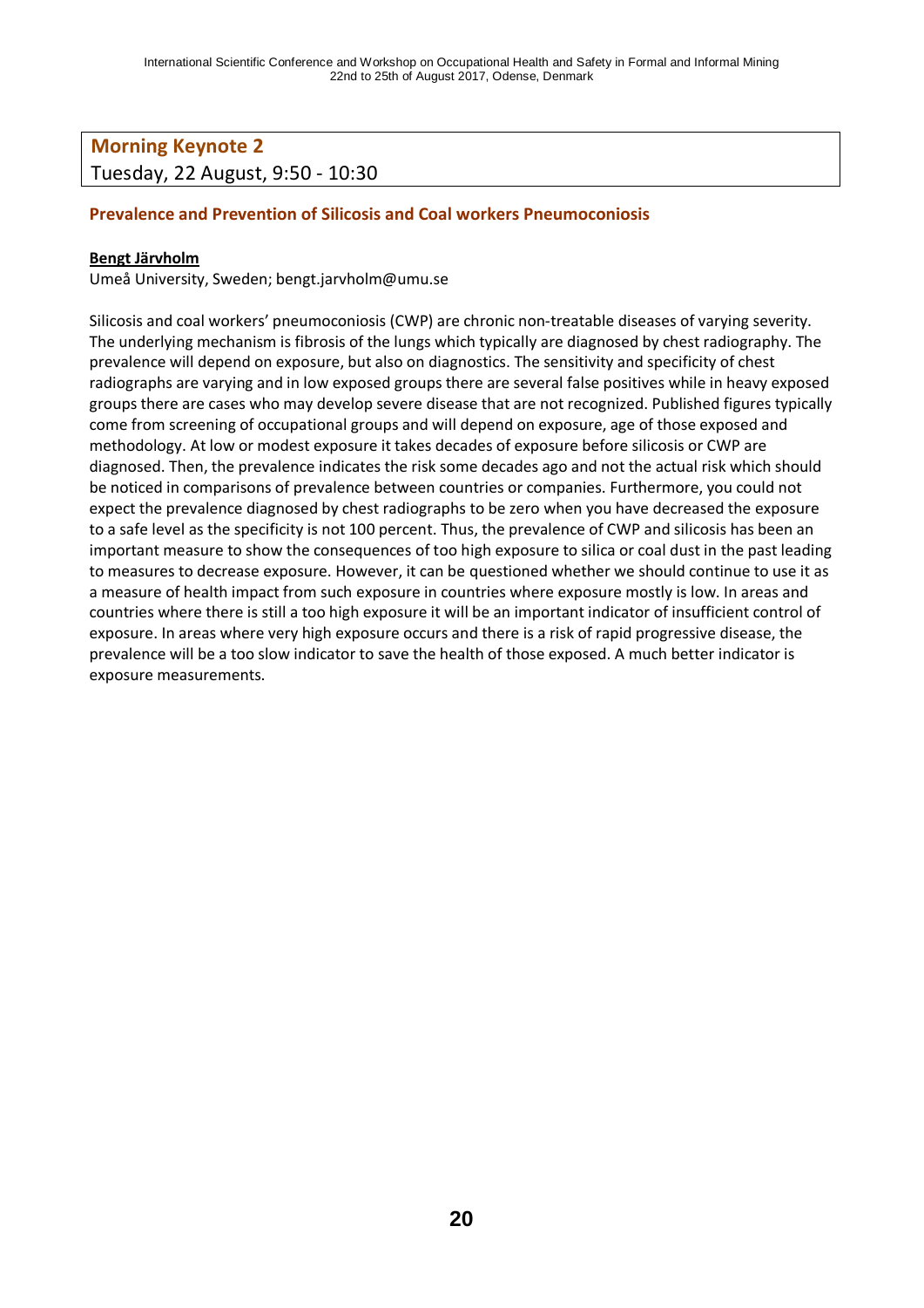## Morning Keynote 2

Tuesday, 22 August, 9:50 - 10:30

### Prevalence and Prevention of Silicosis and Coal workers Pneumoconiosis

**Bengt Järvholm**

Umeå University, Sweden; bengt.jarvholm@umu.se

Silicosis and coal workers' pneumoconiosis (CWP) are chronic non-treatable diseases of varying severity. The underlying mechanism is fibrosis of the lungs which typically are diagnosed by chest radiography. The prevalence will depend on exposure, but also on diagnostics. The sensitivity and specificity of chest radiographs are varying and in low exposed groups there are several false positives while in heavy exposed groups there are cases who may develop severe disease that are not recognized. Published figures typically come from screening of occupational groups and will depend on exposure, age of those exposed and methodology. At low or modest exposure it takes decades of exposure before silicosis or CWP are diagnosed. Then, the prevalence indicates the risk some decades ago and not the actual risk which should be noticed in comparisons of prevalence between countries or companies. Furthermore, you could not expect the prevalence diagnosed by chest radiographs to be zero when you have decreased the exposure to a safe level as the specificity is not 100 percent. Thus, the prevalence of CWP and silicosis has been an important measure to show the consequences of too high exposure to silica or coal dust in the past leading to measures to decrease exposure. However, it can be questioned whether we should continue to use it as a measure of health impact from such exposure in countries where exposure mostly is low. In areas and countries where there is still a too high exposure it will be an important indicator of insufficient control of exposure. In areas where very high exposure occurs and there is a risk of rapid progressive disease, the prevalence will be a too slow indicator to save the health of those exposed. A much better indicator is exposure measurements.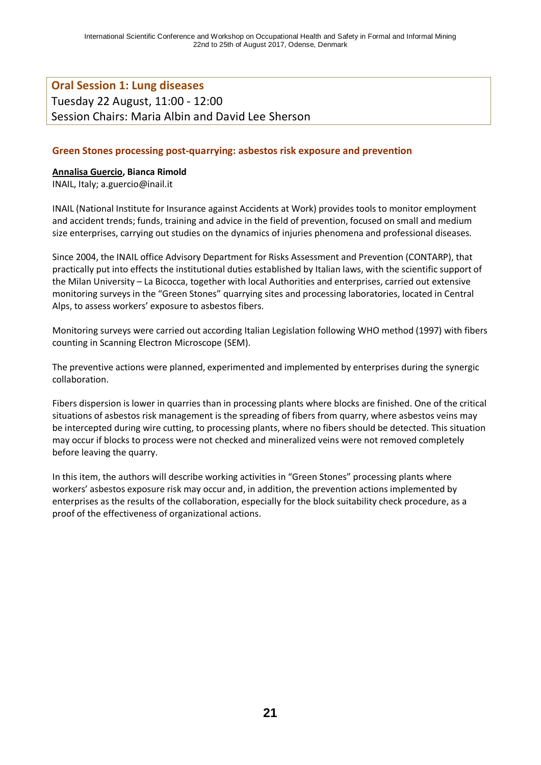## Oral Session 1: Lung diseases

Tuesday 22 August, 11:00 - 12:00

Session Chairs: Maria Albin and David Lee Sherson

### Green Stones processing post-quarrying: asbestos risk exposure and prevention

**Annalisa Guercio, Bianca Rimold**

INAIL, Italy; a.guercio@inail.it

INAIL (National Institute for Insurance against Accidents at Work) provides tools to monitor employment and accident trends; funds, training and advice in the field of prevention, focused on small and medium size enterprises, carrying out studies on the dynamics of injuries phenomena and professional diseases.

Since 2004, the INAIL office Advisory Department for Risks Assessment and Prevention (CONTARP), that practically put into effects the institutional duties established by Italian laws, with the scientific support of the Milan University – La Bicocca, together with local Authorities and enterprises, carried out extensive monitoring surveys in the "Green Stones" quarrying sites and processing laboratories, located in Central Alps, to assess workers' exposure to asbestos fibers.

Monitoring surveys were carried out according Italian Legislation following WHO method (1997) with fibers counting in Scanning Electron Microscope (SEM).

The preventive actions were planned, experimented and implemented by enterprises during the synergic collaboration.

Fibers dispersion is lower in quarries than in processing plants where blocks are finished. One of the critical situations of asbestos risk management is the spreading of fibers from quarry, where asbestos veins may be intercepted during wire cutting, to processing plants, where no fibers should be detected. This situation may occur if blocks to process were not checked and mineralized veins were not removed completely before leaving the quarry.

In this item, the authors will describe working activities in "Green Stones" processing plants where workers' asbestos exposure risk may occur and, in addition, the prevention actions implemented by enterprises as the results of the collaboration, especially for the block suitability check procedure, as a proof of the effectiveness of organizational actions.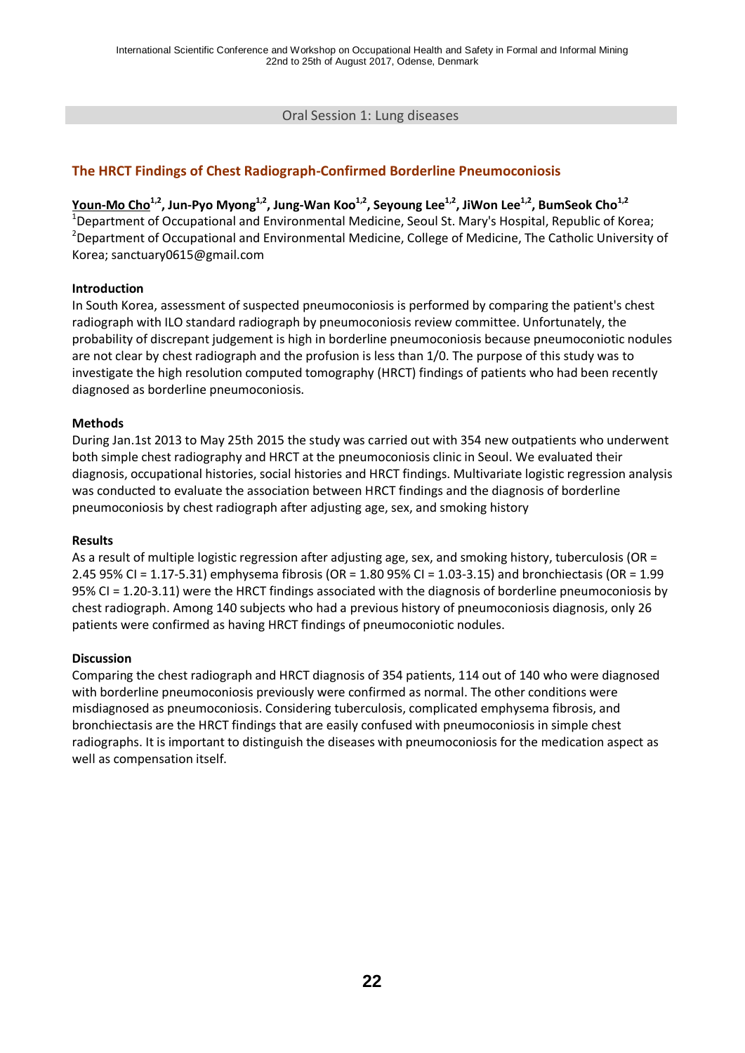Oral Session 1: Lung diseases

## The HRCT Findings of Chest Radiograph-Confirmed Borderline Pneumoconiosis

**<u>Youn-Mo Cho</u>[1,2], Jun-Pyo Myong[1,2], Jung-Wan Koo[1,2], Seoyoung Lee[1,2], JiWon Lee[1,2], BumSeok Cho[1,2]**

[1]Department of Occupational and Environmental Medicine, Seoul St. Mary's Hospital, Republic of Korea;
[2]Department of Occupational and Environmental Medicine, College of Medicine, The Catholic University of Korea; sanctuary0615@gmail.com

### Introduction

In South Korea, assessment of suspected pneumoconiosis is performed by comparing the patient's chest radiograph with ILO standard radiograph by pneumoconiosis review committee. Unfortunately, the probability of discrepant judgement is high in borderline pneumoconiosis because pneumoconiotic nodules are not clear by chest radiograph and the profusion is less than 1/0. The purpose of this study was to investigate the high resolution computed tomography (HRCT) findings of patients who had been recently diagnosed as borderline pneumoconiosis.

### Methods

During Jan.1st 2013 to May 25th 2015 the study was carried out with 354 new outpatients who underwent both simple chest radiography and HRCT at the pneumoconiosis clinic in Seoul. We evaluated their diagnosis, occupational histories, social histories and HRCT findings. Multivariate logistic regression analysis was conducted to evaluate the association between HRCT findings and the diagnosis of borderline pneumoconiosis by chest radiograph after adjusting age, sex, and smoking history

### Results

As a result of multiple logistic regression after adjusting age, sex, and smoking history, tuberculosis (OR = 2.45 95% CI = 1.17-5.31) emphysema fibrosis (OR = 1.80 95% CI = 1.03-3.15) and bronchiectasis (OR = 1.99 95% CI = 1.20-3.11) were the HRCT findings associated with the diagnosis of borderline pneumoconiosis by chest radiograph. Among 140 subjects who had a previous history of pneumoconiosis diagnosis, only 26 patients were confirmed as having HRCT findings of pneumoconiotic nodules.

### Discussion

Comparing the chest radiograph and HRCT diagnosis of 354 patients, 114 out of 140 who were diagnosed with borderline pneumoconiosis previously were confirmed as normal. The other conditions were misdiagnosed as pneumoconiosis. Considering tuberculosis, complicated emphysema fibrosis, and bronchiectasis are the HRCT findings that are easily confused with pneumoconiosis in simple chest radiographs. It is important to distinguish the diseases with pneumoconiosis for the medication aspect as well as compensation itself.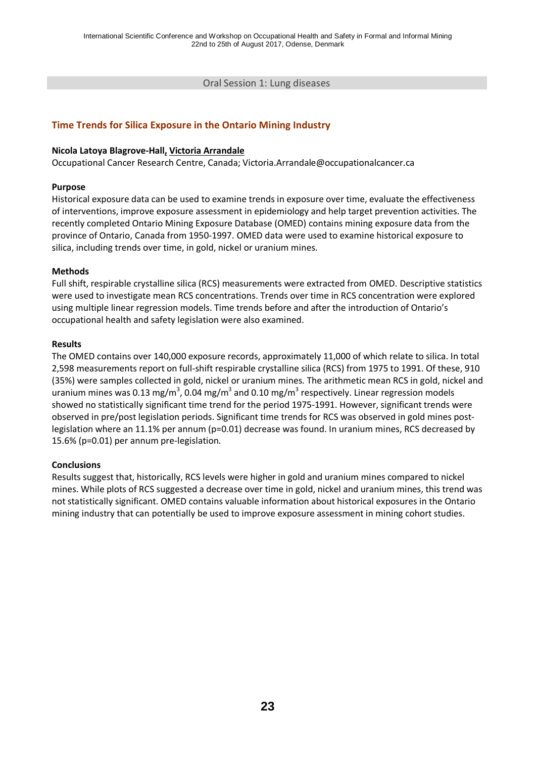Oral Session 1: Lung diseases

## Time Trends for Silica Exposure in the Ontario Mining Industry

**Nicola Latoya Blagrove-Hall, Victoria Arrandale**
Occupational Cancer Research Centre, Canada; Victoria.Arrandale@occupationalcancer.ca

**Purpose**

Historical exposure data can be used to examine trends in exposure over time, evaluate the effectiveness of interventions, improve exposure assessment in epidemiology and help target prevention activities. The recently completed Ontario Mining Exposure Database (OMED) contains mining exposure data from the province of Ontario, Canada from 1950-1997. OMED data were used to examine historical exposure to silica, including trends over time, in gold, nickel or uranium mines.

**Methods**

Full shift, respirable crystalline silica (RCS) measurements were extracted from OMED. Descriptive statistics were used to investigate mean RCS concentrations. Trends over time in RCS concentration were explored using multiple linear regression models. Time trends before and after the introduction of Ontario's occupational health and safety legislation were also examined.

**Results**

The OMED contains over 140,000 exposure records, approximately 11,000 of which relate to silica. In total 2,598 measurements report on full-shift respirable crystalline silica (RCS) from 1975 to 1991. Of these, 910 (35%) were samples collected in gold, nickel or uranium mines. The arithmetic mean RCS in gold, nickel and uranium mines was 0.13 $mg/m^3$, 0.04 $mg/m^3$ and 0.10 $mg/m^3$ respectively. Linear regression models showed no statistically significant time trend for the period 1975-1991. However, significant trends were observed in pre/post legislation periods. Significant time trends for RCS was observed in gold mines post-legislation where an 11.1% per annum ($p=0.01$) decrease was found. In uranium mines, RCS decreased by 15.6% ($p=0.01$) per annum pre-legislation.

**Conclusions**

Results suggest that, historically, RCS levels were higher in gold and uranium mines compared to nickel mines. While plots of RCS suggested a decrease over time in gold, nickel and uranium mines, this trend was not statistically significant. OMED contains valuable information about historical exposures in the Ontario mining industry that can potentially be used to improve exposure assessment in mining cohort studies.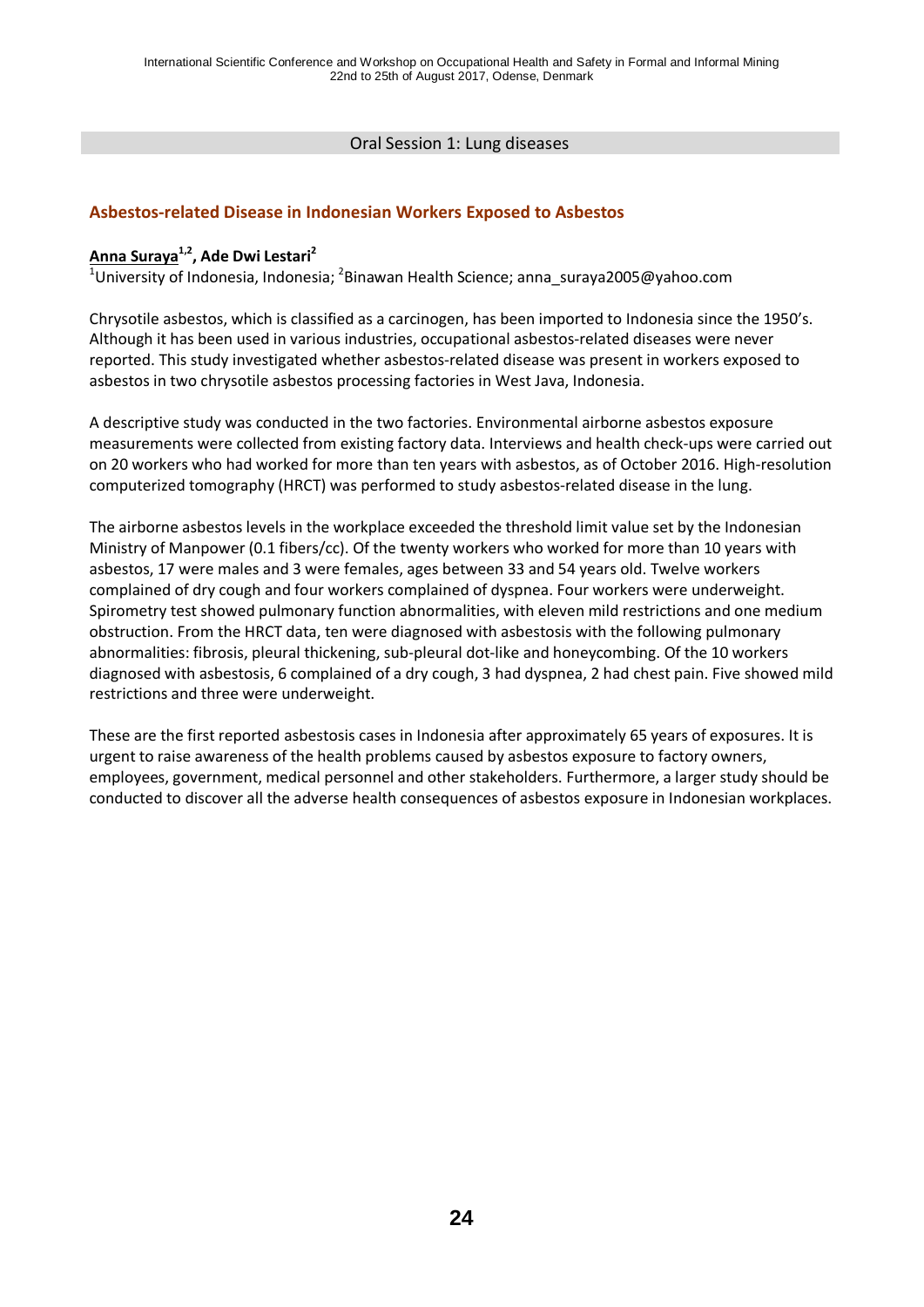## Oral Session 1: Lung diseases

### Asbestos-related Disease in Indonesian Workers Exposed to Asbestos

**Anna Suraya[1,2], Ade Dwi Lestari[2]**

[1]University of Indonesia, Indonesia; [2]Binawan Health Science; anna_suraya2005@yahoo.com

Chrysotile asbestos, which is classified as a carcinogen, has been imported to Indonesia since the 1950's. Although it has been used in various industries, occupational asbestos-related diseases were never reported. This study investigated whether asbestos-related disease was present in workers exposed to asbestos in two chrysotile asbestos processing factories in West Java, Indonesia.

A descriptive study was conducted in the two factories. Environmental airborne asbestos exposure measurements were collected from existing factory data. Interviews and health check-ups were carried out on 20 workers who had worked for more than ten years with asbestos, as of October 2016. High-resolution computerized tomography (HRCT) was performed to study asbestos-related disease in the lung.

The airborne asbestos levels in the workplace exceeded the threshold limit value set by the Indonesian Ministry of Manpower (0.1 fibers/cc). Of the twenty workers who worked for more than 10 years with asbestos, 17 were males and 3 were females, ages between 33 and 54 years old. Twelve workers complained of dry cough and four workers complained of dyspnea. Four workers were underweight. Spirometry test showed pulmonary function abnormalities, with eleven mild restrictions and one medium obstruction. From the HRCT data, ten were diagnosed with asbestosis with the following pulmonary abnormalities: fibrosis, pleural thickening, sub-pleural dot-like and honeycombing. Of the 10 workers diagnosed with asbestosis, 6 complained of a dry cough, 3 had dyspnea, 2 had chest pain. Five showed mild restrictions and three were underweight.

These are the first reported asbestosis cases in Indonesia after approximately 65 years of exposures. It is urgent to raise awareness of the health problems caused by asbestos exposure to factory owners, employees, government, medical personnel and other stakeholders. Furthermore, a larger study should be conducted to discover all the adverse health consequences of asbestos exposure in Indonesian workplaces.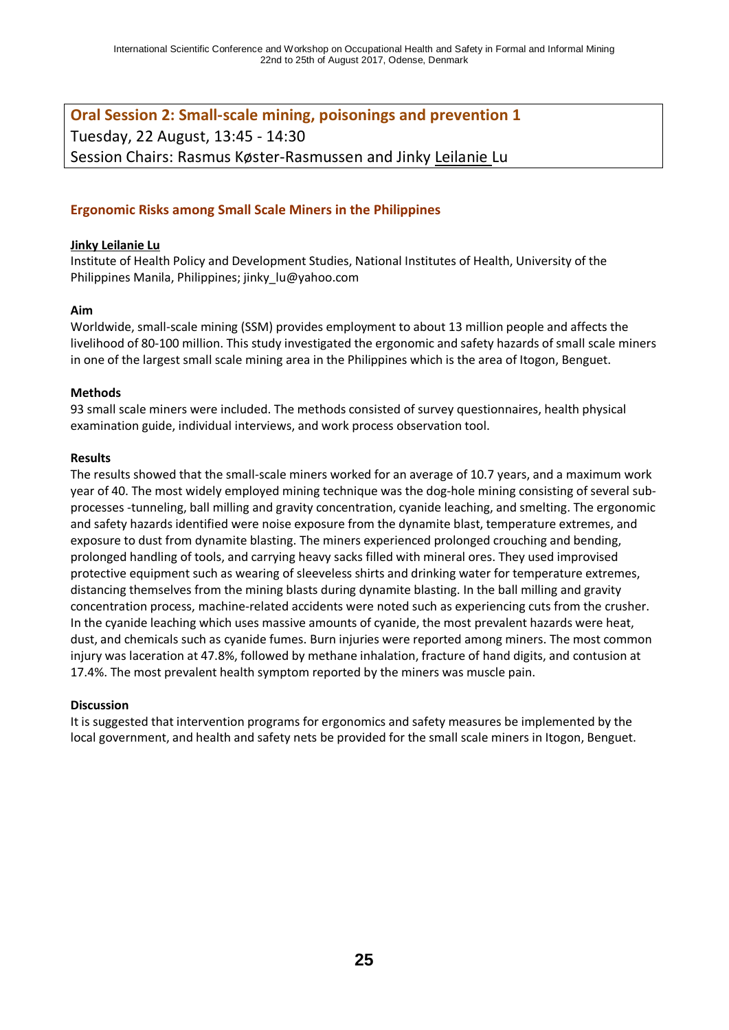## Oral Session 2: Small-scale mining, poisonings and prevention 1

Tuesday, 22 August, 13:45 - 14:30

Session Chairs: Rasmus Køster-Rasmussen and Jinky Leilanie Lu

### Ergonomic Risks among Small Scale Miners in the Philippines

**Jinky Leilanie Lu**

Institute of Health Policy and Development Studies, National Institutes of Health, University of the Philippines Manila, Philippines; jinky_lu@yahoo.com

**Aim**

Worldwide, small-scale mining (SSM) provides employment to about 13 million people and affects the livelihood of 80-100 million. This study investigated the ergonomic and safety hazards of small scale miners in one of the largest small scale mining area in the Philippines which is the area of Itogon, Benguet.

**Methods**

93 small scale miners were included. The methods consisted of survey questionnaires, health physical examination guide, individual interviews, and work process observation tool.

**Results**

The results showed that the small-scale miners worked for an average of 10.7 years, and a maximum work year of 40. The most widely employed mining technique was the dog-hole mining consisting of several sub-processes -tunneling, ball milling and gravity concentration, cyanide leaching, and smelting. The ergonomic and safety hazards identified were noise exposure from the dynamite blast, temperature extremes, and exposure to dust from dynamite blasting. The miners experienced prolonged crouching and bending, prolonged handling of tools, and carrying heavy sacks filled with mineral ores. They used improvised protective equipment such as wearing of sleeveless shirts and drinking water for temperature extremes, distancing themselves from the mining blasts during dynamite blasting. In the ball milling and gravity concentration process, machine-related accidents were noted such as experiencing cuts from the crusher. In the cyanide leaching which uses massive amounts of cyanide, the most prevalent hazards were heat, dust, and chemicals such as cyanide fumes. Burn injuries were reported among miners. The most common injury was laceration at 47.8%, followed by methane inhalation, fracture of hand digits, and contusion at 17.4%. The most prevalent health symptom reported by the miners was muscle pain.

**Discussion**

It is suggested that intervention programs for ergonomics and safety measures be implemented by the local government, and health and safety nets be provided for the small scale miners in Itogon, Benguet.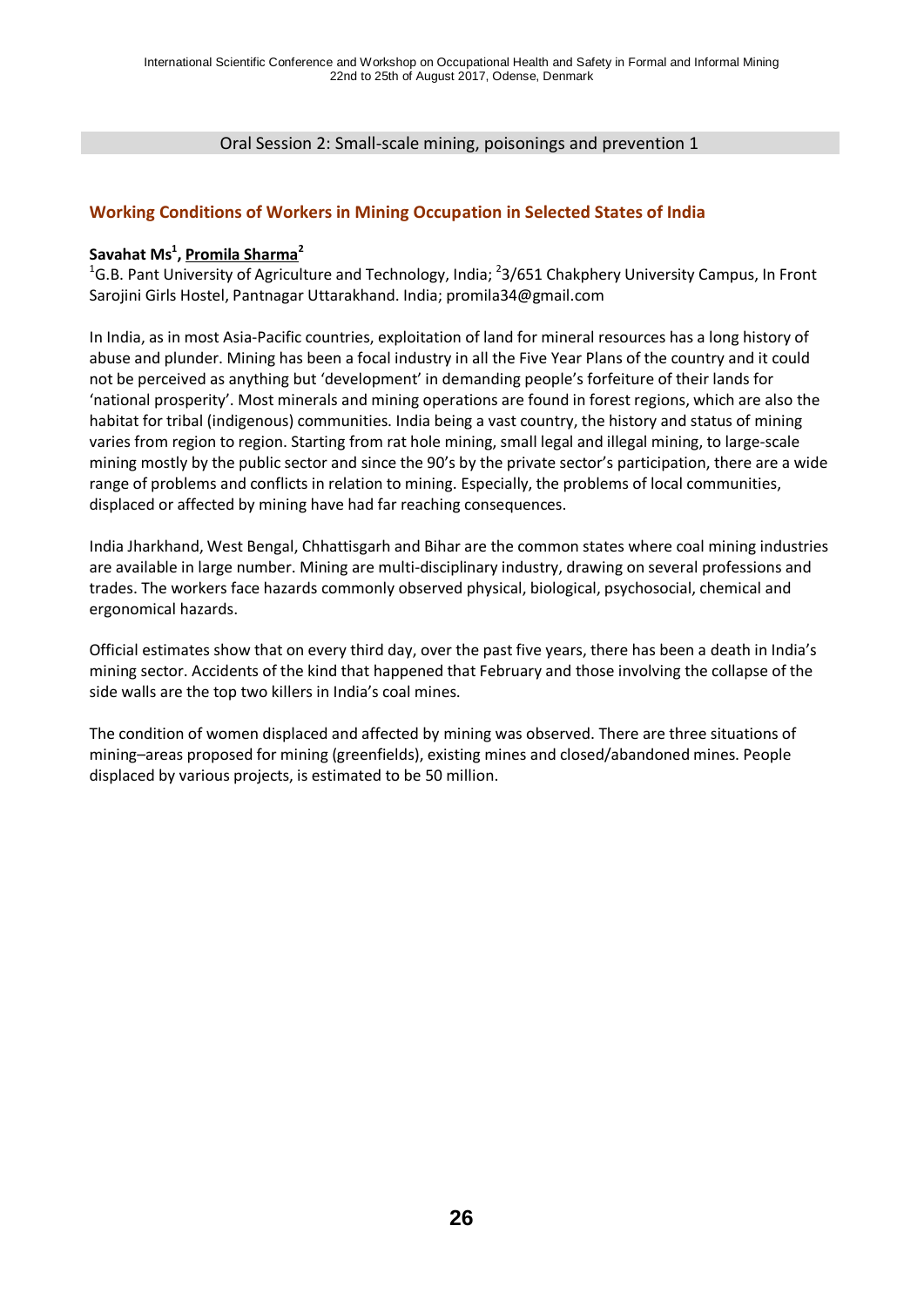Oral Session 2: Small-scale mining, poisonings and prevention 1

## Working Conditions of Workers in Mining Occupation in Selected States of India

**Savahat Ms[1], Promila Sharma[2]**

[1]G.B. Pant University of Agriculture and Technology, India; [2]3/651 Chakphery University Campus, In Front Sarojini Girls Hostel, Pantnagar Uttarakhand. India; promila34@gmail.com

In India, as in most Asia-Pacific countries, exploitation of land for mineral resources has a long history of abuse and plunder. Mining has been a focal industry in all the Five Year Plans of the country and it could not be perceived as anything but 'development' in demanding people's forfeiture of their lands for 'national prosperity'. Most minerals and mining operations are found in forest regions, which are also the habitat for tribal (indigenous) communities. India being a vast country, the history and status of mining varies from region to region. Starting from rat hole mining, small legal and illegal mining, to large-scale mining mostly by the public sector and since the 90's by the private sector's participation, there are a wide range of problems and conflicts in relation to mining. Especially, the problems of local communities, displaced or affected by mining have had far reaching consequences.

India Jharkhand, West Bengal, Chhattisgarh and Bihar are the common states where coal mining industries are available in large number. Mining are multi-disciplinary industry, drawing on several professions and trades. The workers face hazards commonly observed physical, biological, psychosocial, chemical and ergonomical hazards.

Official estimates show that on every third day, over the past five years, there has been a death in India's mining sector. Accidents of the kind that happened that February and those involving the collapse of the side walls are the top two killers in India's coal mines.

The condition of women displaced and affected by mining was observed. There are three situations of mining–areas proposed for mining (greenfields), existing mines and closed/abandoned mines. People displaced by various projects, is estimated to be 50 million.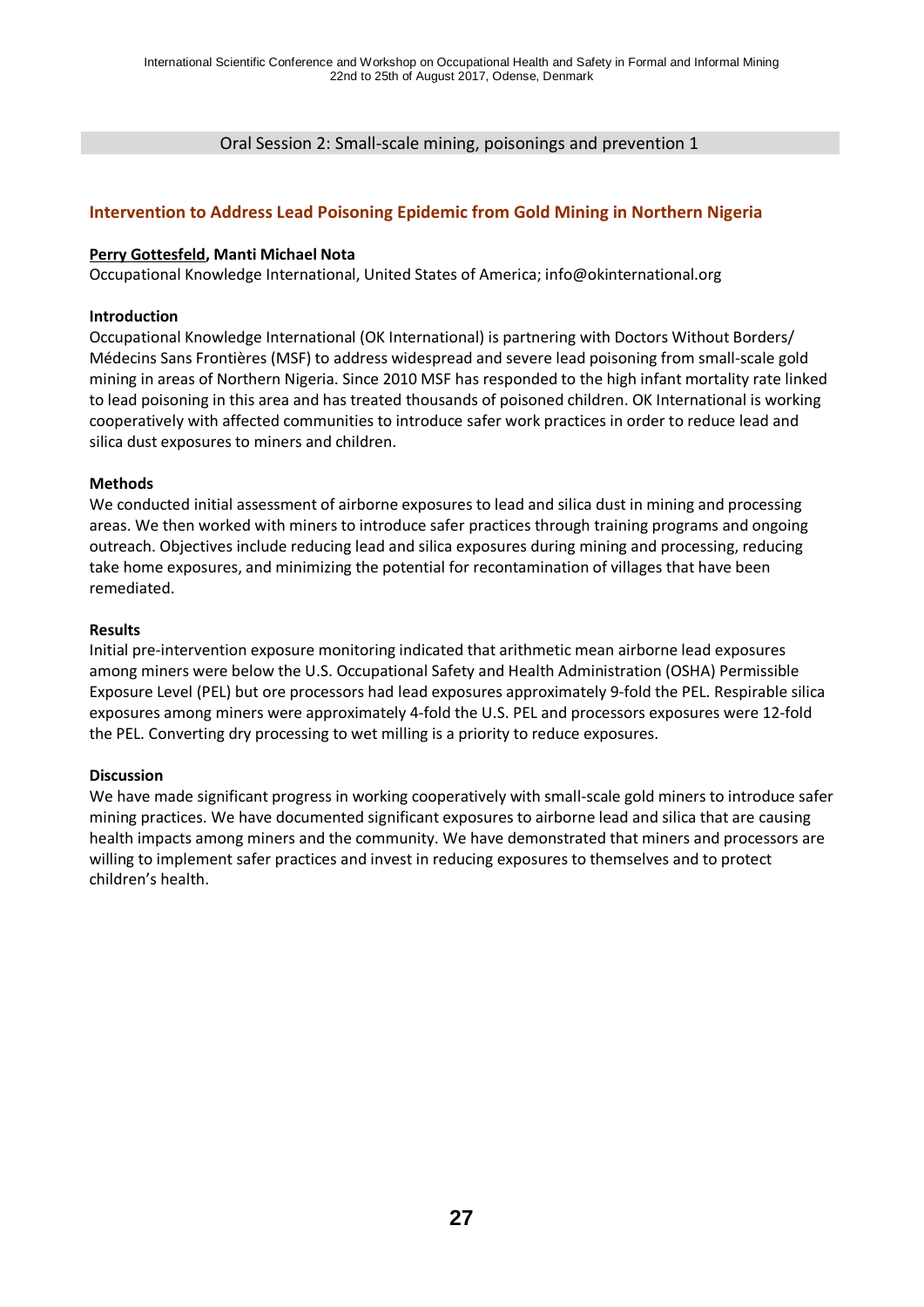Oral Session 2: Small-scale mining, poisonings and prevention 1

## Intervention to Address Lead Poisoning Epidemic from Gold Mining in Northern Nigeria

**Perry Gottesfeld, Manti Michael Nota**

Occupational Knowledge International, United States of America; info@okinternational.org

### Introduction

Occupational Knowledge International (OK International) is partnering with Doctors Without Borders/ Médecins Sans Frontières (MSF) to address widespread and severe lead poisoning from small-scale gold mining in areas of Northern Nigeria. Since 2010 MSF has responded to the high infant mortality rate linked to lead poisoning in this area and has treated thousands of poisoned children. OK International is working cooperatively with affected communities to introduce safer work practices in order to reduce lead and silica dust exposures to miners and children.

### Methods

We conducted initial assessment of airborne exposures to lead and silica dust in mining and processing areas. We then worked with miners to introduce safer practices through training programs and ongoing outreach. Objectives include reducing lead and silica exposures during mining and processing, reducing take home exposures, and minimizing the potential for recontamination of villages that have been remediated.

### Results

Initial pre-intervention exposure monitoring indicated that arithmetic mean airborne lead exposures among miners were below the U.S. Occupational Safety and Health Administration (OSHA) Permissible Exposure Level (PEL) but ore processors had lead exposures approximately 9-fold the PEL. Respirable silica exposures among miners were approximately 4-fold the U.S. PEL and processors exposures were 12-fold the PEL. Converting dry processing to wet milling is a priority to reduce exposures.

### Discussion

We have made significant progress in working cooperatively with small-scale gold miners to introduce safer mining practices. We have documented significant exposures to airborne lead and silica that are causing health impacts among miners and the community. We have demonstrated that miners and processors are willing to implement safer practices and invest in reducing exposures to themselves and to protect children's health.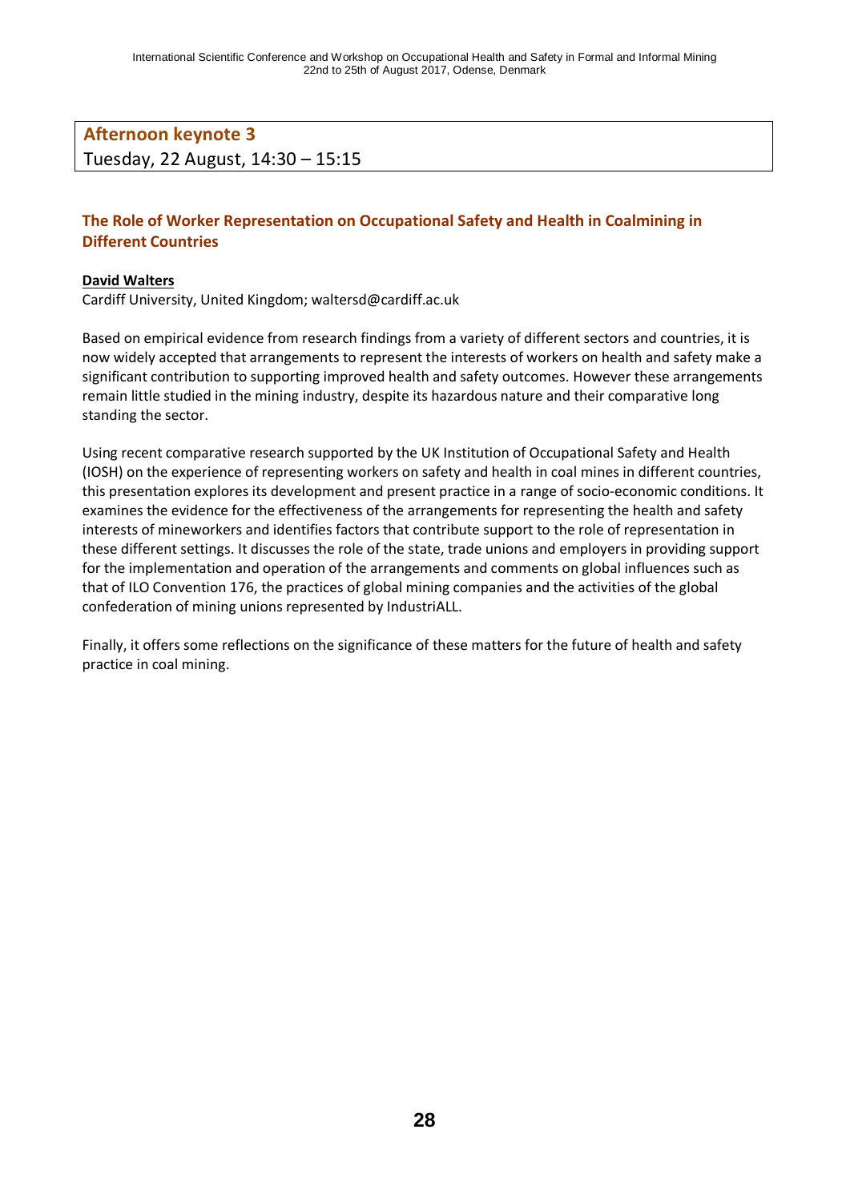**Afternoon keynote 3**
Tuesday, 22 August, 14:30 – 15:15

### The Role of Worker Representation on Occupational Safety and Health in Coalmining in Different Countries

**David Walters**
Cardiff University, United Kingdom; waltersd@cardiff.ac.uk

Based on empirical evidence from research findings from a variety of different sectors and countries, it is now widely accepted that arrangements to represent the interests of workers on health and safety make a significant contribution to supporting improved health and safety outcomes. However these arrangements remain little studied in the mining industry, despite its hazardous nature and their comparative long standing the sector.

Using recent comparative research supported by the UK Institution of Occupational Safety and Health (IOSH) on the experience of representing workers on safety and health in coal mines in different countries, this presentation explores its development and present practice in a range of socio-economic conditions. It examines the evidence for the effectiveness of the arrangements for representing the health and safety interests of mineworkers and identifies factors that contribute support to the role of representation in these different settings. It discusses the role of the state, trade unions and employers in providing support for the implementation and operation of the arrangements and comments on global influences such as that of ILO Convention 176, the practices of global mining companies and the activities of the global confederation of mining unions represented by IndustriALL.

Finally, it offers some reflections on the significance of these matters for the future of health and safety practice in coal mining.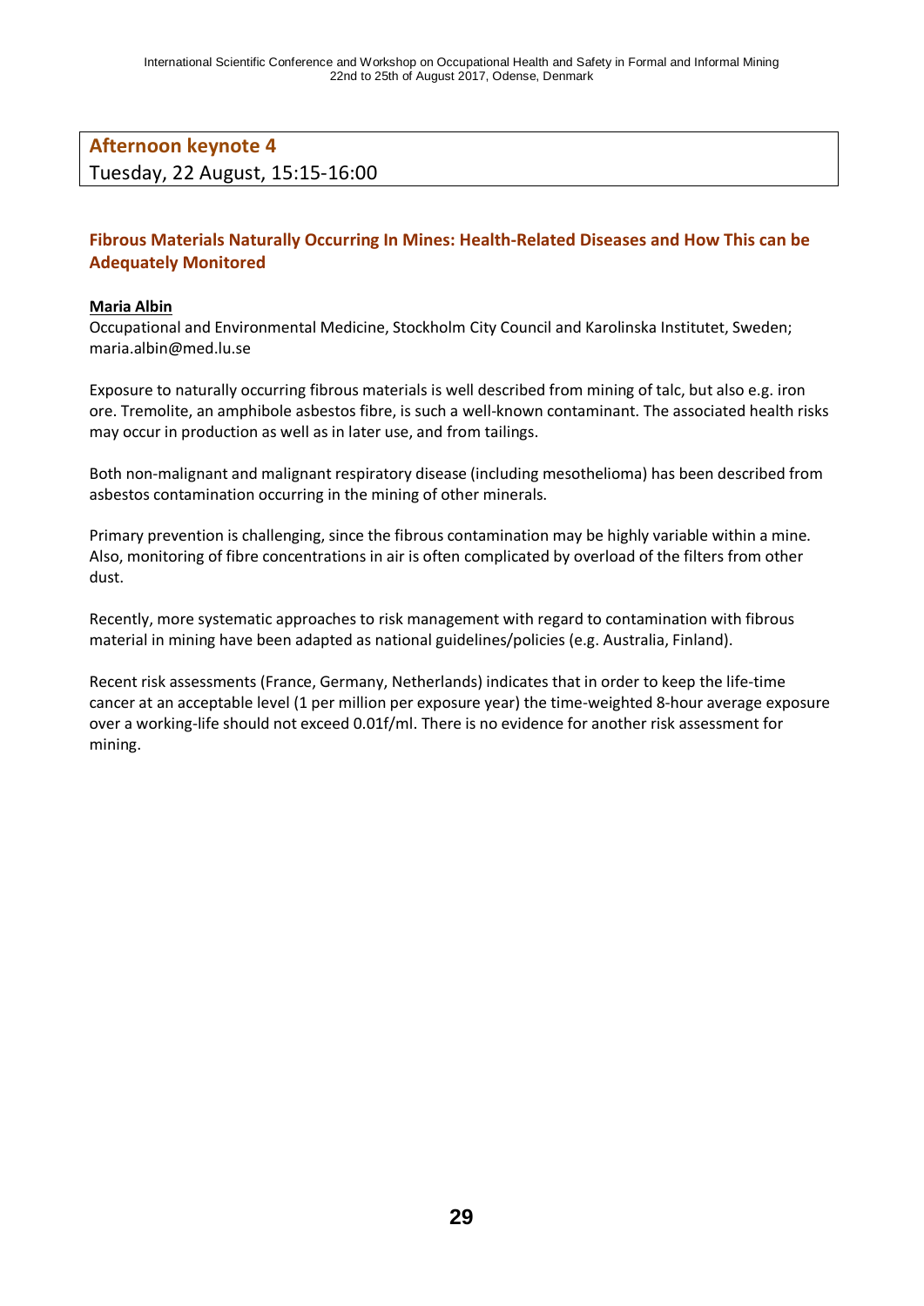## Afternoon keynote 4

Tuesday, 22 August, 15:15-16:00

### Fibrous Materials Naturally Occurring In Mines: Health-Related Diseases and How This can be Adequately Monitored

**Maria Albin**

Occupational and Environmental Medicine, Stockholm City Council and Karolinska Institutet, Sweden; maria.albin@med.lu.se

Exposure to naturally occurring fibrous materials is well described from mining of talc, but also e.g. iron ore. Tremolite, an amphibole asbestos fibre, is such a well-known contaminant. The associated health risks may occur in production as well as in later use, and from tailings.

Both non-malignant and malignant respiratory disease (including mesothelioma) has been described from asbestos contamination occurring in the mining of other minerals.

Primary prevention is challenging, since the fibrous contamination may be highly variable within a mine. Also, monitoring of fibre concentrations in air is often complicated by overload of the filters from other dust.

Recently, more systematic approaches to risk management with regard to contamination with fibrous material in mining have been adapted as national guidelines/policies (e.g. Australia, Finland).

Recent risk assessments (France, Germany, Netherlands) indicates that in order to keep the life-time cancer at an acceptable level (1 per million per exposure year) the time-weighted 8-hour average exposure over a working-life should not exceed 0.01f/ml. There is no evidence for another risk assessment for mining.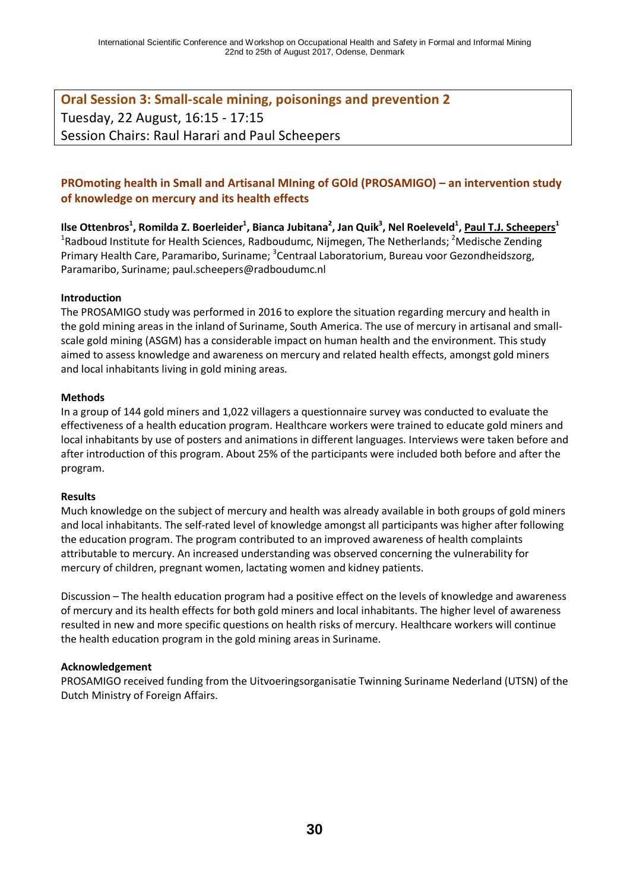## Oral Session 3: Small-scale mining, poisonings and prevention 2

Tuesday, 22 August, 16:15 - 17:15

Session Chairs: Raul Harari and Paul Scheepers

### PROmoting health in Small and Artisanal MIning of GOld (PROSAMIGO) – an intervention study of knowledge on mercury and its health effects

**Ilse Ottenbros[1], Romilda Z. Boerleider[1], Bianca Jubitana[2], Jan Quik[3], Nel Roeleveld[1], Paul T.J. Scheepers[1]**

[1]Radboud Institute for Health Sciences, Radboudumc, Nijmegen, The Netherlands; [2]Medische Zending Primary Health Care, Paramaribo, Suriname; [3]Centraal Laboratorium, Bureau voor Gezondheidszorg, Paramaribo, Suriname; paul.scheepers@radboudumc.nl

**Introduction**

The PROSAMIGO study was performed in 2016 to explore the situation regarding mercury and health in the gold mining areas in the inland of Suriname, South America. The use of mercury in artisanal and small-scale gold mining (ASGM) has a considerable impact on human health and the environment. This study aimed to assess knowledge and awareness on mercury and related health effects, amongst gold miners and local inhabitants living in gold mining areas.

**Methods**

In a group of 144 gold miners and 1,022 villagers a questionnaire survey was conducted to evaluate the effectiveness of a health education program. Healthcare workers were trained to educate gold miners and local inhabitants by use of posters and animations in different languages. Interviews were taken before and after introduction of this program. About 25% of the participants were included both before and after the program.

**Results**

Much knowledge on the subject of mercury and health was already available in both groups of gold miners and local inhabitants. The self-rated level of knowledge amongst all participants was higher after following the education program. The program contributed to an improved awareness of health complaints attributable to mercury. An increased understanding was observed concerning the vulnerability for mercury of children, pregnant women, lactating women and kidney patients.

Discussion – The health education program had a positive effect on the levels of knowledge and awareness of mercury and its health effects for both gold miners and local inhabitants. The higher level of awareness resulted in new and more specific questions on health risks of mercury. Healthcare workers will continue the health education program in the gold mining areas in Suriname.

**Acknowledgement**

PROSAMIGO received funding from the Uitvoeringsorganisatie Twinning Suriname Nederland (UTSN) of the Dutch Ministry of Foreign Affairs.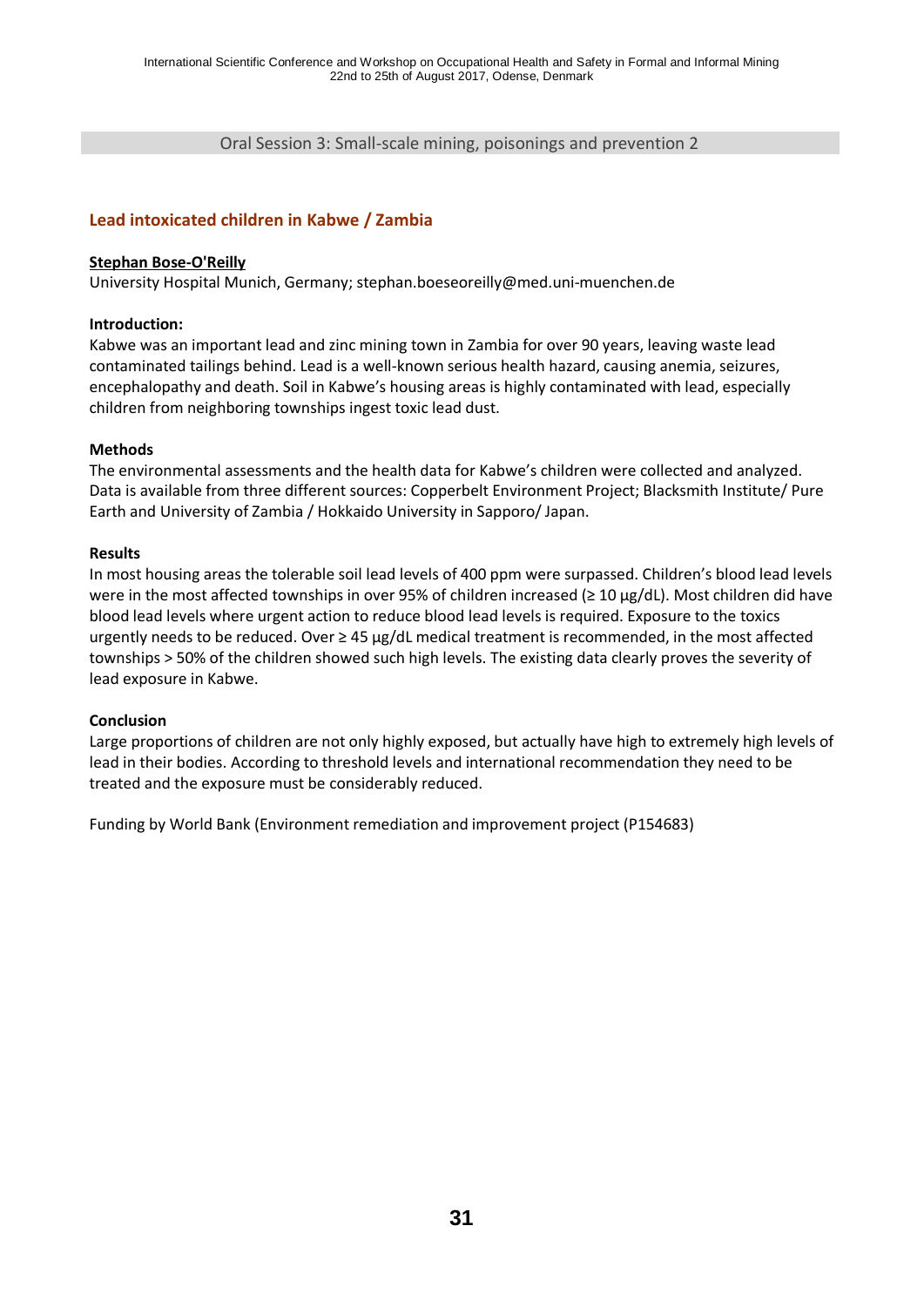Oral Session 3: Small-scale mining, poisonings and prevention 2

## Lead intoxicated children in Kabwe / Zambia

**Stephan Bose-O'Reilly**
University Hospital Munich, Germany; stephan.boeseoreilly@med.uni-muenchen.de

**Introduction:**
Kabwe was an important lead and zinc mining town in Zambia for over 90 years, leaving waste lead contaminated tailings behind. Lead is a well-known serious health hazard, causing anemia, seizures, encephalopathy and death. Soil in Kabwe's housing areas is highly contaminated with lead, especially children from neighboring townships ingest toxic lead dust.

**Methods**
The environmental assessments and the health data for Kabwe's children were collected and analyzed. Data is available from three different sources: Copperbelt Environment Project; Blacksmith Institute/ Pure Earth and University of Zambia / Hokkaido University in Sapporo/ Japan.

**Results**
In most housing areas the tolerable soil lead levels of 400 ppm were surpassed. Children's blood lead levels were in the most affected townships in over 95% of children increased (≥ 10 µg/dL). Most children did have blood lead levels where urgent action to reduce blood lead levels is required. Exposure to the toxics urgently needs to be reduced. Over ≥ 45 µg/dL medical treatment is recommended, in the most affected townships > 50% of the children showed such high levels. The existing data clearly proves the severity of lead exposure in Kabwe.

**Conclusion**
Large proportions of children are not only highly exposed, but actually have high to extremely high levels of lead in their bodies. According to threshold levels and international recommendation they need to be treated and the exposure must be considerably reduced.

Funding by World Bank (Environment remediation and improvement project (P154683)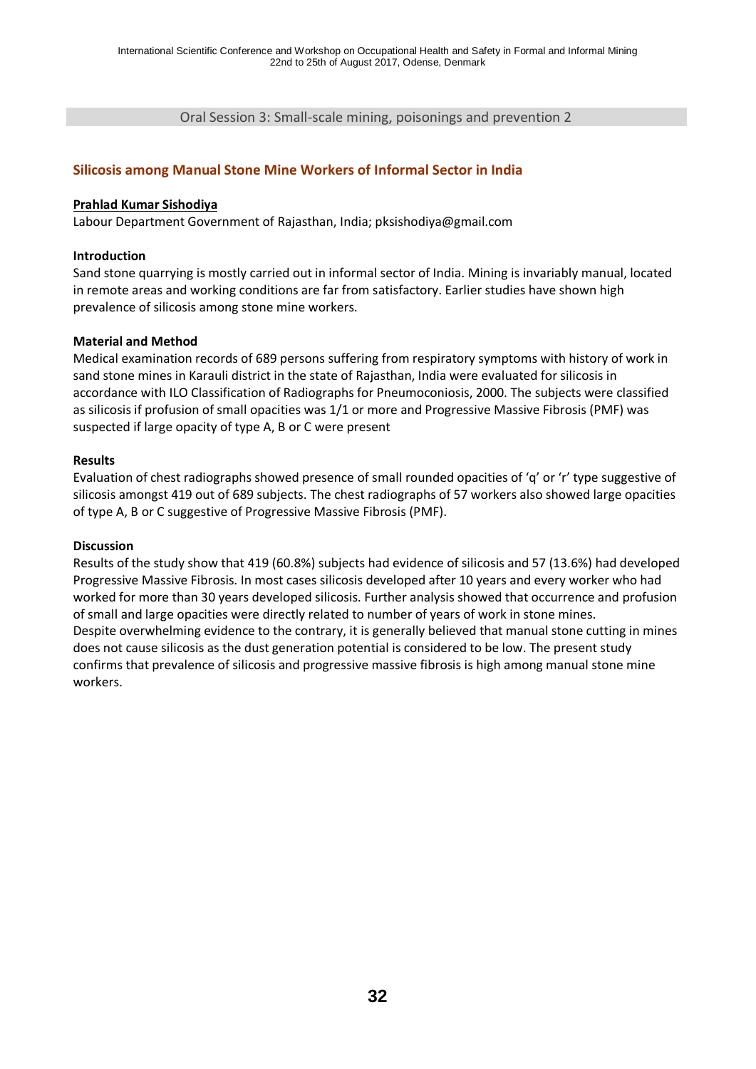Oral Session 3: Small-scale mining, poisonings and prevention 2

## Silicosis among Manual Stone Mine Workers of Informal Sector in India

**Prahlad Kumar Sishodiya**

Labour Department Government of Rajasthan, India; pksishodiya@gmail.com

**Introduction**

Sand stone quarrying is mostly carried out in informal sector of India. Mining is invariably manual, located in remote areas and working conditions are far from satisfactory. Earlier studies have shown high prevalence of silicosis among stone mine workers.

**Material and Method**

Medical examination records of 689 persons suffering from respiratory symptoms with history of work in sand stone mines in Karauli district in the state of Rajasthan, India were evaluated for silicosis in accordance with ILO Classification of Radiographs for Pneumoconiosis, 2000. The subjects were classified as silicosis if profusion of small opacities was 1/1 or more and Progressive Massive Fibrosis (PMF) was suspected if large opacity of type A, B or C were present

**Results**

Evaluation of chest radiographs showed presence of small rounded opacities of 'q' or 'r' type suggestive of silicosis amongst 419 out of 689 subjects. The chest radiographs of 57 workers also showed large opacities of type A, B or C suggestive of Progressive Massive Fibrosis (PMF).

**Discussion**

Results of the study show that 419 (60.8%) subjects had evidence of silicosis and 57 (13.6%) had developed Progressive Massive Fibrosis. In most cases silicosis developed after 10 years and every worker who had worked for more than 30 years developed silicosis. Further analysis showed that occurrence and profusion of small and large opacities were directly related to number of years of work in stone mines.

Despite overwhelming evidence to the contrary, it is generally believed that manual stone cutting in mines does not cause silicosis as the dust generation potential is considered to be low. The present study confirms that prevalence of silicosis and progressive massive fibrosis is high among manual stone mine workers.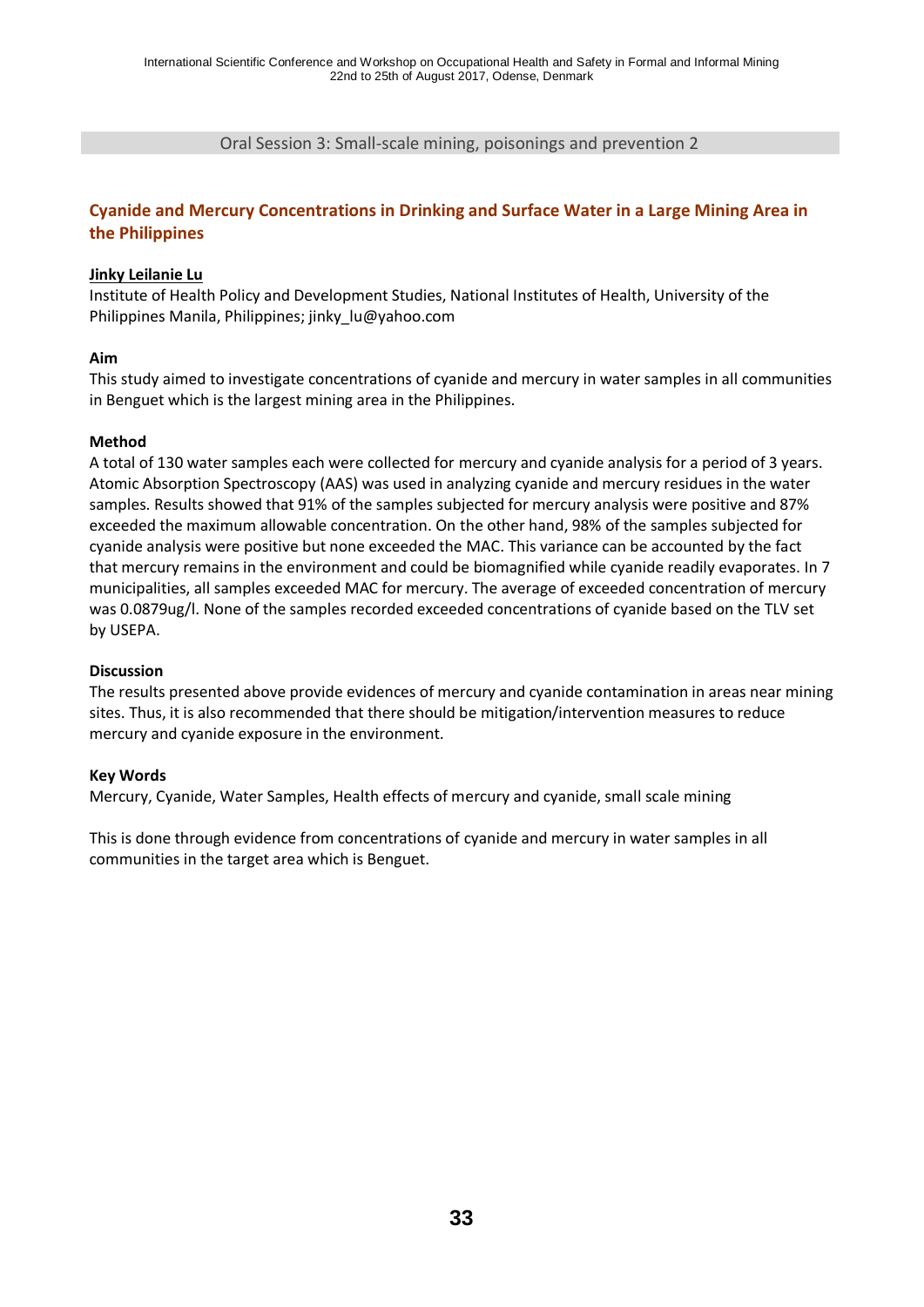Oral Session 3: Small-scale mining, poisonings and prevention 2

## Cyanide and Mercury Concentrations in Drinking and Surface Water in a Large Mining Area in the Philippines

**Jinky Leilanie Lu**

Institute of Health Policy and Development Studies, National Institutes of Health, University of the Philippines Manila, Philippines; jinky_lu@yahoo.com

### Aim

This study aimed to investigate concentrations of cyanide and mercury in water samples in all communities in Benguet which is the largest mining area in the Philippines.

### Method

A total of 130 water samples each were collected for mercury and cyanide analysis for a period of 3 years. Atomic Absorption Spectroscopy (AAS) was used in analyzing cyanide and mercury residues in the water samples. Results showed that 91% of the samples subjected for mercury analysis were positive and 87% exceeded the maximum allowable concentration. On the other hand, 98% of the samples subjected for cyanide analysis were positive but none exceeded the MAC. This variance can be accounted by the fact that mercury remains in the environment and could be biomagnified while cyanide readily evaporates. In 7 municipalities, all samples exceeded MAC for mercury. The average of exceeded concentration of mercury was 0.0879ug/l. None of the samples recorded exceeded concentrations of cyanide based on the TLV set by USEPA.

### Discussion

The results presented above provide evidences of mercury and cyanide contamination in areas near mining sites. Thus, it is also recommended that there should be mitigation/intervention measures to reduce mercury and cyanide exposure in the environment.

### Key Words

Mercury, Cyanide, Water Samples, Health effects of mercury and cyanide, small scale mining

This is done through evidence from concentrations of cyanide and mercury in water samples in all communities in the target area which is Benguet.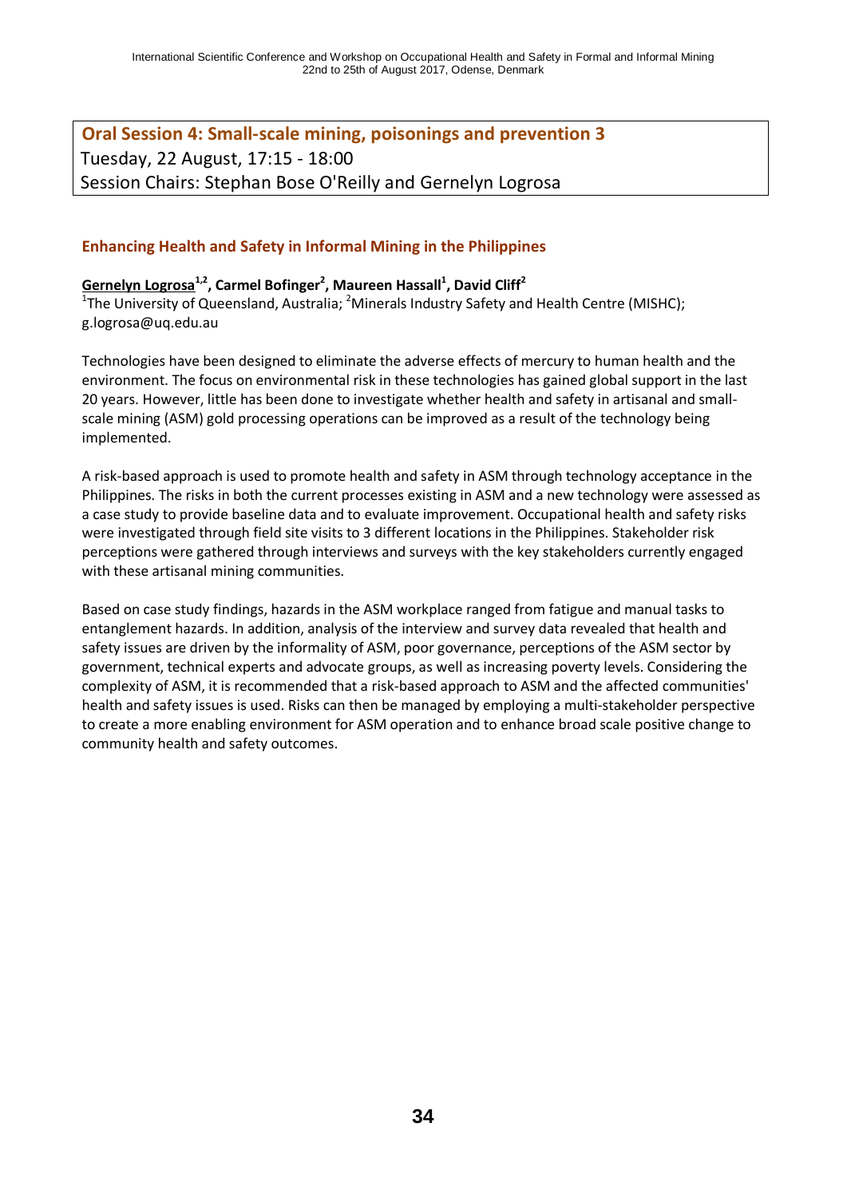## Oral Session 4: Small-scale mining, poisonings and prevention 3

Tuesday, 22 August, 17:15 - 18:00

Session Chairs: Stephan Bose O'Reilly and Gernelyn Logrosa

### Enhancing Health and Safety in Informal Mining in the Philippines

**Gernelyn Logrosa[1,2], Carmel Bofinger[2], Maureen Hassall[1], David Cliff[2]**

[1]The University of Queensland, Australia; [2]Minerals Industry Safety and Health Centre (MISHC); g.logrosa@uq.edu.au

Technologies have been designed to eliminate the adverse effects of mercury to human health and the environment. The focus on environmental risk in these technologies has gained global support in the last 20 years. However, little has been done to investigate whether health and safety in artisanal and small-scale mining (ASM) gold processing operations can be improved as a result of the technology being implemented.

A risk-based approach is used to promote health and safety in ASM through technology acceptance in the Philippines. The risks in both the current processes existing in ASM and a new technology were assessed as a case study to provide baseline data and to evaluate improvement. Occupational health and safety risks were investigated through field site visits to 3 different locations in the Philippines. Stakeholder risk perceptions were gathered through interviews and surveys with the key stakeholders currently engaged with these artisanal mining communities.

Based on case study findings, hazards in the ASM workplace ranged from fatigue and manual tasks to entanglement hazards. In addition, analysis of the interview and survey data revealed that health and safety issues are driven by the informality of ASM, poor governance, perceptions of the ASM sector by government, technical experts and advocate groups, as well as increasing poverty levels. Considering the complexity of ASM, it is recommended that a risk-based approach to ASM and the affected communities' health and safety issues is used. Risks can then be managed by employing a multi-stakeholder perspective to create a more enabling environment for ASM operation and to enhance broad scale positive change to community health and safety outcomes.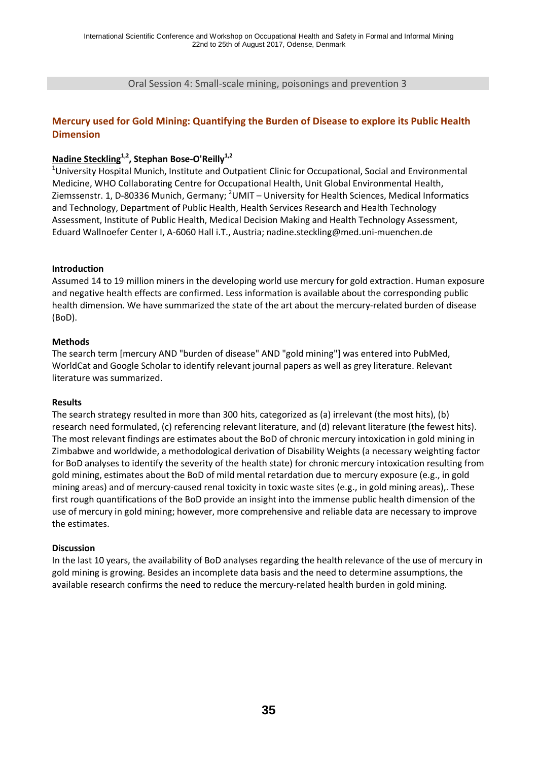Oral Session 4: Small-scale mining, poisonings and prevention 3

## Mercury used for Gold Mining: Quantifying the Burden of Disease to explore its Public Health Dimension

**Nadine Steckling[1,2], Stephan Bose-O'Reilly[1,2]**

[1]University Hospital Munich, Institute and Outpatient Clinic for Occupational, Social and Environmental Medicine, WHO Collaborating Centre for Occupational Health, Unit Global Environmental Health, Ziemssenstr. 1, D-80336 Munich, Germany; [2]UMIT – University for Health Sciences, Medical Informatics and Technology, Department of Public Health, Health Services Research and Health Technology Assessment, Institute of Public Health, Medical Decision Making and Health Technology Assessment, Eduard Wallnoefer Center I, A-6060 Hall i.T., Austria; nadine.steckling@med.uni-muenchen.de

### Introduction

Assumed 14 to 19 million miners in the developing world use mercury for gold extraction. Human exposure and negative health effects are confirmed. Less information is available about the corresponding public health dimension. We have summarized the state of the art about the mercury-related burden of disease (BoD).

### Methods

The search term [mercury AND "burden of disease" AND "gold mining"] was entered into PubMed, WorldCat and Google Scholar to identify relevant journal papers as well as grey literature. Relevant literature was summarized.

### Results

The search strategy resulted in more than 300 hits, categorized as (a) irrelevant (the most hits), (b) research need formulated, (c) referencing relevant literature, and (d) relevant literature (the fewest hits). The most relevant findings are estimates about the BoD of chronic mercury intoxication in gold mining in Zimbabwe and worldwide, a methodological derivation of Disability Weights (a necessary weighting factor for BoD analyses to identify the severity of the health state) for chronic mercury intoxication resulting from gold mining, estimates about the BoD of mild mental retardation due to mercury exposure (e.g., in gold mining areas) and of mercury-caused renal toxicity in toxic waste sites (e.g., in gold mining areas),. These first rough quantifications of the BoD provide an insight into the immense public health dimension of the use of mercury in gold mining; however, more comprehensive and reliable data are necessary to improve the estimates.

### Discussion

In the last 10 years, the availability of BoD analyses regarding the health relevance of the use of mercury in gold mining is growing. Besides an incomplete data basis and the need to determine assumptions, the available research confirms the need to reduce the mercury-related health burden in gold mining.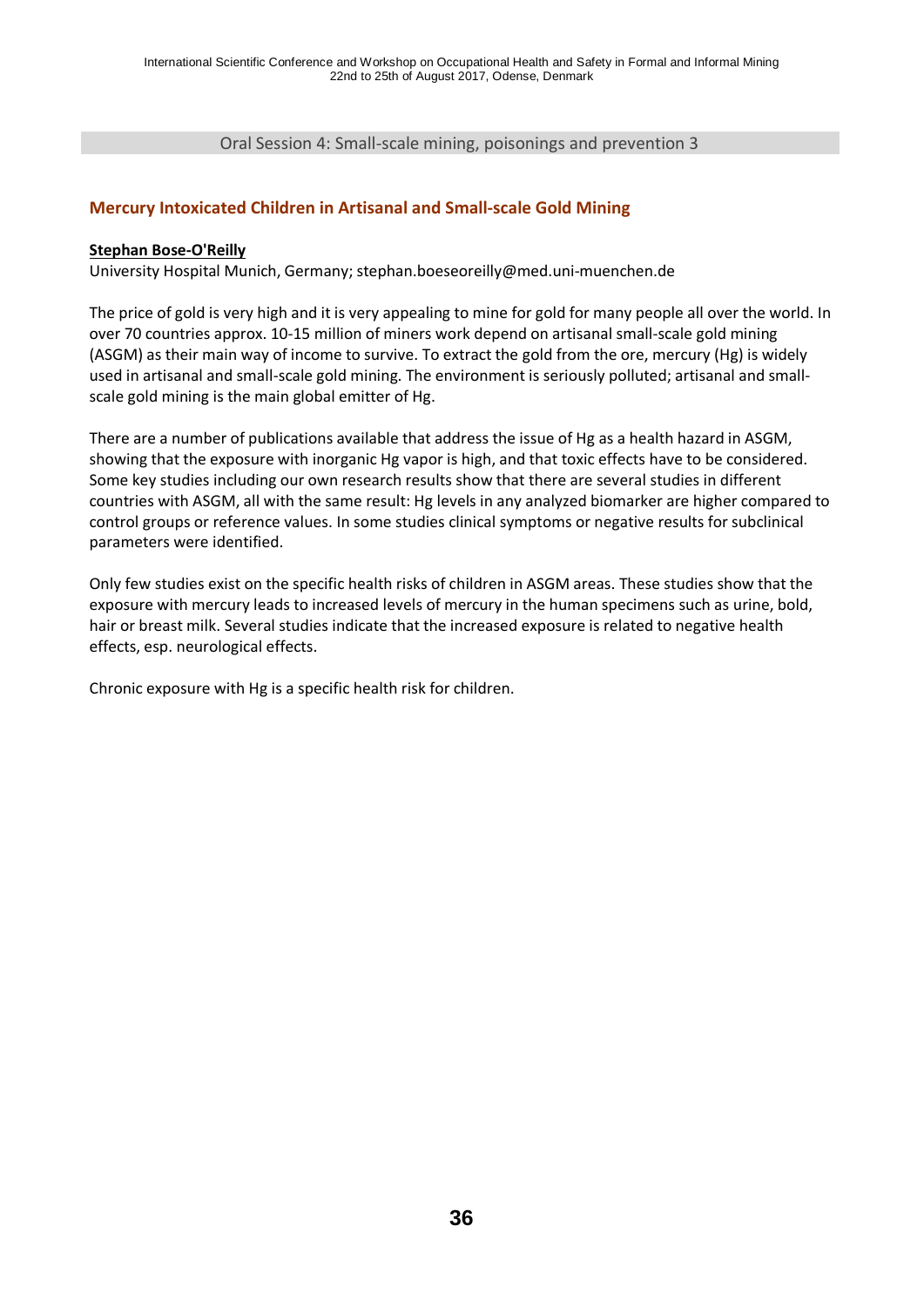Oral Session 4: Small-scale mining, poisonings and prevention 3

## Mercury Intoxicated Children in Artisanal and Small-scale Gold Mining

**Stephan Bose-O'Reilly**

University Hospital Munich, Germany; stephan.boeseoreilly@med.uni-muenchen.de

The price of gold is very high and it is very appealing to mine for gold for many people all over the world. In over 70 countries approx. 10-15 million of miners work depend on artisanal small-scale gold mining (ASGM) as their main way of income to survive. To extract the gold from the ore, mercury (Hg) is widely used in artisanal and small-scale gold mining. The environment is seriously polluted; artisanal and small-scale gold mining is the main global emitter of Hg.

There are a number of publications available that address the issue of Hg as a health hazard in ASGM, showing that the exposure with inorganic Hg vapor is high, and that toxic effects have to be considered. Some key studies including our own research results show that there are several studies in different countries with ASGM, all with the same result: Hg levels in any analyzed biomarker are higher compared to control groups or reference values. In some studies clinical symptoms or negative results for subclinical parameters were identified.

Only few studies exist on the specific health risks of children in ASGM areas. These studies show that the exposure with mercury leads to increased levels of mercury in the human specimens such as urine, bold, hair or breast milk. Several studies indicate that the increased exposure is related to negative health effects, esp. neurological effects.

Chronic exposure with Hg is a specific health risk for children.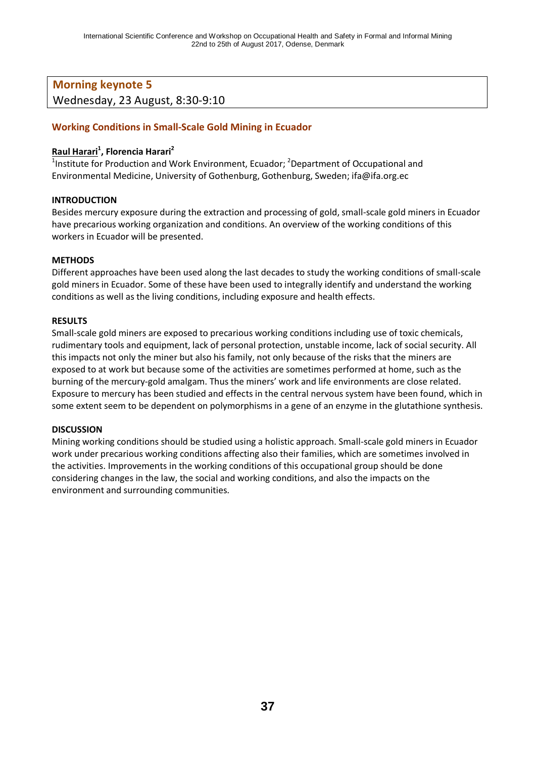**Morning keynote 5**
Wednesday, 23 August, 8:30-9:10

### Working Conditions in Small-Scale Gold Mining in Ecuador

**Raul Harari[1], Florencia Harari[2]**

[1]Institute for Production and Work Environment, Ecuador; [2]Department of Occupational and Environmental Medicine, University of Gothenburg, Gothenburg, Sweden; ifa@ifa.org.ec

**INTRODUCTION**

Besides mercury exposure during the extraction and processing of gold, small-scale gold miners in Ecuador have precarious working organization and conditions. An overview of the working conditions of this workers in Ecuador will be presented.

**METHODS**

Different approaches have been used along the last decades to study the working conditions of small-scale gold miners in Ecuador. Some of these have been used to integrally identify and understand the working conditions as well as the living conditions, including exposure and health effects.

**RESULTS**

Small-scale gold miners are exposed to precarious working conditions including use of toxic chemicals, rudimentary tools and equipment, lack of personal protection, unstable income, lack of social security. All this impacts not only the miner but also his family, not only because of the risks that the miners are exposed to at work but because some of the activities are sometimes performed at home, such as the burning of the mercury-gold amalgam. Thus the miners' work and life environments are close related. Exposure to mercury has been studied and effects in the central nervous system have been found, which in some extent seem to be dependent on polymorphisms in a gene of an enzyme in the glutathione synthesis.

**DISCUSSION**

Mining working conditions should be studied using a holistic approach. Small-scale gold miners in Ecuador work under precarious working conditions affecting also their families, which are sometimes involved in the activities. Improvements in the working conditions of this occupational group should be done considering changes in the law, the social and working conditions, and also the impacts on the environment and surrounding communities.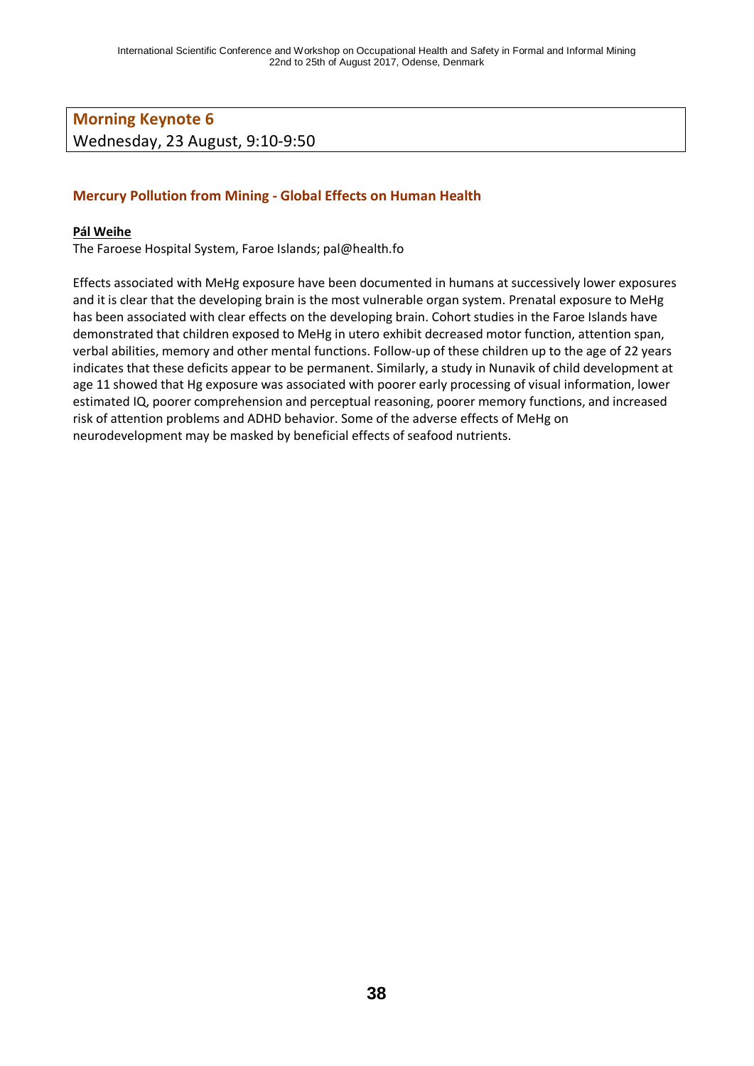## Morning Keynote 6

Wednesday, 23 August, 9:10-9:50

### Mercury Pollution from Mining - Global Effects on Human Health

**Pál Weihe**

The Faroese Hospital System, Faroe Islands; pal@health.fo

Effects associated with MeHg exposure have been documented in humans at successively lower exposures and it is clear that the developing brain is the most vulnerable organ system. Prenatal exposure to MeHg has been associated with clear effects on the developing brain. Cohort studies in the Faroe Islands have demonstrated that children exposed to MeHg in utero exhibit decreased motor function, attention span, verbal abilities, memory and other mental functions. Follow-up of these children up to the age of 22 years indicates that these deficits appear to be permanent. Similarly, a study in Nunavik of child development at age 11 showed that Hg exposure was associated with poorer early processing of visual information, lower estimated IQ, poorer comprehension and perceptual reasoning, poorer memory functions, and increased risk of attention problems and ADHD behavior. Some of the adverse effects of MeHg on neurodevelopment may be masked by beneficial effects of seafood nutrients.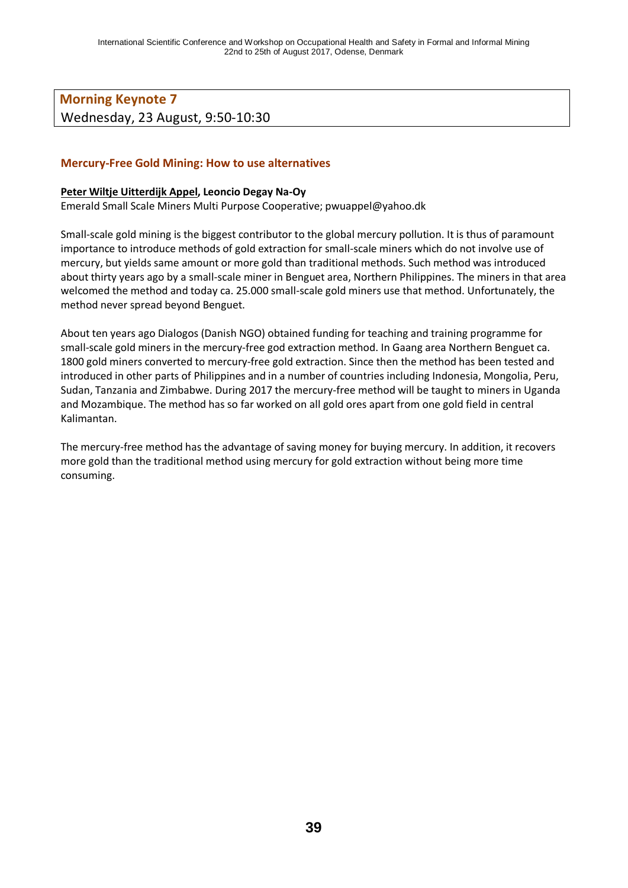## Morning Keynote 7

Wednesday, 23 August, 9:50-10:30

### Mercury-Free Gold Mining: How to use alternatives

**Peter Wiltje Uitterdijk Appel, Leoncio Degay Na-Oy**

Emerald Small Scale Miners Multi Purpose Cooperative; pwuappel@yahoo.dk

Small-scale gold mining is the biggest contributor to the global mercury pollution. It is thus of paramount importance to introduce methods of gold extraction for small-scale miners which do not involve use of mercury, but yields same amount or more gold than traditional methods. Such method was introduced about thirty years ago by a small-scale miner in Benguet area, Northern Philippines. The miners in that area welcomed the method and today ca. 25.000 small-scale gold miners use that method. Unfortunately, the method never spread beyond Benguet.

About ten years ago Dialogos (Danish NGO) obtained funding for teaching and training programme for small-scale gold miners in the mercury-free god extraction method. In Gaang area Northern Benguet ca. 1800 gold miners converted to mercury-free gold extraction. Since then the method has been tested and introduced in other parts of Philippines and in a number of countries including Indonesia, Mongolia, Peru, Sudan, Tanzania and Zimbabwe. During 2017 the mercury-free method will be taught to miners in Uganda and Mozambique. The method has so far worked on all gold ores apart from one gold field in central Kalimantan.

The mercury-free method has the advantage of saving money for buying mercury. In addition, it recovers more gold than the traditional method using mercury for gold extraction without being more time consuming.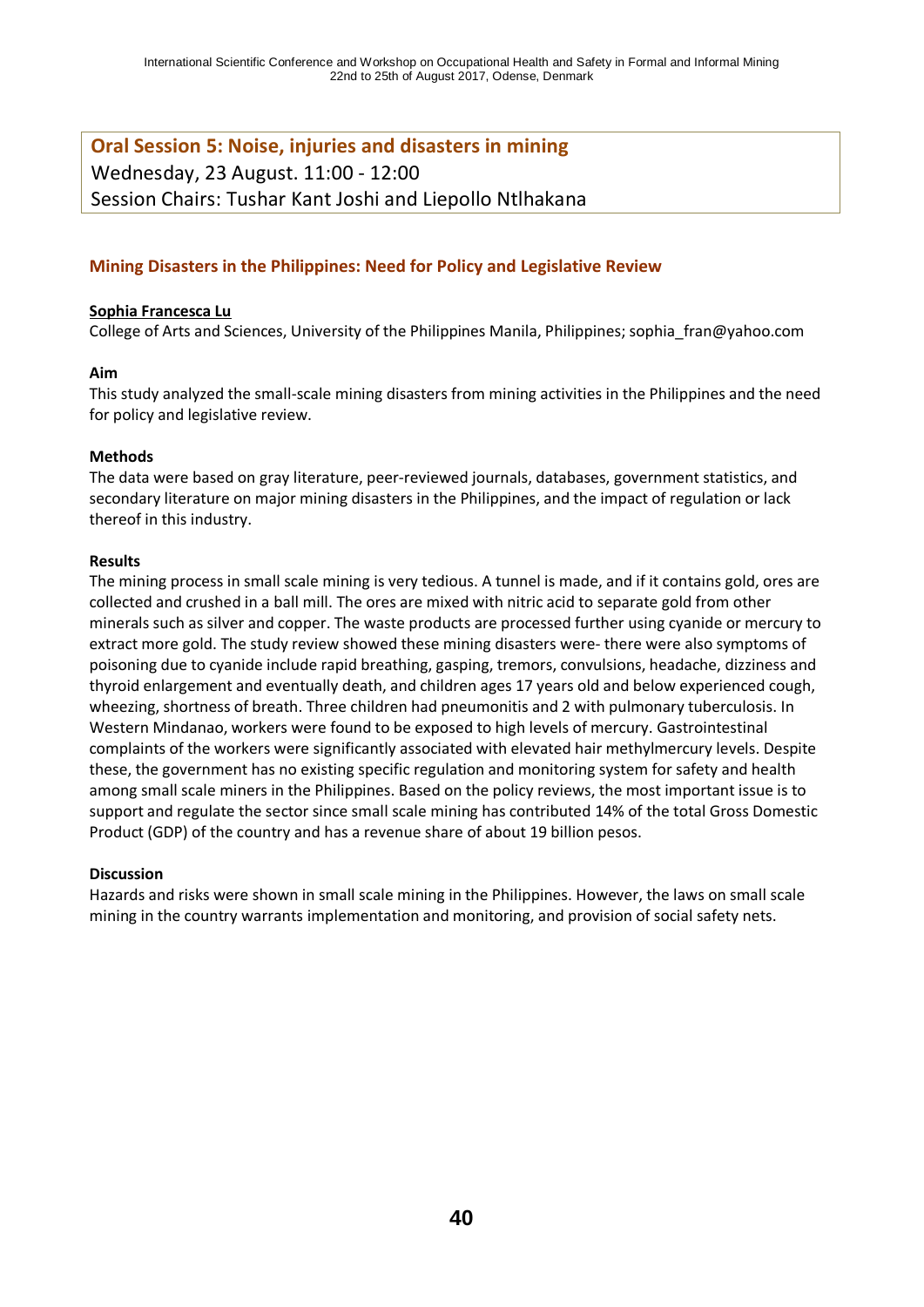## Oral Session 5: Noise, injuries and disasters in mining

Wednesday, 23 August. 11:00 - 12:00

Session Chairs: Tushar Kant Joshi and Liepollo Ntlhakana

### Mining Disasters in the Philippines: Need for Policy and Legislative Review

**Sophia Francesca Lu**

College of Arts and Sciences, University of the Philippines Manila, Philippines; sophia_fran@yahoo.com

**Aim**

This study analyzed the small-scale mining disasters from mining activities in the Philippines and the need for policy and legislative review.

**Methods**

The data were based on gray literature, peer-reviewed journals, databases, government statistics, and secondary literature on major mining disasters in the Philippines, and the impact of regulation or lack thereof in this industry.

**Results**

The mining process in small scale mining is very tedious. A tunnel is made, and if it contains gold, ores are collected and crushed in a ball mill. The ores are mixed with nitric acid to separate gold from other minerals such as silver and copper. The waste products are processed further using cyanide or mercury to extract more gold. The study review showed these mining disasters were- there were also symptoms of poisoning due to cyanide include rapid breathing, gasping, tremors, convulsions, headache, dizziness and thyroid enlargement and eventually death, and children ages 17 years old and below experienced cough, wheezing, shortness of breath. Three children had pneumonitis and 2 with pulmonary tuberculosis. In Western Mindanao, workers were found to be exposed to high levels of mercury. Gastrointestinal complaints of the workers were significantly associated with elevated hair methylmercury levels. Despite these, the government has no existing specific regulation and monitoring system for safety and health among small scale miners in the Philippines. Based on the policy reviews, the most important issue is to support and regulate the sector since small scale mining has contributed 14% of the total Gross Domestic Product (GDP) of the country and has a revenue share of about 19 billion pesos.

**Discussion**

Hazards and risks were shown in small scale mining in the Philippines. However, the laws on small scale mining in the country warrants implementation and monitoring, and provision of social safety nets.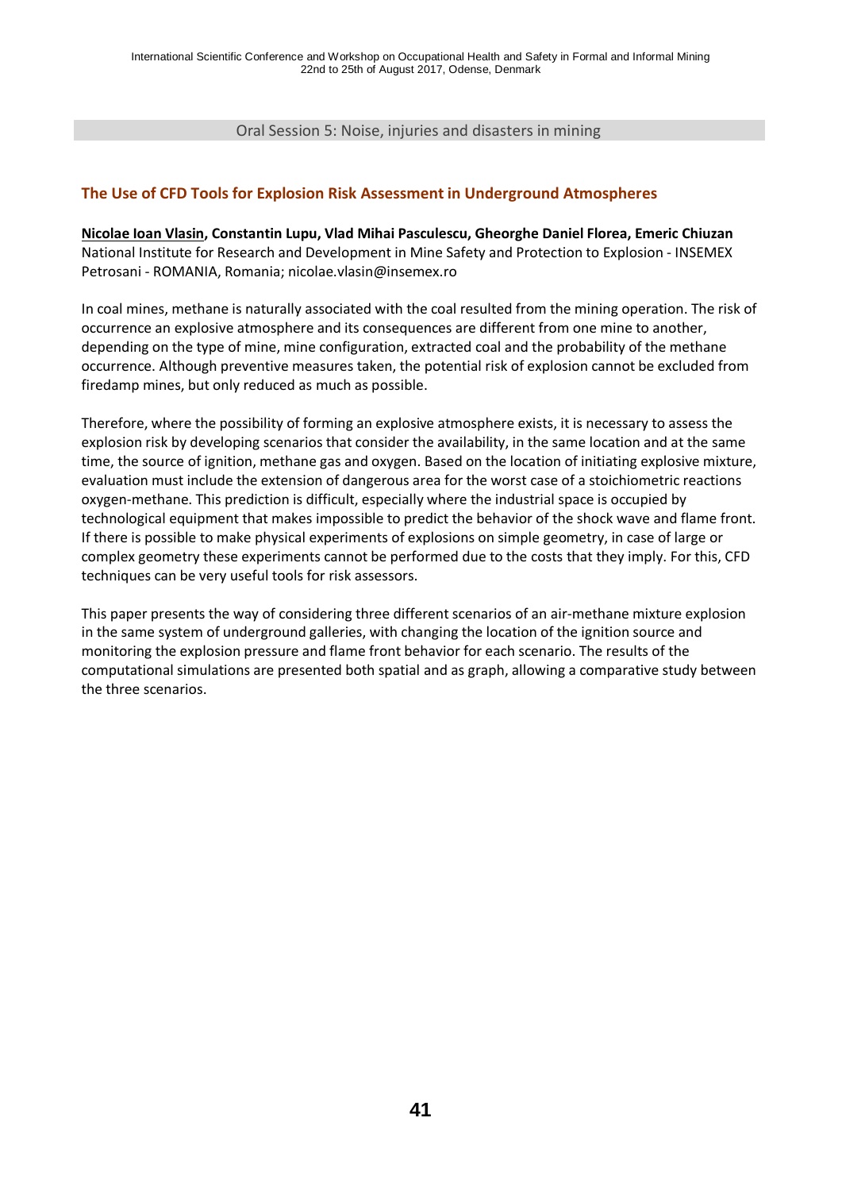Oral Session 5: Noise, injuries and disasters in mining

## The Use of CFD Tools for Explosion Risk Assessment in Underground Atmospheres

**Nicolae Ioan Vlasin, Constantin Lupu, Vlad Mihai Pasculescu, Gheorghe Daniel Florea, Emeric Chiuzan**
National Institute for Research and Development in Mine Safety and Protection to Explosion - INSEMEX Petrosani - ROMANIA, Romania; nicolae.vlasin@insemex.ro

In coal mines, methane is naturally associated with the coal resulted from the mining operation. The risk of occurrence an explosive atmosphere and its consequences are different from one mine to another, depending on the type of mine, mine configuration, extracted coal and the probability of the methane occurrence. Although preventive measures taken, the potential risk of explosion cannot be excluded from firedamp mines, but only reduced as much as possible.

Therefore, where the possibility of forming an explosive atmosphere exists, it is necessary to assess the explosion risk by developing scenarios that consider the availability, in the same location and at the same time, the source of ignition, methane gas and oxygen. Based on the location of initiating explosive mixture, evaluation must include the extension of dangerous area for the worst case of a stoichiometric reactions oxygen-methane. This prediction is difficult, especially where the industrial space is occupied by technological equipment that makes impossible to predict the behavior of the shock wave and flame front. If there is possible to make physical experiments of explosions on simple geometry, in case of large or complex geometry these experiments cannot be performed due to the costs that they imply. For this, CFD techniques can be very useful tools for risk assessors.

This paper presents the way of considering three different scenarios of an air-methane mixture explosion in the same system of underground galleries, with changing the location of the ignition source and monitoring the explosion pressure and flame front behavior for each scenario. The results of the computational simulations are presented both spatial and as graph, allowing a comparative study between the three scenarios.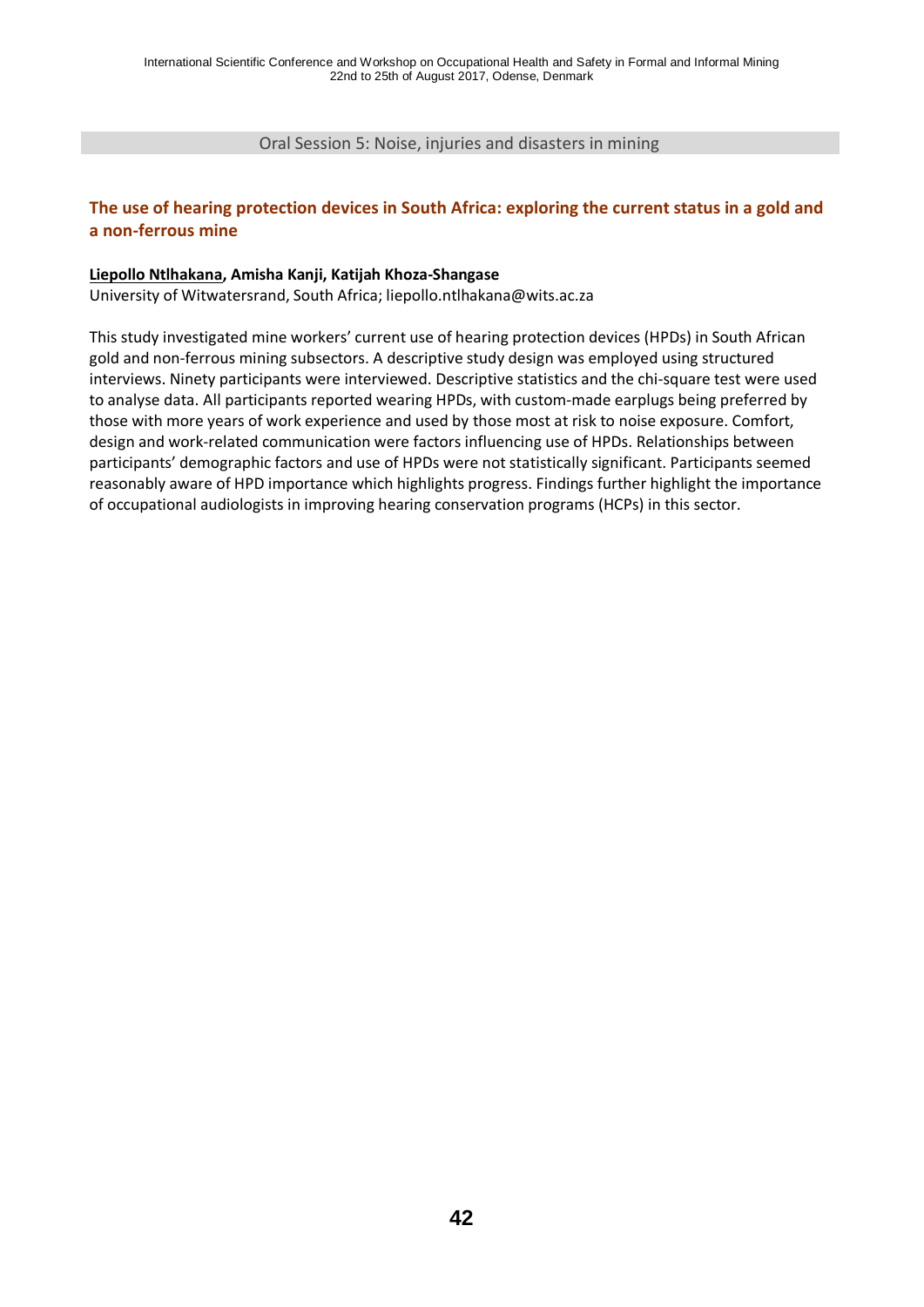Oral Session 5: Noise, injuries and disasters in mining

## The use of hearing protection devices in South Africa: exploring the current status in a gold and a non-ferrous mine

**Liepollo Ntlhakana, Amisha Kanji, Katijah Khoza-Shangase**

University of Witwatersrand, South Africa; liepollo.ntlhakana@wits.ac.za

This study investigated mine workers' current use of hearing protection devices (HPDs) in South African gold and non-ferrous mining subsectors. A descriptive study design was employed using structured interviews. Ninety participants were interviewed. Descriptive statistics and the chi-square test were used to analyse data. All participants reported wearing HPDs, with custom-made earplugs being preferred by those with more years of work experience and used by those most at risk to noise exposure. Comfort, design and work-related communication were factors influencing use of HPDs. Relationships between participants' demographic factors and use of HPDs were not statistically significant. Participants seemed reasonably aware of HPD importance which highlights progress. Findings further highlight the importance of occupational audiologists in improving hearing conservation programs (HCPs) in this sector.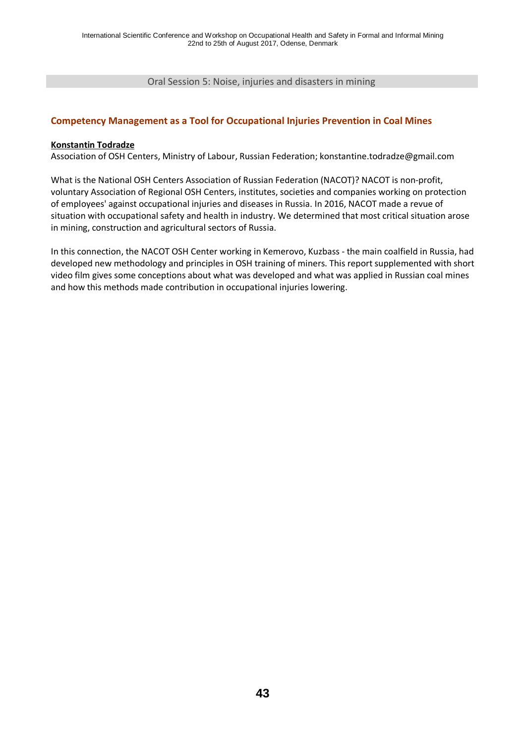Oral Session 5: Noise, injuries and disasters in mining

## Competency Management as a Tool for Occupational Injuries Prevention in Coal Mines

**Konstantin Todradze**

Association of OSH Centers, Ministry of Labour, Russian Federation; konstantine.todradze@gmail.com

What is the National OSH Centers Association of Russian Federation (NACOT)? NACOT is non-profit, voluntary Association of Regional OSH Centers, institutes, societies and companies working on protection of employees' against occupational injuries and diseases in Russia. In 2016, NACOT made a revue of situation with occupational safety and health in industry. We determined that most critical situation arose in mining, construction and agricultural sectors of Russia.

In this connection, the NACOT OSH Center working in Kemerovo, Kuzbass - the main coalfield in Russia, had developed new methodology and principles in OSH training of miners. This report supplemented with short video film gives some conceptions about what was developed and what was applied in Russian coal mines and how this methods made contribution in occupational injuries lowering.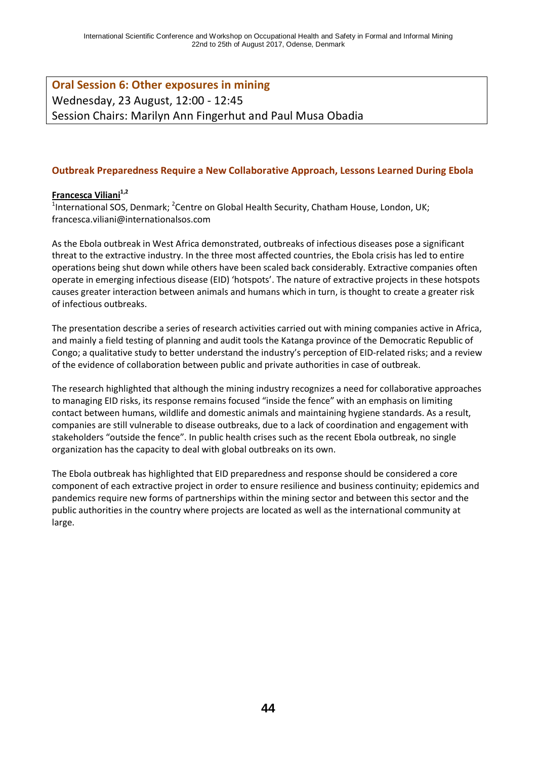## Oral Session 6: Other exposures in mining

Wednesday, 23 August, 12:00 - 12:45

Session Chairs: Marilyn Ann Fingerhut and Paul Musa Obadia

### Outbreak Preparedness Require a New Collaborative Approach, Lessons Learned During Ebola

**Francesca Viliani**[1,2]

[1]International SOS, Denmark; [2]Centre on Global Health Security, Chatham House, London, UK; francesca.viliani@internationalsos.com

As the Ebola outbreak in West Africa demonstrated, outbreaks of infectious diseases pose a significant threat to the extractive industry. In the three most affected countries, the Ebola crisis has led to entire operations being shut down while others have been scaled back considerably. Extractive companies often operate in emerging infectious disease (EID) 'hotspots'. The nature of extractive projects in these hotspots causes greater interaction between animals and humans which in turn, is thought to create a greater risk of infectious outbreaks.

The presentation describe a series of research activities carried out with mining companies active in Africa, and mainly a field testing of planning and audit tools the Katanga province of the Democratic Republic of Congo; a qualitative study to better understand the industry's perception of EID-related risks; and a review of the evidence of collaboration between public and private authorities in case of outbreak.

The research highlighted that although the mining industry recognizes a need for collaborative approaches to managing EID risks, its response remains focused "inside the fence" with an emphasis on limiting contact between humans, wildlife and domestic animals and maintaining hygiene standards. As a result, companies are still vulnerable to disease outbreaks, due to a lack of coordination and engagement with stakeholders "outside the fence". In public health crises such as the recent Ebola outbreak, no single organization has the capacity to deal with global outbreaks on its own.

The Ebola outbreak has highlighted that EID preparedness and response should be considered a core component of each extractive project in order to ensure resilience and business continuity; epidemics and pandemics require new forms of partnerships within the mining sector and between this sector and the public authorities in the country where projects are located as well as the international community at large.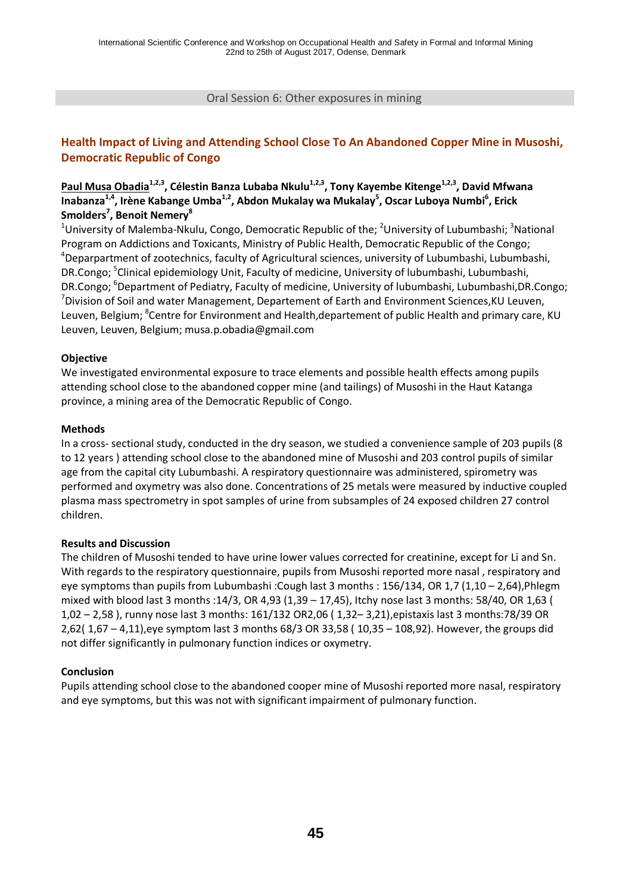Oral Session 6: Other exposures in mining

## Health Impact of Living and Attending School Close To An Abandoned Copper Mine in Musoshi, Democratic Republic of Congo

**Paul Musa Obadia[1,2,3], Célestin Banza Lubaba Nkulu[1,2,3], Tony Kayembe Kitenge[1,2,3], David Mfwana Inabanza[1,4], Irène Kabange Umba[1,2], Abdon Mukalay wa Mukalay[5], Oscar Luboya Numbi[6], Erick Smolders[7], Benoit Nemery[8]**

[1]University of Malemba-Nkulu, Congo, Democratic Republic of the; [2]University of Lubumbashi; [3]National Program on Addictions and Toxicants, Ministry of Public Health, Democratic Republic of the Congo; [4]Deparpartment of zootechnics, faculty of Agricultural sciences, university of Lubumbashi, Lubumbashi, DR.Congo; [5]Clinical epidemiology Unit, Faculty of medicine, University of lubumbashi, Lubumbashi, DR.Congo; [6]Department of Pediatry, Faculty of medicine, University of lubumbashi, Lubumbashi,DR.Congo; [7]Division of Soil and water Management, Departement of Earth and Environment Sciences,KU Leuven, Leuven, Belgium; [8]Centre for Environment and Health,departement of public Health and primary care, KU Leuven, Leuven, Belgium; musa.p.obadia@gmail.com

### Objective

We investigated environmental exposure to trace elements and possible health effects among pupils attending school close to the abandoned copper mine (and tailings) of Musoshi in the Haut Katanga province, a mining area of the Democratic Republic of Congo.

### Methods

In a cross- sectional study, conducted in the dry season, we studied a convenience sample of 203 pupils (8 to 12 years ) attending school close to the abandoned mine of Musoshi and 203 control pupils of similar age from the capital city Lubumbashi. A respiratory questionnaire was administered, spirometry was performed and oxymetry was also done. Concentrations of 25 metals were measured by inductive coupled plasma mass spectrometry in spot samples of urine from subsamples of 24 exposed children 27 control children.

### Results and Discussion

The children of Musoshi tended to have urine lower values corrected for creatinine, except for Li and Sn. With regards to the respiratory questionnaire, pupils from Musoshi reported more nasal , respiratory and eye symptoms than pupils from Lubumbashi :Cough last 3 months : 156/134, OR 1,7 (1,10 – 2,64),Phlegm mixed with blood last 3 months :14/3, OR 4,93 (1,39 – 17,45), Itchy nose last 3 months: 58/40, OR 1,63 ( 1,02 – 2,58 ), runny nose last 3 months: 161/132 OR2,06 ( 1,32– 3,21),epistaxis last 3 months:78/39 OR 2,62( 1,67 – 4,11),eye symptom last 3 months 68/3 OR 33,58 ( 10,35 – 108,92). However, the groups did not differ significantly in pulmonary function indices or oxymetry.

### Conclusion

Pupils attending school close to the abandoned cooper mine of Musoshi reported more nasal, respiratory and eye symptoms, but this was not with significant impairment of pulmonary function.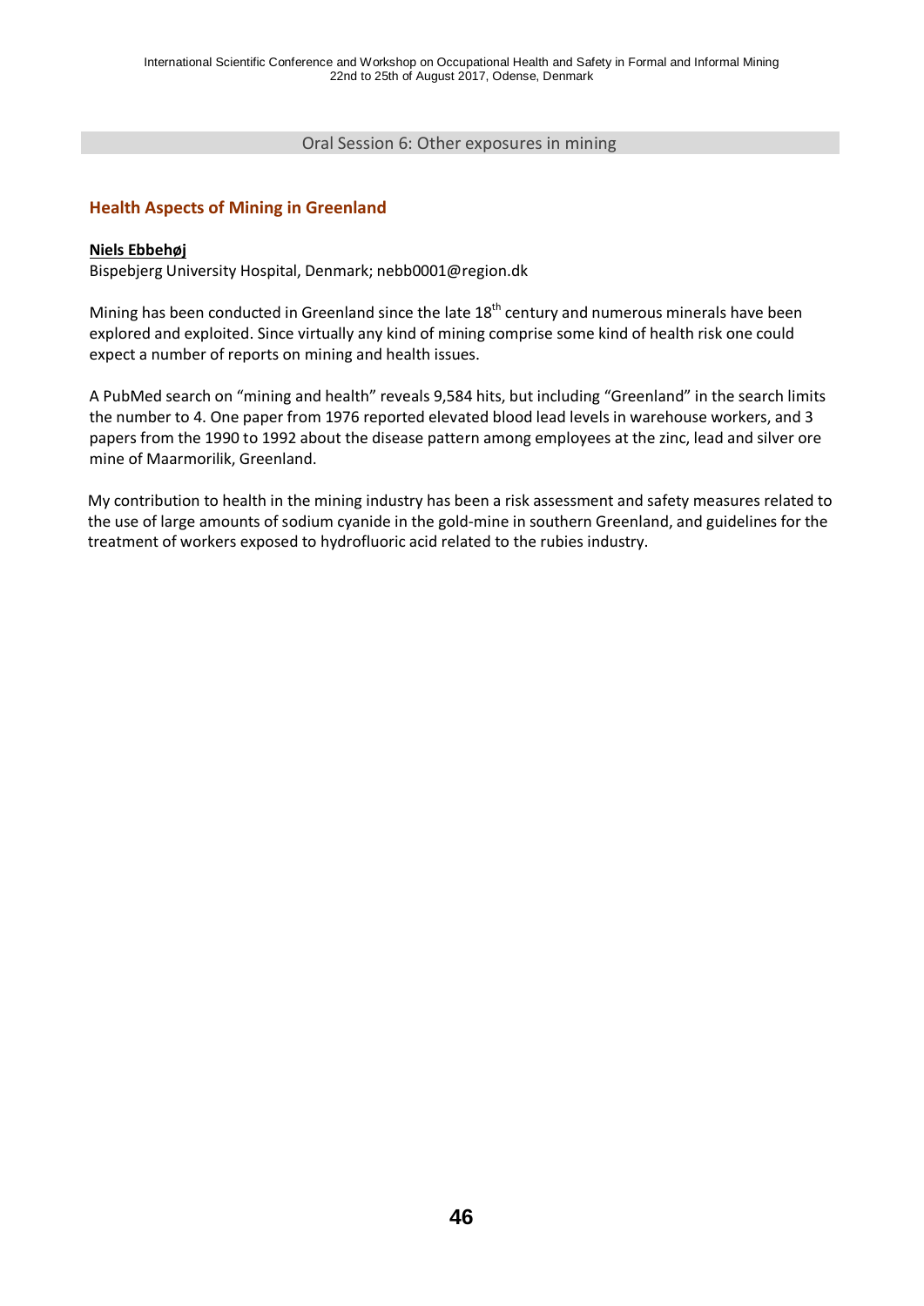Oral Session 6: Other exposures in mining

## Health Aspects of Mining in Greenland

**Niels Ebbehøj**

Bispebjerg University Hospital, Denmark; nebb0001@region.dk

Mining has been conducted in Greenland since the late 18$^{th}$ century and numerous minerals have been explored and exploited. Since virtually any kind of mining comprise some kind of health risk one could expect a number of reports on mining and health issues.

A PubMed search on “mining and health” reveals 9,584 hits, but including “Greenland” in the search limits the number to 4. One paper from 1976 reported elevated blood lead levels in warehouse workers, and 3 papers from the 1990 to 1992 about the disease pattern among employees at the zinc, lead and silver ore mine of Maarmorilik, Greenland.

My contribution to health in the mining industry has been a risk assessment and safety measures related to the use of large amounts of sodium cyanide in the gold-mine in southern Greenland, and guidelines for the treatment of workers exposed to hydrofluoric acid related to the rubies industry.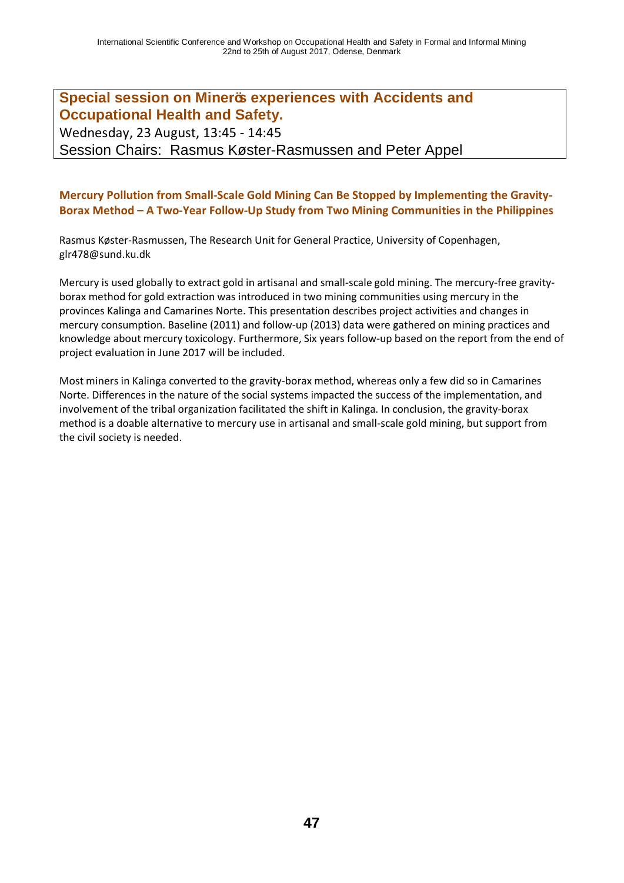## Special session on Minerös experiences with Accidents and Occupational Health and Safety.

Wednesday, 23 August, 13:45 - 14:45

Session Chairs: Rasmus Køster-Rasmussen and Peter Appel

### Mercury Pollution from Small-Scale Gold Mining Can Be Stopped by Implementing the Gravity-Borax Method – A Two-Year Follow-Up Study from Two Mining Communities in the Philippines

Rasmus Køster-Rasmussen, The Research Unit for General Practice, University of Copenhagen, glr478@sund.ku.dk

Mercury is used globally to extract gold in artisanal and small-scale gold mining. The mercury-free gravity-borax method for gold extraction was introduced in two mining communities using mercury in the provinces Kalinga and Camarines Norte. This presentation describes project activities and changes in mercury consumption. Baseline (2011) and follow-up (2013) data were gathered on mining practices and knowledge about mercury toxicology. Furthermore, Six years follow-up based on the report from the end of project evaluation in June 2017 will be included.

Most miners in Kalinga converted to the gravity-borax method, whereas only a few did so in Camarines Norte. Differences in the nature of the social systems impacted the success of the implementation, and involvement of the tribal organization facilitated the shift in Kalinga. In conclusion, the gravity-borax method is a doable alternative to mercury use in artisanal and small-scale gold mining, but support from the civil society is needed.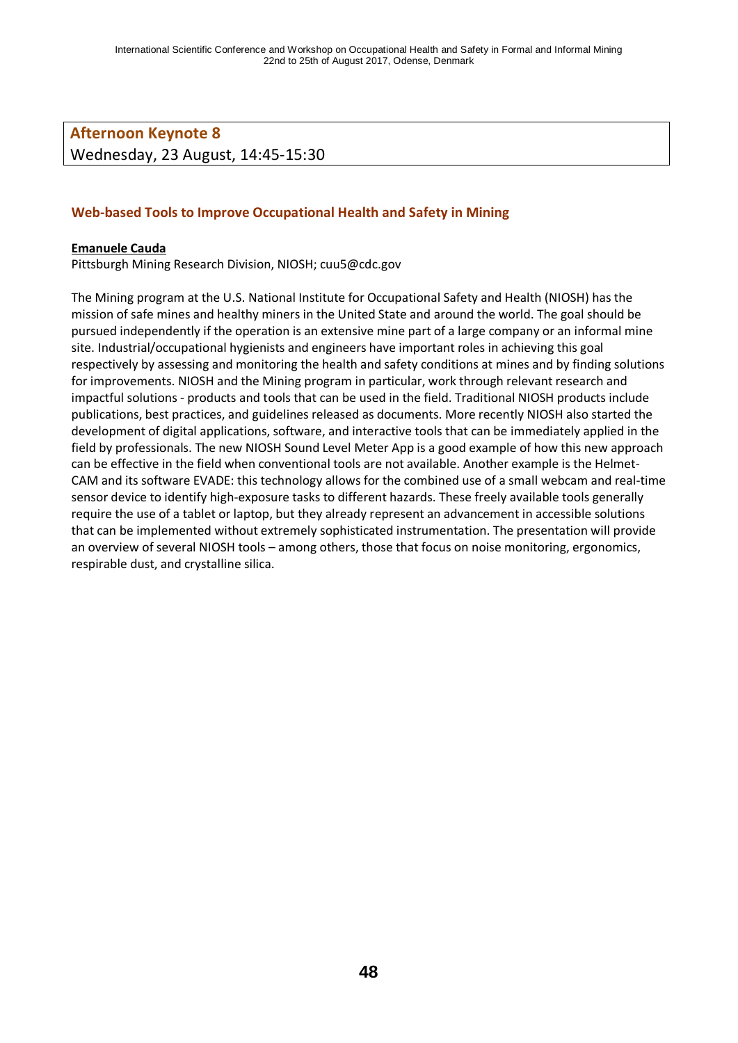## Afternoon Keynote 8

Wednesday, 23 August, 14:45-15:30

### Web-based Tools to Improve Occupational Health and Safety in Mining

**Emanuele Cauda**

Pittsburgh Mining Research Division, NIOSH; cuu5@cdc.gov

The Mining program at the U.S. National Institute for Occupational Safety and Health (NIOSH) has the mission of safe mines and healthy miners in the United State and around the world. The goal should be pursued independently if the operation is an extensive mine part of a large company or an informal mine site. Industrial/occupational hygienists and engineers have important roles in achieving this goal respectively by assessing and monitoring the health and safety conditions at mines and by finding solutions for improvements. NIOSH and the Mining program in particular, work through relevant research and impactful solutions - products and tools that can be used in the field. Traditional NIOSH products include publications, best practices, and guidelines released as documents. More recently NIOSH also started the development of digital applications, software, and interactive tools that can be immediately applied in the field by professionals. The new NIOSH Sound Level Meter App is a good example of how this new approach can be effective in the field when conventional tools are not available. Another example is the Helmet-CAM and its software EVADE: this technology allows for the combined use of a small webcam and real-time sensor device to identify high-exposure tasks to different hazards. These freely available tools generally require the use of a tablet or laptop, but they already represent an advancement in accessible solutions that can be implemented without extremely sophisticated instrumentation. The presentation will provide an overview of several NIOSH tools – among others, those that focus on noise monitoring, ergonomics, respirable dust, and crystalline silica.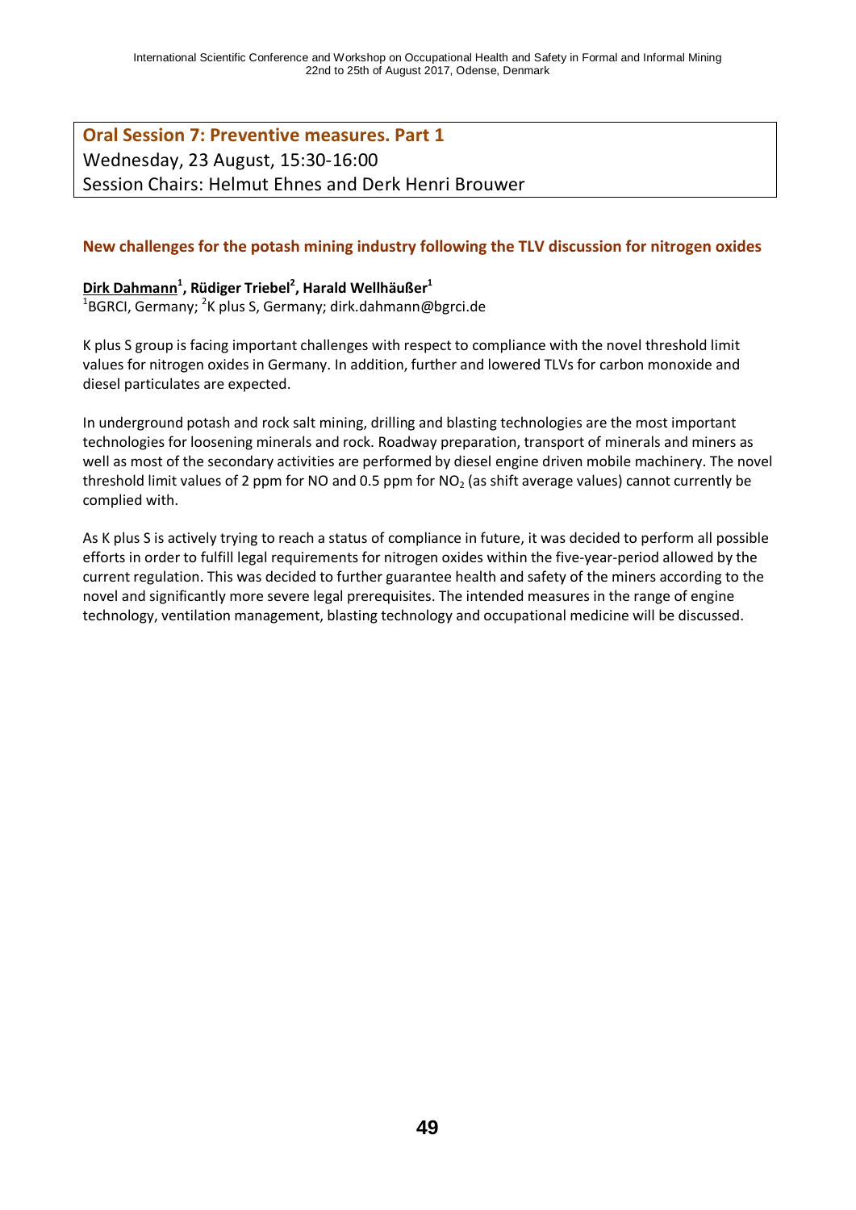## Oral Session 7: Preventive measures. Part 1

Wednesday, 23 August, 15:30-16:00

Session Chairs: Helmut Ehnes and Derk Henri Brouwer

### New challenges for the potash mining industry following the TLV discussion for nitrogen oxides

**Dirk Dahmann[1], Rüdiger Triebel[2], Harald Wellhäußer[1]**

[1]BGRCI, Germany; [2]K plus S, Germany; dirk.dahmann@bgrci.de

K plus S group is facing important challenges with respect to compliance with the novel threshold limit values for nitrogen oxides in Germany. In addition, further and lowered TLVs for carbon monoxide and diesel particulates are expected.

In underground potash and rock salt mining, drilling and blasting technologies are the most important technologies for loosening minerals and rock. Roadway preparation, transport of minerals and miners as well as most of the secondary activities are performed by diesel engine driven mobile machinery. The novel threshold limit values of 2 ppm for NO and 0.5 ppm for $NO_2$ (as shift average values) cannot currently be complied with.

As K plus S is actively trying to reach a status of compliance in future, it was decided to perform all possible efforts in order to fulfill legal requirements for nitrogen oxides within the five-year-period allowed by the current regulation. This was decided to further guarantee health and safety of the miners according to the novel and significantly more severe legal prerequisites. The intended measures in the range of engine technology, ventilation management, blasting technology and occupational medicine will be discussed.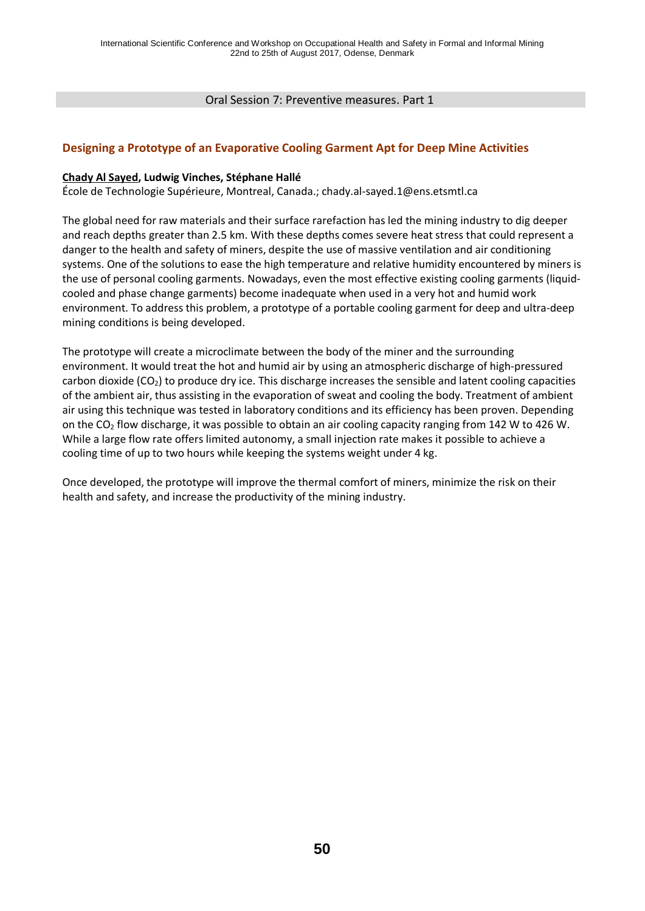Oral Session 7: Preventive measures. Part 1

## Designing a Prototype of an Evaporative Cooling Garment Apt for Deep Mine Activities

**Chady Al Sayed, Ludwig Vinches, Stéphane Hallé**

École de Technologie Supérieure, Montreal, Canada.; chady.al-sayed.1@ens.etsmtl.ca

The global need for raw materials and their surface rarefaction has led the mining industry to dig deeper and reach depths greater than 2.5 km. With these depths comes severe heat stress that could represent a danger to the health and safety of miners, despite the use of massive ventilation and air conditioning systems. One of the solutions to ease the high temperature and relative humidity encountered by miners is the use of personal cooling garments. Nowadays, even the most effective existing cooling garments (liquid-cooled and phase change garments) become inadequate when used in a very hot and humid work environment. To address this problem, a prototype of a portable cooling garment for deep and ultra-deep mining conditions is being developed.

The prototype will create a microclimate between the body of the miner and the surrounding environment. It would treat the hot and humid air by using an atmospheric discharge of high-pressured carbon dioxide ($CO_2$) to produce dry ice. This discharge increases the sensible and latent cooling capacities of the ambient air, thus assisting in the evaporation of sweat and cooling the body. Treatment of ambient air using this technique was tested in laboratory conditions and its efficiency has been proven. Depending on the $CO_2$ flow discharge, it was possible to obtain an air cooling capacity ranging from 142 W to 426 W. While a large flow rate offers limited autonomy, a small injection rate makes it possible to achieve a cooling time of up to two hours while keeping the systems weight under 4 kg.

Once developed, the prototype will improve the thermal comfort of miners, minimize the risk on their health and safety, and increase the productivity of the mining industry.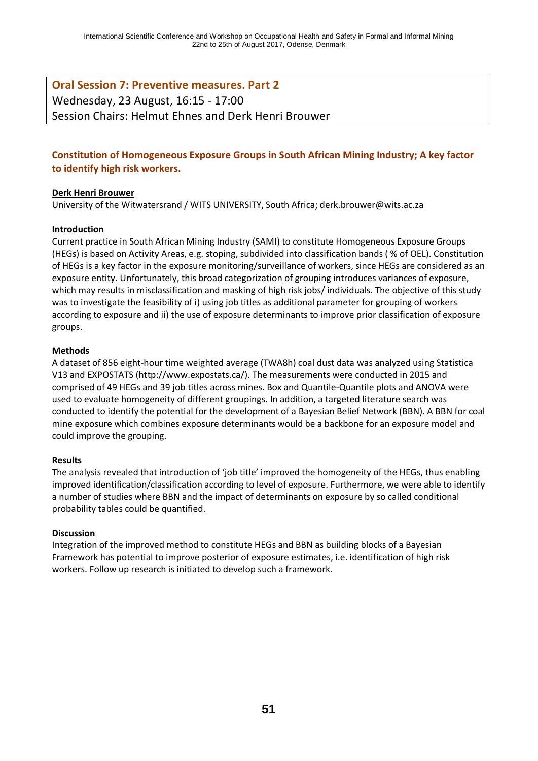**Oral Session 7: Preventive measures. Part 2**
Wednesday, 23 August, 16:15 - 17:00
Session Chairs: Helmut Ehnes and Derk Henri Brouwer

## Constitution of Homogeneous Exposure Groups in South African Mining Industry; A key factor to identify high risk workers.

**Derk Henri Brouwer**
University of the Witwatersrand / WITS UNIVERSITY, South Africa; derk.brouwer@wits.ac.za

### Introduction

Current practice in South African Mining Industry (SAMI) to constitute Homogeneous Exposure Groups (HEGs) is based on Activity Areas, e.g. stoping, subdivided into classification bands ( % of OEL). Constitution of HEGs is a key factor in the exposure monitoring/surveillance of workers, since HEGs are considered as an exposure entity. Unfortunately, this broad categorization of grouping introduces variances of exposure, which may results in misclassification and masking of high risk jobs/ individuals. The objective of this study was to investigate the feasibility of i) using job titles as additional parameter for grouping of workers according to exposure and ii) the use of exposure determinants to improve prior classification of exposure groups.

### Methods

A dataset of 856 eight-hour time weighted average (TWA8h) coal dust data was analyzed using Statistica V13 and EXPOSTATS (http://www.expostats.ca/). The measurements were conducted in 2015 and comprised of 49 HEGs and 39 job titles across mines. Box and Quantile-Quantile plots and ANOVA were used to evaluate homogeneity of different groupings. In addition, a targeted literature search was conducted to identify the potential for the development of a Bayesian Belief Network (BBN). A BBN for coal mine exposure which combines exposure determinants would be a backbone for an exposure model and could improve the grouping.

### Results

The analysis revealed that introduction of 'job title' improved the homogeneity of the HEGs, thus enabling improved identification/classification according to level of exposure. Furthermore, we were able to identify a number of studies where BBN and the impact of determinants on exposure by so called conditional probability tables could be quantified.

### Discussion

Integration of the improved method to constitute HEGs and BBN as building blocks of a Bayesian Framework has potential to improve posterior of exposure estimates, i.e. identification of high risk workers. Follow up research is initiated to develop such a framework.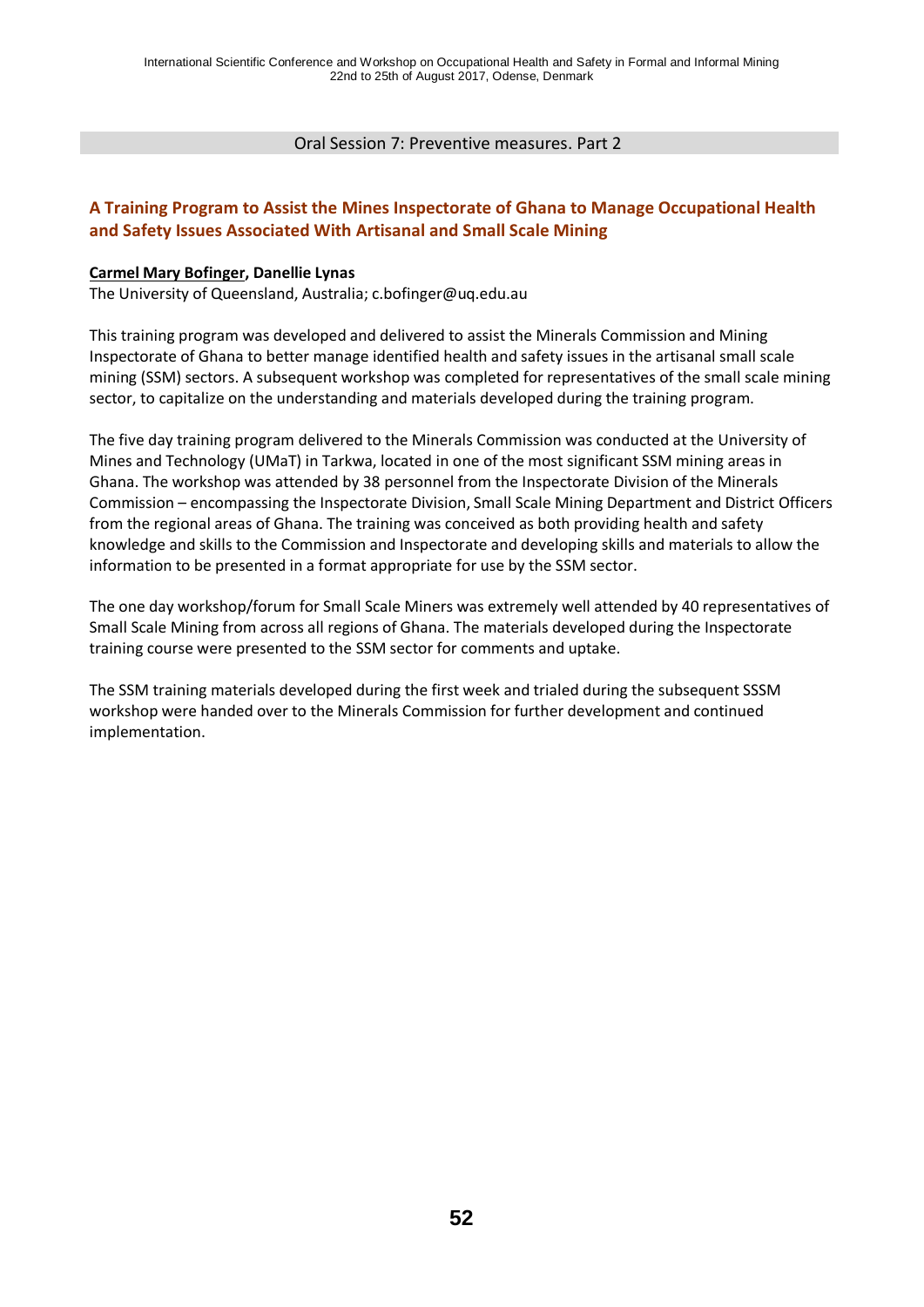Oral Session 7: Preventive measures. Part 2

## A Training Program to Assist the Mines Inspectorate of Ghana to Manage Occupational Health and Safety Issues Associated With Artisanal and Small Scale Mining

**Carmel Mary Bofinger, Danellie Lynas**

The University of Queensland, Australia; c.bofinger@uq.edu.au

This training program was developed and delivered to assist the Minerals Commission and Mining Inspectorate of Ghana to better manage identified health and safety issues in the artisanal small scale mining (SSM) sectors. A subsequent workshop was completed for representatives of the small scale mining sector, to capitalize on the understanding and materials developed during the training program.

The five day training program delivered to the Minerals Commission was conducted at the University of Mines and Technology (UMaT) in Tarkwa, located in one of the most significant SSM mining areas in Ghana. The workshop was attended by 38 personnel from the Inspectorate Division of the Minerals Commission – encompassing the Inspectorate Division, Small Scale Mining Department and District Officers from the regional areas of Ghana. The training was conceived as both providing health and safety knowledge and skills to the Commission and Inspectorate and developing skills and materials to allow the information to be presented in a format appropriate for use by the SSM sector.

The one day workshop/forum for Small Scale Miners was extremely well attended by 40 representatives of Small Scale Mining from across all regions of Ghana. The materials developed during the Inspectorate training course were presented to the SSM sector for comments and uptake.

The SSM training materials developed during the first week and trialed during the subsequent SSSM workshop were handed over to the Minerals Commission for further development and continued implementation.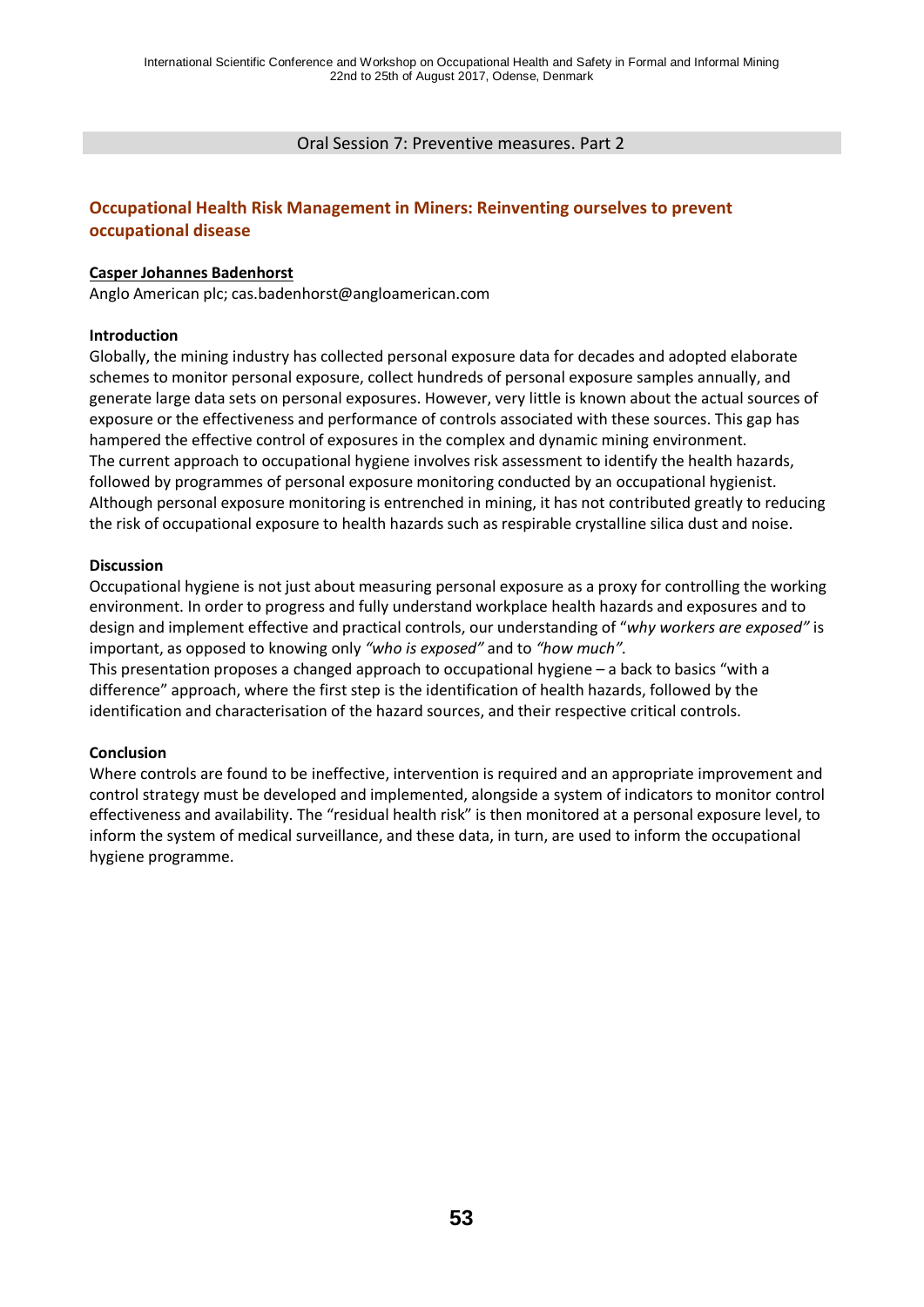Oral Session 7: Preventive measures. Part 2

## Occupational Health Risk Management in Miners: Reinventing ourselves to prevent occupational disease

**Casper Johannes Badenhorst**
Anglo American plc; cas.badenhorst@angloamerican.com

**Introduction**

Globally, the mining industry has collected personal exposure data for decades and adopted elaborate schemes to monitor personal exposure, collect hundreds of personal exposure samples annually, and generate large data sets on personal exposures. However, very little is known about the actual sources of exposure or the effectiveness and performance of controls associated with these sources. This gap has hampered the effective control of exposures in the complex and dynamic mining environment.
The current approach to occupational hygiene involves risk assessment to identify the health hazards, followed by programmes of personal exposure monitoring conducted by an occupational hygienist. Although personal exposure monitoring is entrenched in mining, it has not contributed greatly to reducing the risk of occupational exposure to health hazards such as respirable crystalline silica dust and noise.

**Discussion**

Occupational hygiene is not just about measuring personal exposure as a proxy for controlling the working environment. In order to progress and fully understand workplace health hazards and exposures and to design and implement effective and practical controls, our understanding of "*why workers are exposed"* is important, as opposed to knowing only *"who is exposed"* and to *"how much".*
This presentation proposes a changed approach to occupational hygiene – a back to basics "with a difference" approach, where the first step is the identification of health hazards, followed by the identification and characterisation of the hazard sources, and their respective critical controls.

**Conclusion**

Where controls are found to be ineffective, intervention is required and an appropriate improvement and control strategy must be developed and implemented, alongside a system of indicators to monitor control effectiveness and availability. The "residual health risk" is then monitored at a personal exposure level, to inform the system of medical surveillance, and these data, in turn, are used to inform the occupational hygiene programme.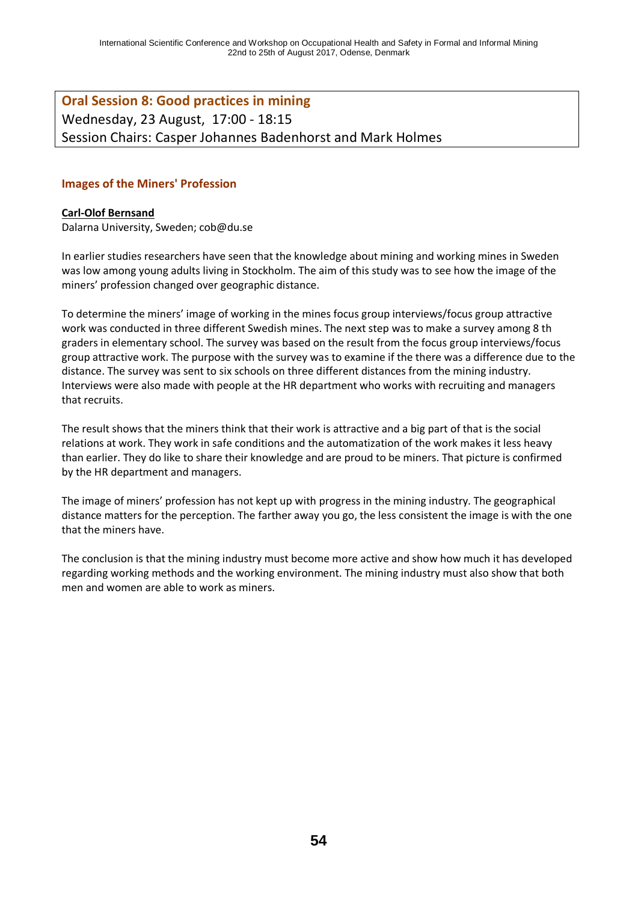## Oral Session 8: Good practices in mining

Wednesday, 23 August, 17:00 - 18:15

Session Chairs: Casper Johannes Badenhorst and Mark Holmes

### Images of the Miners' Profession

**Carl-Olof Bernsand**

Dalarna University, Sweden; cob@du.se

In earlier studies researchers have seen that the knowledge about mining and working mines in Sweden was low among young adults living in Stockholm. The aim of this study was to see how the image of the miners' profession changed over geographic distance.

To determine the miners' image of working in the mines focus group interviews/focus group attractive work was conducted in three different Swedish mines. The next step was to make a survey among 8 th graders in elementary school. The survey was based on the result from the focus group interviews/focus group attractive work. The purpose with the survey was to examine if the there was a difference due to the distance. The survey was sent to six schools on three different distances from the mining industry. Interviews were also made with people at the HR department who works with recruiting and managers that recruits.

The result shows that the miners think that their work is attractive and a big part of that is the social relations at work. They work in safe conditions and the automatization of the work makes it less heavy than earlier. They do like to share their knowledge and are proud to be miners. That picture is confirmed by the HR department and managers.

The image of miners' profession has not kept up with progress in the mining industry. The geographical distance matters for the perception. The farther away you go, the less consistent the image is with the one that the miners have.

The conclusion is that the mining industry must become more active and show how much it has developed regarding working methods and the working environment. The mining industry must also show that both men and women are able to work as miners.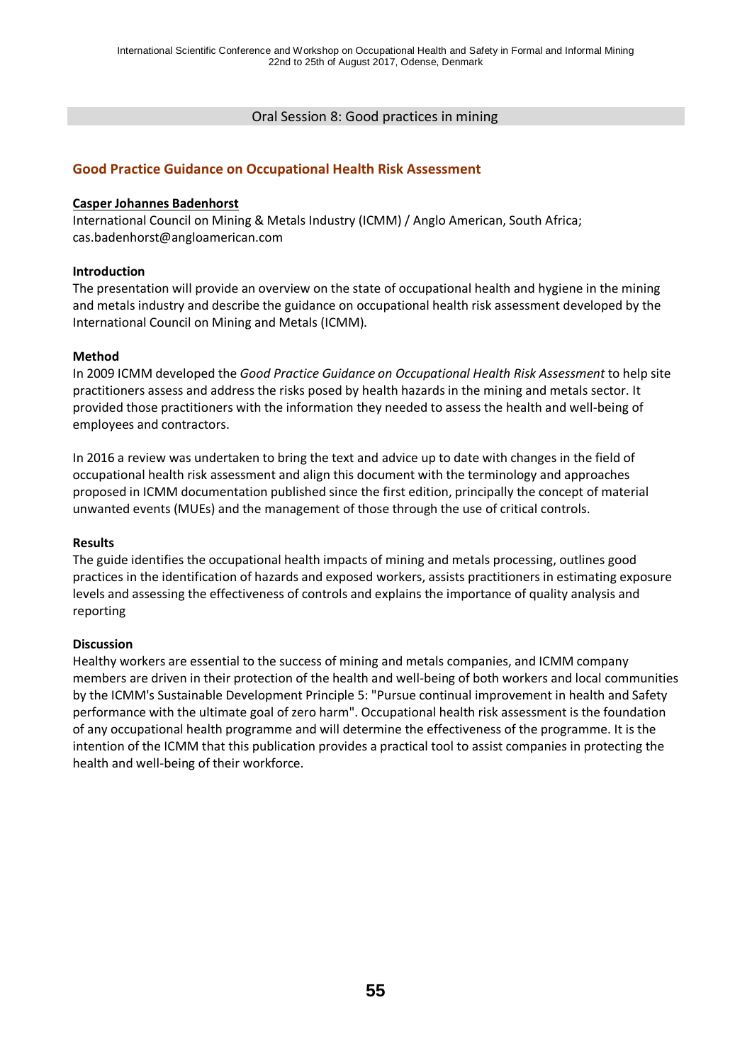Oral Session 8: Good practices in mining

## Good Practice Guidance on Occupational Health Risk Assessment

**Casper Johannes Badenhorst**

International Council on Mining & Metals Industry (ICMM) / Anglo American, South Africa; cas.badenhorst@angloamerican.com

**Introduction**

The presentation will provide an overview on the state of occupational health and hygiene in the mining and metals industry and describe the guidance on occupational health risk assessment developed by the International Council on Mining and Metals (ICMM).

**Method**

In 2009 ICMM developed the *Good Practice Guidance on Occupational Health Risk Assessment* to help site practitioners assess and address the risks posed by health hazards in the mining and metals sector. It provided those practitioners with the information they needed to assess the health and well-being of employees and contractors.

In 2016 a review was undertaken to bring the text and advice up to date with changes in the field of occupational health risk assessment and align this document with the terminology and approaches proposed in ICMM documentation published since the first edition, principally the concept of material unwanted events (MUEs) and the management of those through the use of critical controls.

**Results**

The guide identifies the occupational health impacts of mining and metals processing, outlines good practices in the identification of hazards and exposed workers, assists practitioners in estimating exposure levels and assessing the effectiveness of controls and explains the importance of quality analysis and reporting

**Discussion**

Healthy workers are essential to the success of mining and metals companies, and ICMM company members are driven in their protection of the health and well-being of both workers and local communities by the ICMM's Sustainable Development Principle 5: "Pursue continual improvement in health and Safety performance with the ultimate goal of zero harm". Occupational health risk assessment is the foundation of any occupational health programme and will determine the effectiveness of the programme. It is the intention of the ICMM that this publication provides a practical tool to assist companies in protecting the health and well-being of their workforce.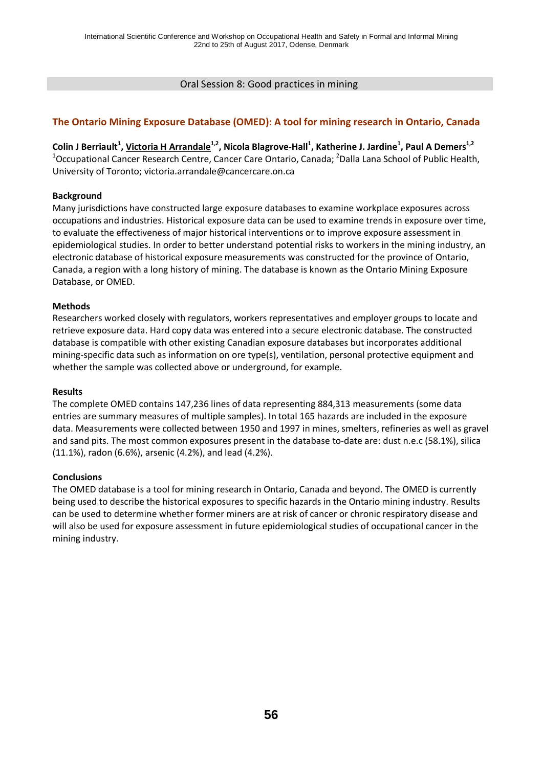Oral Session 8: Good practices in mining

## The Ontario Mining Exposure Database (OMED): A tool for mining research in Ontario, Canada

**Colin J Berriault[1], Victoria H Arrandale[1,2], Nicola Blagrove-Hall[1], Katherine J. Jardine[1], Paul A Demers[1,2]**
[1]Occupational Cancer Research Centre, Cancer Care Ontario, Canada; [2]Dalla Lana School of Public Health, University of Toronto; victoria.arrandale@cancercare.on.ca

### Background

Many jurisdictions have constructed large exposure databases to examine workplace exposures across occupations and industries. Historical exposure data can be used to examine trends in exposure over time, to evaluate the effectiveness of major historical interventions or to improve exposure assessment in epidemiological studies. In order to better understand potential risks to workers in the mining industry, an electronic database of historical exposure measurements was constructed for the province of Ontario, Canada, a region with a long history of mining. The database is known as the Ontario Mining Exposure Database, or OMED.

### Methods

Researchers worked closely with regulators, workers representatives and employer groups to locate and retrieve exposure data. Hard copy data was entered into a secure electronic database. The constructed database is compatible with other existing Canadian exposure databases but incorporates additional mining-specific data such as information on ore type(s), ventilation, personal protective equipment and whether the sample was collected above or underground, for example.

### Results

The complete OMED contains 147,236 lines of data representing 884,313 measurements (some data entries are summary measures of multiple samples). In total 165 hazards are included in the exposure data. Measurements were collected between 1950 and 1997 in mines, smelters, refineries as well as gravel and sand pits. The most common exposures present in the database to-date are: dust n.e.c (58.1%), silica (11.1%), radon (6.6%), arsenic (4.2%), and lead (4.2%).

### Conclusions

The OMED database is a tool for mining research in Ontario, Canada and beyond. The OMED is currently being used to describe the historical exposures to specific hazards in the Ontario mining industry. Results can be used to determine whether former miners are at risk of cancer or chronic respiratory disease and will also be used for exposure assessment in future epidemiological studies of occupational cancer in the mining industry.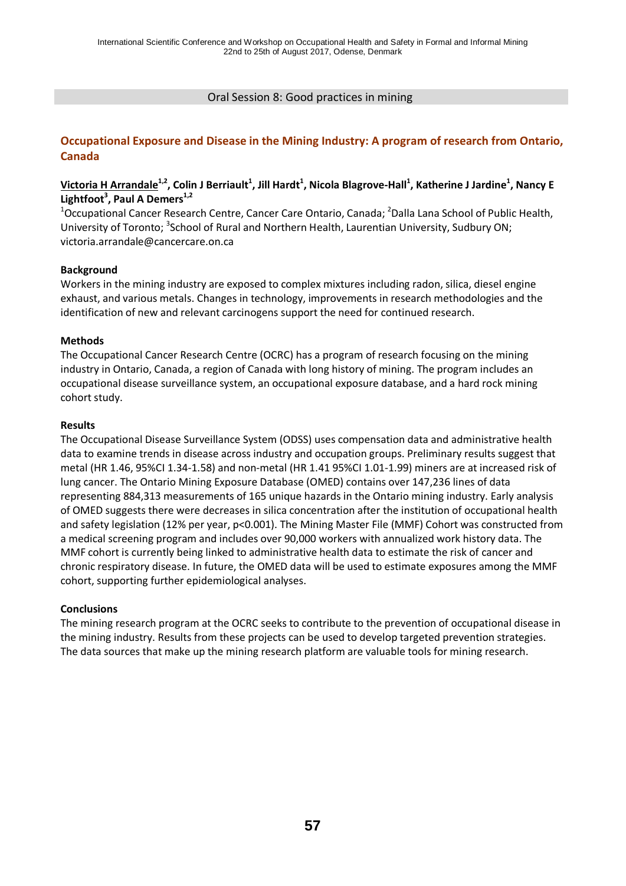Oral Session 8: Good practices in mining

## Occupational Exposure and Disease in the Mining Industry: A program of research from Ontario, Canada

**Victoria H Arrandale[1,2], Colin J Berriault[1], Jill Hardt[1], Nicola Blagrove-Hall[1], Katherine J Jardine[1], Nancy E Lightfoot[3], Paul A Demers[1,2]**

[1]Occupational Cancer Research Centre, Cancer Care Ontario, Canada; [2]Dalla Lana School of Public Health, University of Toronto; [3]School of Rural and Northern Health, Laurentian University, Sudbury ON; victoria.arrandale@cancercare.on.ca

### Background

Workers in the mining industry are exposed to complex mixtures including radon, silica, diesel engine exhaust, and various metals. Changes in technology, improvements in research methodologies and the identification of new and relevant carcinogens support the need for continued research.

### Methods

The Occupational Cancer Research Centre (OCRC) has a program of research focusing on the mining industry in Ontario, Canada, a region of Canada with long history of mining. The program includes an occupational disease surveillance system, an occupational exposure database, and a hard rock mining cohort study.

### Results

The Occupational Disease Surveillance System (ODSS) uses compensation data and administrative health data to examine trends in disease across industry and occupation groups. Preliminary results suggest that metal (HR 1.46, 95%CI 1.34-1.58) and non-metal (HR 1.41 95%CI 1.01-1.99) miners are at increased risk of lung cancer. The Ontario Mining Exposure Database (OMED) contains over 147,236 lines of data representing 884,313 measurements of 165 unique hazards in the Ontario mining industry. Early analysis of OMED suggests there were decreases in silica concentration after the institution of occupational health and safety legislation (12% per year, $p<0.001$). The Mining Master File (MMF) Cohort was constructed from a medical screening program and includes over 90,000 workers with annualized work history data. The MMF cohort is currently being linked to administrative health data to estimate the risk of cancer and chronic respiratory disease. In future, the OMED data will be used to estimate exposures among the MMF cohort, supporting further epidemiological analyses.

### Conclusions

The mining research program at the OCRC seeks to contribute to the prevention of occupational disease in the mining industry. Results from these projects can be used to develop targeted prevention strategies. The data sources that make up the mining research platform are valuable tools for mining research.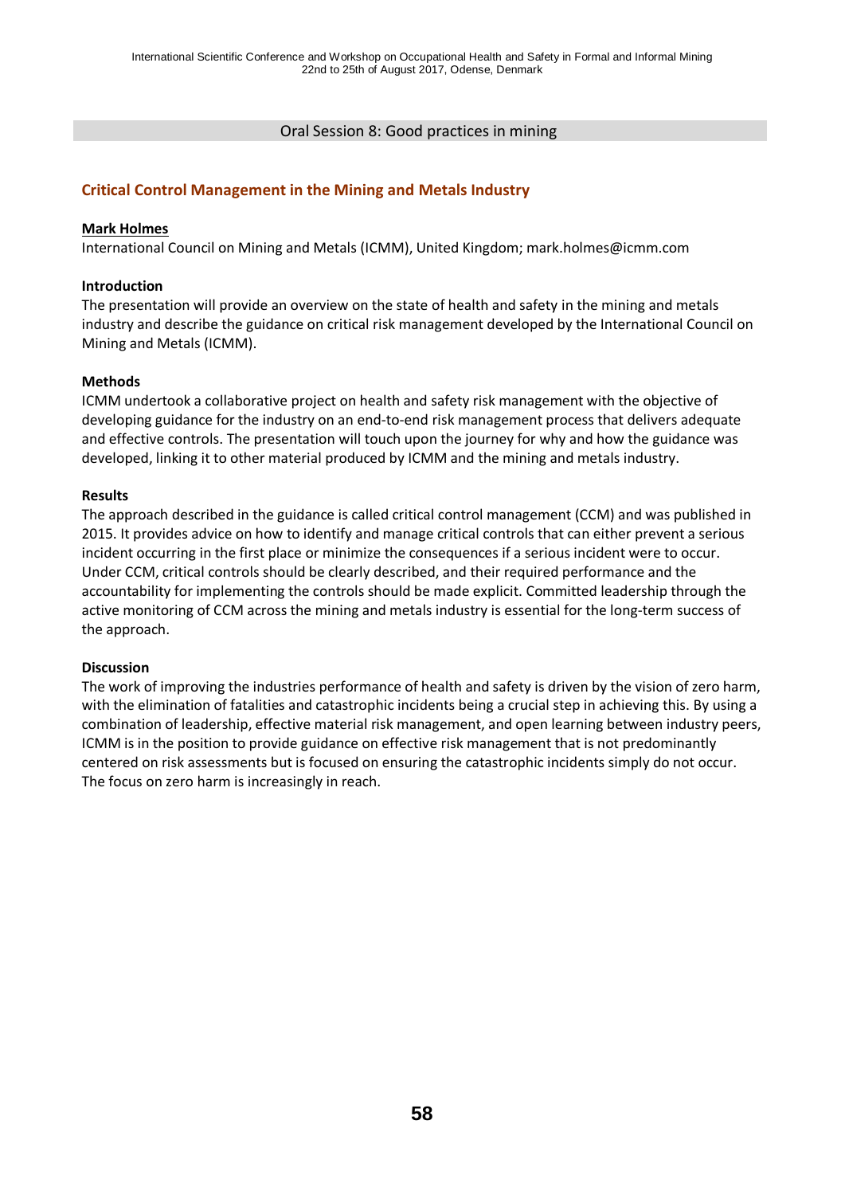Oral Session 8: Good practices in mining

## Critical Control Management in the Mining and Metals Industry

**Mark Holmes**

International Council on Mining and Metals (ICMM), United Kingdom; mark.holmes@icmm.com

### Introduction

The presentation will provide an overview on the state of health and safety in the mining and metals industry and describe the guidance on critical risk management developed by the International Council on Mining and Metals (ICMM).

### Methods

ICMM undertook a collaborative project on health and safety risk management with the objective of developing guidance for the industry on an end-to-end risk management process that delivers adequate and effective controls. The presentation will touch upon the journey for why and how the guidance was developed, linking it to other material produced by ICMM and the mining and metals industry.

### Results

The approach described in the guidance is called critical control management (CCM) and was published in 2015. It provides advice on how to identify and manage critical controls that can either prevent a serious incident occurring in the first place or minimize the consequences if a serious incident were to occur. Under CCM, critical controls should be clearly described, and their required performance and the accountability for implementing the controls should be made explicit. Committed leadership through the active monitoring of CCM across the mining and metals industry is essential for the long-term success of the approach.

### Discussion

The work of improving the industries performance of health and safety is driven by the vision of zero harm, with the elimination of fatalities and catastrophic incidents being a crucial step in achieving this. By using a combination of leadership, effective material risk management, and open learning between industry peers, ICMM is in the position to provide guidance on effective risk management that is not predominantly centered on risk assessments but is focused on ensuring the catastrophic incidents simply do not occur. The focus on zero harm is increasingly in reach.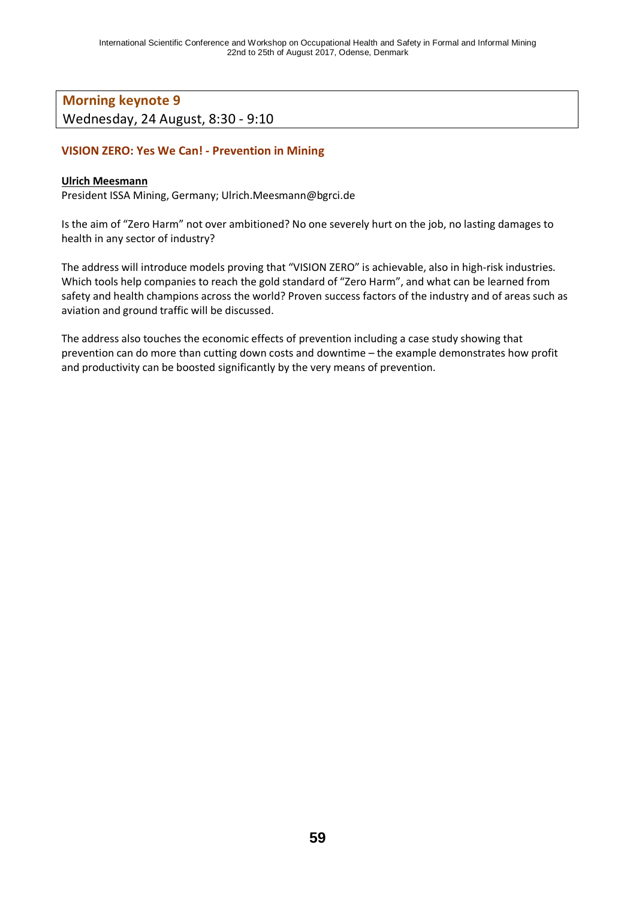## Morning keynote 9

Wednesday, 24 August, 8:30 - 9:10

### VISION ZERO: Yes We Can! - Prevention in Mining

**Ulrich Meesmann**

President ISSA Mining, Germany; Ulrich.Meesmann@bgrci.de

Is the aim of "Zero Harm" not over ambitioned? No one severely hurt on the job, no lasting damages to health in any sector of industry?

The address will introduce models proving that "VISION ZERO" is achievable, also in high-risk industries. Which tools help companies to reach the gold standard of "Zero Harm", and what can be learned from safety and health champions across the world? Proven success factors of the industry and of areas such as aviation and ground traffic will be discussed.

The address also touches the economic effects of prevention including a case study showing that prevention can do more than cutting down costs and downtime – the example demonstrates how profit and productivity can be boosted significantly by the very means of prevention.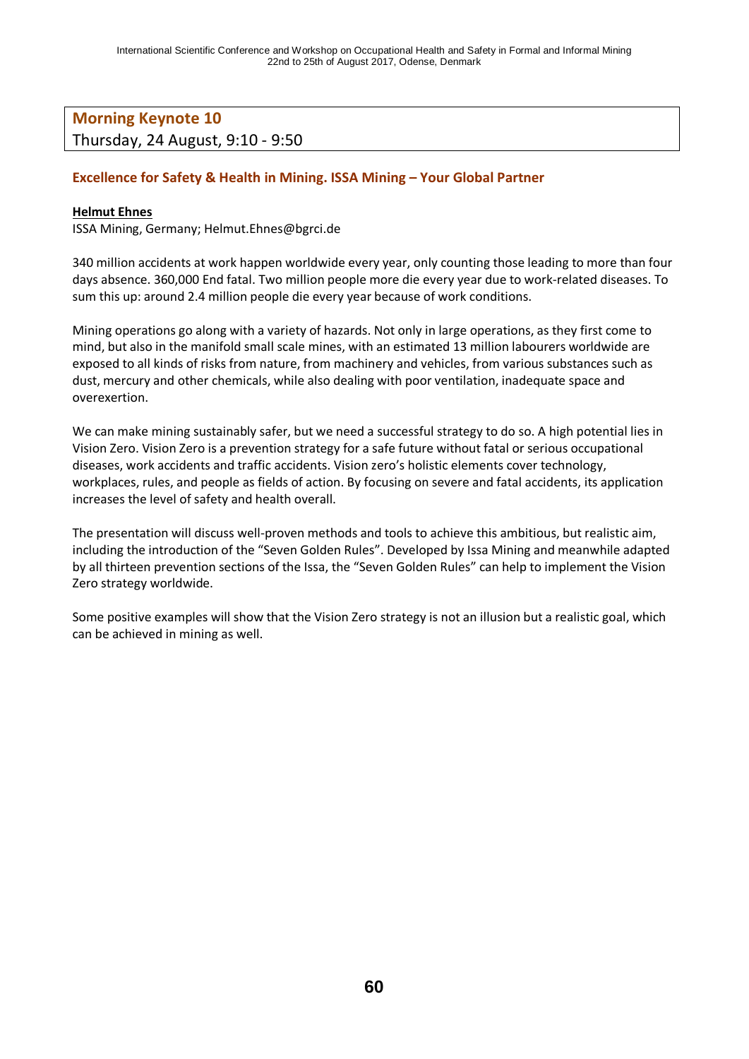## Morning Keynote 10

Thursday, 24 August, 9:10 - 9:50

### Excellence for Safety & Health in Mining. ISSA Mining – Your Global Partner

**Helmut Ehnes**

ISSA Mining, Germany; Helmut.Ehnes@bgrci.de

340 million accidents at work happen worldwide every year, only counting those leading to more than four days absence. 360,000 End fatal. Two million people more die every year due to work-related diseases. To sum this up: around 2.4 million people die every year because of work conditions.

Mining operations go along with a variety of hazards. Not only in large operations, as they first come to mind, but also in the manifold small scale mines, with an estimated 13 million labourers worldwide are exposed to all kinds of risks from nature, from machinery and vehicles, from various substances such as dust, mercury and other chemicals, while also dealing with poor ventilation, inadequate space and overexertion.

We can make mining sustainably safer, but we need a successful strategy to do so. A high potential lies in Vision Zero. Vision Zero is a prevention strategy for a safe future without fatal or serious occupational diseases, work accidents and traffic accidents. Vision zero's holistic elements cover technology, workplaces, rules, and people as fields of action. By focusing on severe and fatal accidents, its application increases the level of safety and health overall.

The presentation will discuss well-proven methods and tools to achieve this ambitious, but realistic aim, including the introduction of the "Seven Golden Rules". Developed by Issa Mining and meanwhile adapted by all thirteen prevention sections of the Issa, the "Seven Golden Rules" can help to implement the Vision Zero strategy worldwide.

Some positive examples will show that the Vision Zero strategy is not an illusion but a realistic goal, which can be achieved in mining as well.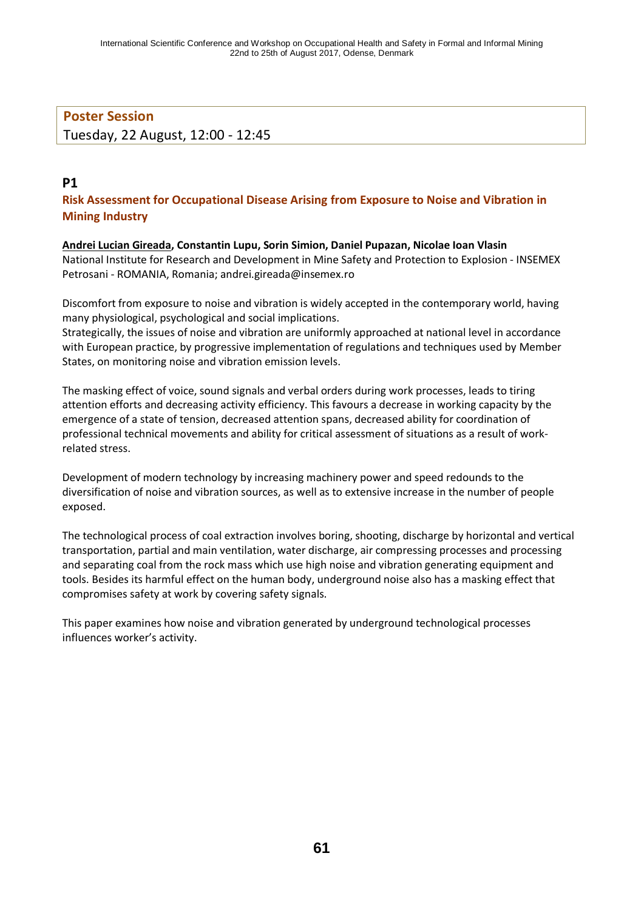## Poster Session

Tuesday, 22 August, 12:00 - 12:45

### P1

### Risk Assessment for Occupational Disease Arising from Exposure to Noise and Vibration in Mining Industry

**Andrei Lucian Gireada, Constantin Lupu, Sorin Simion, Daniel Pupazan, Nicolae Ioan Vlasin**
National Institute for Research and Development in Mine Safety and Protection to Explosion - INSEMEX Petrosani - ROMANIA, Romania; andrei.gireada@insemex.ro

Discomfort from exposure to noise and vibration is widely accepted in the contemporary world, having many physiological, psychological and social implications.
Strategically, the issues of noise and vibration are uniformly approached at national level in accordance with European practice, by progressive implementation of regulations and techniques used by Member States, on monitoring noise and vibration emission levels.

The masking effect of voice, sound signals and verbal orders during work processes, leads to tiring attention efforts and decreasing activity efficiency. This favours a decrease in working capacity by the emergence of a state of tension, decreased attention spans, decreased ability for coordination of professional technical movements and ability for critical assessment of situations as a result of work-related stress.

Development of modern technology by increasing machinery power and speed redounds to the diversification of noise and vibration sources, as well as to extensive increase in the number of people exposed.

The technological process of coal extraction involves boring, shooting, discharge by horizontal and vertical transportation, partial and main ventilation, water discharge, air compressing processes and processing and separating coal from the rock mass which use high noise and vibration generating equipment and tools. Besides its harmful effect on the human body, underground noise also has a masking effect that compromises safety at work by covering safety signals.

This paper examines how noise and vibration generated by underground technological processes influences worker's activity.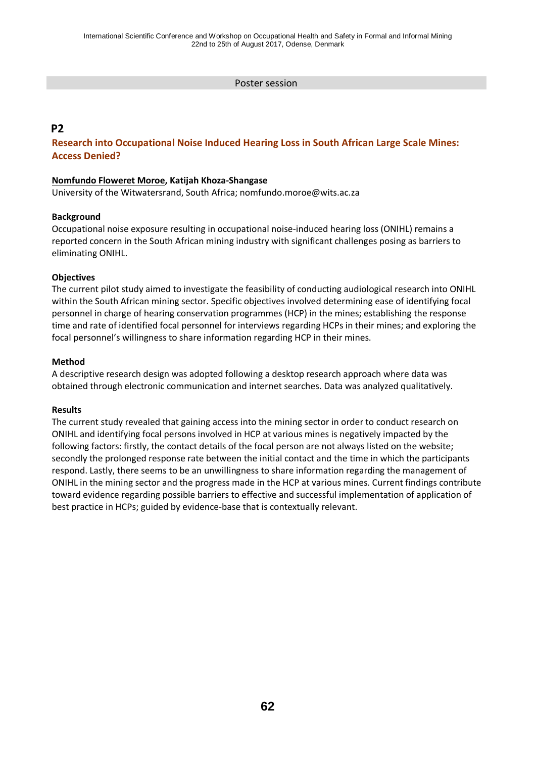Poster session

## P2

### Research into Occupational Noise Induced Hearing Loss in South African Large Scale Mines: Access Denied?

**Nomfundo Floweret Moroe, Katijah Khoza-Shangase**
University of the Witwatersrand, South Africa; nomfundo.moroe@wits.ac.za

**Background**
Occupational noise exposure resulting in occupational noise-induced hearing loss (ONIHL) remains a reported concern in the South African mining industry with significant challenges posing as barriers to eliminating ONIHL.

**Objectives**
The current pilot study aimed to investigate the feasibility of conducting audiological research into ONIHL within the South African mining sector. Specific objectives involved determining ease of identifying focal personnel in charge of hearing conservation programmes (HCP) in the mines; establishing the response time and rate of identified focal personnel for interviews regarding HCPs in their mines; and exploring the focal personnel's willingness to share information regarding HCP in their mines.

**Method**
A descriptive research design was adopted following a desktop research approach where data was obtained through electronic communication and internet searches. Data was analyzed qualitatively.

**Results**
The current study revealed that gaining access into the mining sector in order to conduct research on ONIHL and identifying focal persons involved in HCP at various mines is negatively impacted by the following factors: firstly, the contact details of the focal person are not always listed on the website; secondly the prolonged response rate between the initial contact and the time in which the participants respond. Lastly, there seems to be an unwillingness to share information regarding the management of ONIHL in the mining sector and the progress made in the HCP at various mines. Current findings contribute toward evidence regarding possible barriers to effective and successful implementation of application of best practice in HCPs; guided by evidence-base that is contextually relevant.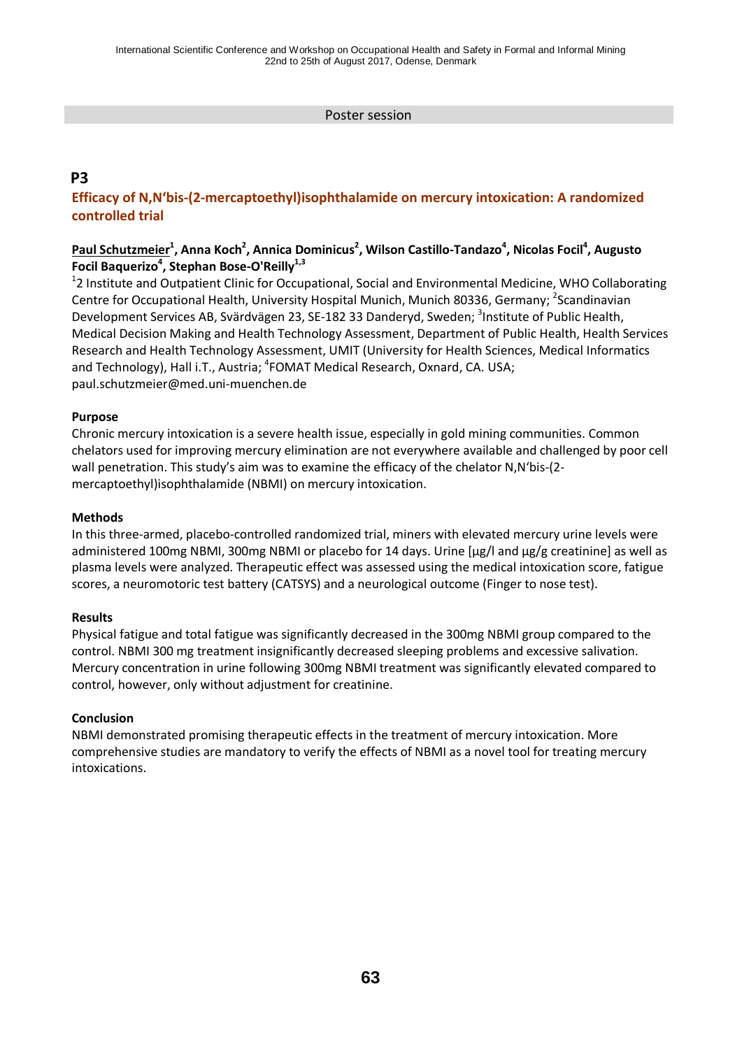Poster session

## P3

### Efficacy of N,N'bis-(2-mercaptoethyl)isophthalamide on mercury intoxication: A randomized controlled trial

**Paul Schutzmeier[1], Anna Koch[2], Annica Dominicus[2], Wilson Castillo-Tandazo[4], Nicolas Focil[4], Augusto Focil Baquerizo[4], Stephan Bose-O'Reilly[1,3]**

[1]2 Institute and Outpatient Clinic for Occupational, Social and Environmental Medicine, WHO Collaborating Centre for Occupational Health, University Hospital Munich, Munich 80336, Germany; [2]Scandinavian Development Services AB, Svärdvägen 23, SE-182 33 Danderyd, Sweden; [3]Institute of Public Health, Medical Decision Making and Health Technology Assessment, Department of Public Health, Health Services Research and Health Technology Assessment, UMIT (University for Health Sciences, Medical Informatics and Technology), Hall i.T., Austria; [4]FOMAT Medical Research, Oxnard, CA. USA; paul.schutzmeier@med.uni-muenchen.de

**Purpose**

Chronic mercury intoxication is a severe health issue, especially in gold mining communities. Common chelators used for improving mercury elimination are not everywhere available and challenged by poor cell wall penetration. This study's aim was to examine the efficacy of the chelator N,N'bis-(2-mercaptoethyl)isophthalamide (NBMI) on mercury intoxication.

**Methods**

In this three-armed, placebo-controlled randomized trial, miners with elevated mercury urine levels were administered 100mg NBMI, 300mg NBMI or placebo for 14 days. Urine [µg/l and µg/g creatinine] as well as plasma levels were analyzed. Therapeutic effect was assessed using the medical intoxication score, fatigue scores, a neuromotoric test battery (CATSYS) and a neurological outcome (Finger to nose test).

**Results**

Physical fatigue and total fatigue was significantly decreased in the 300mg NBMI group compared to the control. NBMI 300 mg treatment insignificantly decreased sleeping problems and excessive salivation. Mercury concentration in urine following 300mg NBMI treatment was significantly elevated compared to control, however, only without adjustment for creatinine.

**Conclusion**

NBMI demonstrated promising therapeutic effects in the treatment of mercury intoxication. More comprehensive studies are mandatory to verify the effects of NBMI as a novel tool for treating mercury intoxications.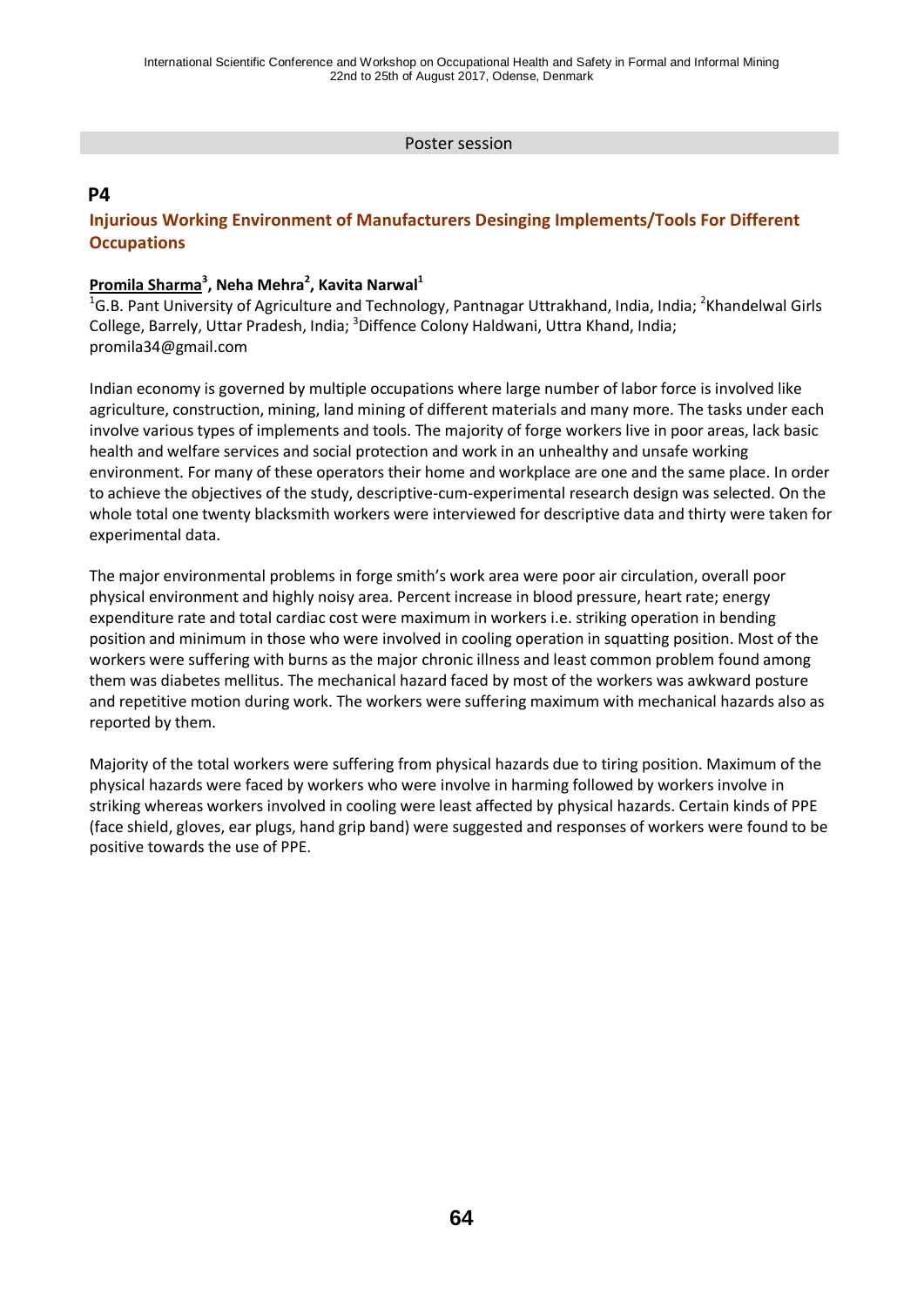Poster session

## P4

### Injurious Working Environment of Manufacturers Desinging Implements/Tools For Different Occupations

**<u>Promila Sharma</u>[3], Neha Mehra[2], Kavita Narwal[1]**

[1]G.B. Pant University of Agriculture and Technology, Pantnagar Uttrakhand, India, India; [2]Khandelwal Girls College, Barrely, Uttar Pradesh, India; [3]Diffence Colony Haldwani, Uttra Khand, India; promila34@gmail.com

Indian economy is governed by multiple occupations where large number of labor force is involved like agriculture, construction, mining, land mining of different materials and many more. The tasks under each involve various types of implements and tools. The majority of forge workers live in poor areas, lack basic health and welfare services and social protection and work in an unhealthy and unsafe working environment. For many of these operators their home and workplace are one and the same place. In order to achieve the objectives of the study, descriptive-cum-experimental research design was selected. On the whole total one twenty blacksmith workers were interviewed for descriptive data and thirty were taken for experimental data.

The major environmental problems in forge smith's work area were poor air circulation, overall poor physical environment and highly noisy area. Percent increase in blood pressure, heart rate; energy expenditure rate and total cardiac cost were maximum in workers i.e. striking operation in bending position and minimum in those who were involved in cooling operation in squatting position. Most of the workers were suffering with burns as the major chronic illness and least common problem found among them was diabetes mellitus. The mechanical hazard faced by most of the workers was awkward posture and repetitive motion during work. The workers were suffering maximum with mechanical hazards also as reported by them.

Majority of the total workers were suffering from physical hazards due to tiring position. Maximum of the physical hazards were faced by workers who were involve in harming followed by workers involve in striking whereas workers involved in cooling were least affected by physical hazards. Certain kinds of PPE (face shield, gloves, ear plugs, hand grip band) were suggested and responses of workers were found to be positive towards the use of PPE.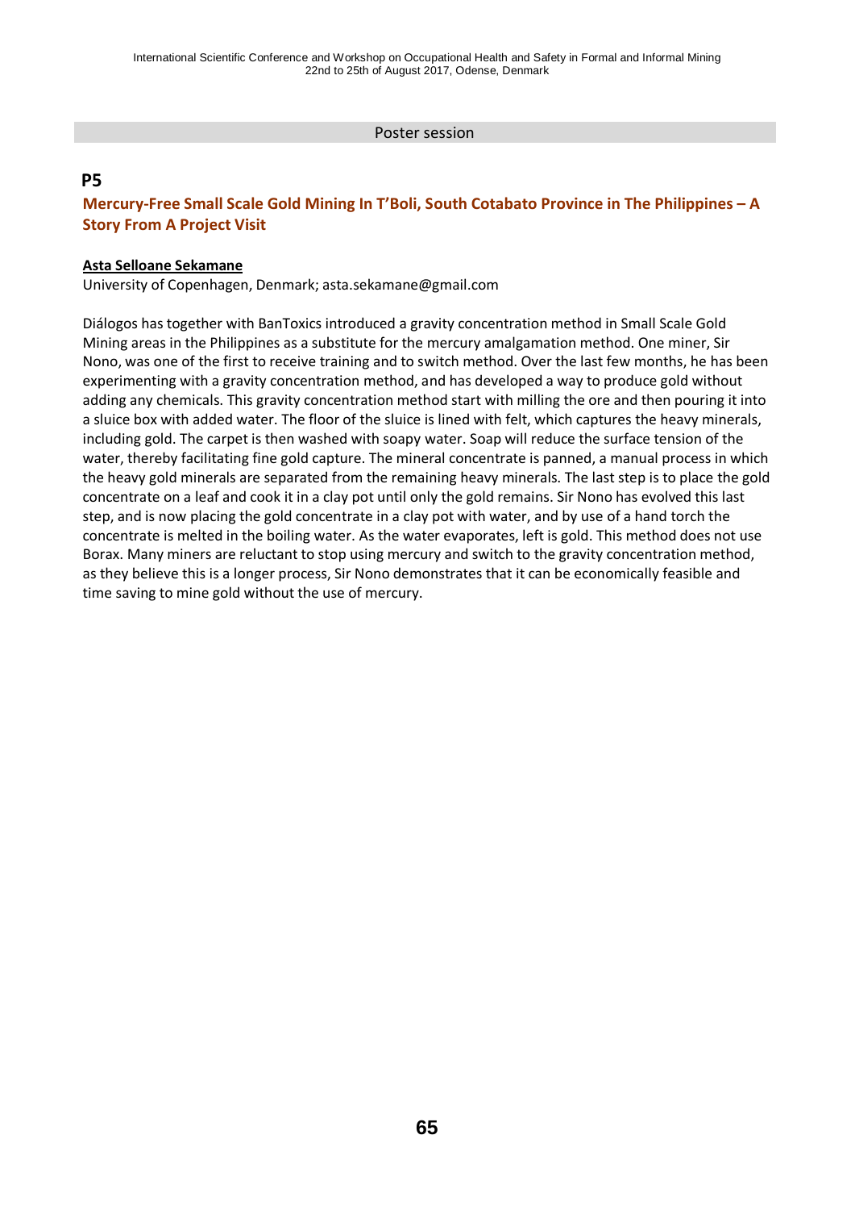Poster session

## P5

### Mercury-Free Small Scale Gold Mining In T'Boli, South Cotabato Province in The Philippines – A Story From A Project Visit

**Asta Selloane Sekamane**

University of Copenhagen, Denmark; asta.sekamane@gmail.com

Diálogos has together with BanToxics introduced a gravity concentration method in Small Scale Gold Mining areas in the Philippines as a substitute for the mercury amalgamation method. One miner, Sir Nono, was one of the first to receive training and to switch method. Over the last few months, he has been experimenting with a gravity concentration method, and has developed a way to produce gold without adding any chemicals. This gravity concentration method start with milling the ore and then pouring it into a sluice box with added water. The floor of the sluice is lined with felt, which captures the heavy minerals, including gold. The carpet is then washed with soapy water. Soap will reduce the surface tension of the water, thereby facilitating fine gold capture. The mineral concentrate is panned, a manual process in which the heavy gold minerals are separated from the remaining heavy minerals. The last step is to place the gold concentrate on a leaf and cook it in a clay pot until only the gold remains. Sir Nono has evolved this last step, and is now placing the gold concentrate in a clay pot with water, and by use of a hand torch the concentrate is melted in the boiling water. As the water evaporates, left is gold. This method does not use Borax. Many miners are reluctant to stop using mercury and switch to the gravity concentration method, as they believe this is a longer process, Sir Nono demonstrates that it can be economically feasible and time saving to mine gold without the use of mercury.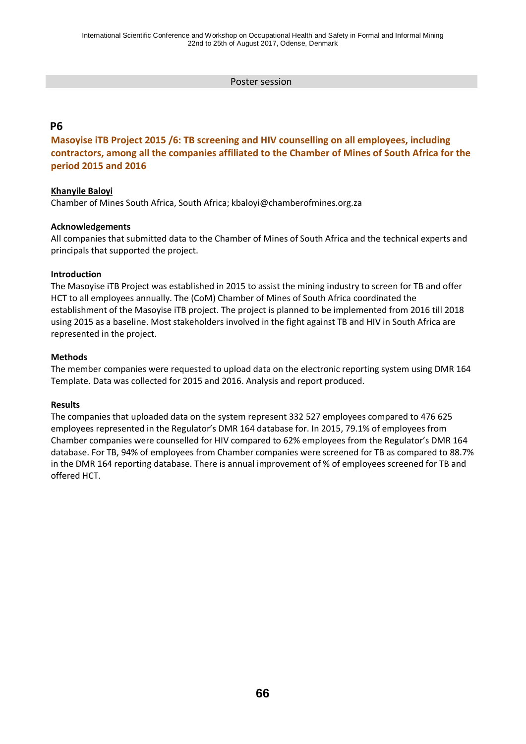Poster session

## P6

### Masoyise iTB Project 2015 /6: TB screening and HIV counselling on all employees, including contractors, among all the companies affiliated to the Chamber of Mines of South Africa for the period 2015 and 2016

**Khanyile Baloyi**
Chamber of Mines South Africa, South Africa; kbaloyi@chamberofmines.org.za

**Acknowledgements**
All companies that submitted data to the Chamber of Mines of South Africa and the technical experts and principals that supported the project.

**Introduction**
The Masoyise iTB Project was established in 2015 to assist the mining industry to screen for TB and offer HCT to all employees annually. The (CoM) Chamber of Mines of South Africa coordinated the establishment of the Masoyise iTB project. The project is planned to be implemented from 2016 till 2018 using 2015 as a baseline. Most stakeholders involved in the fight against TB and HIV in South Africa are represented in the project.

**Methods**
The member companies were requested to upload data on the electronic reporting system using DMR 164 Template. Data was collected for 2015 and 2016. Analysis and report produced.

**Results**
The companies that uploaded data on the system represent 332 527 employees compared to 476 625 employees represented in the Regulator's DMR 164 database for. In 2015, 79.1% of employees from Chamber companies were counselled for HIV compared to 62% employees from the Regulator's DMR 164 database. For TB, 94% of employees from Chamber companies were screened for TB as compared to 88.7% in the DMR 164 reporting database. There is annual improvement of % of employees screened for TB and offered HCT.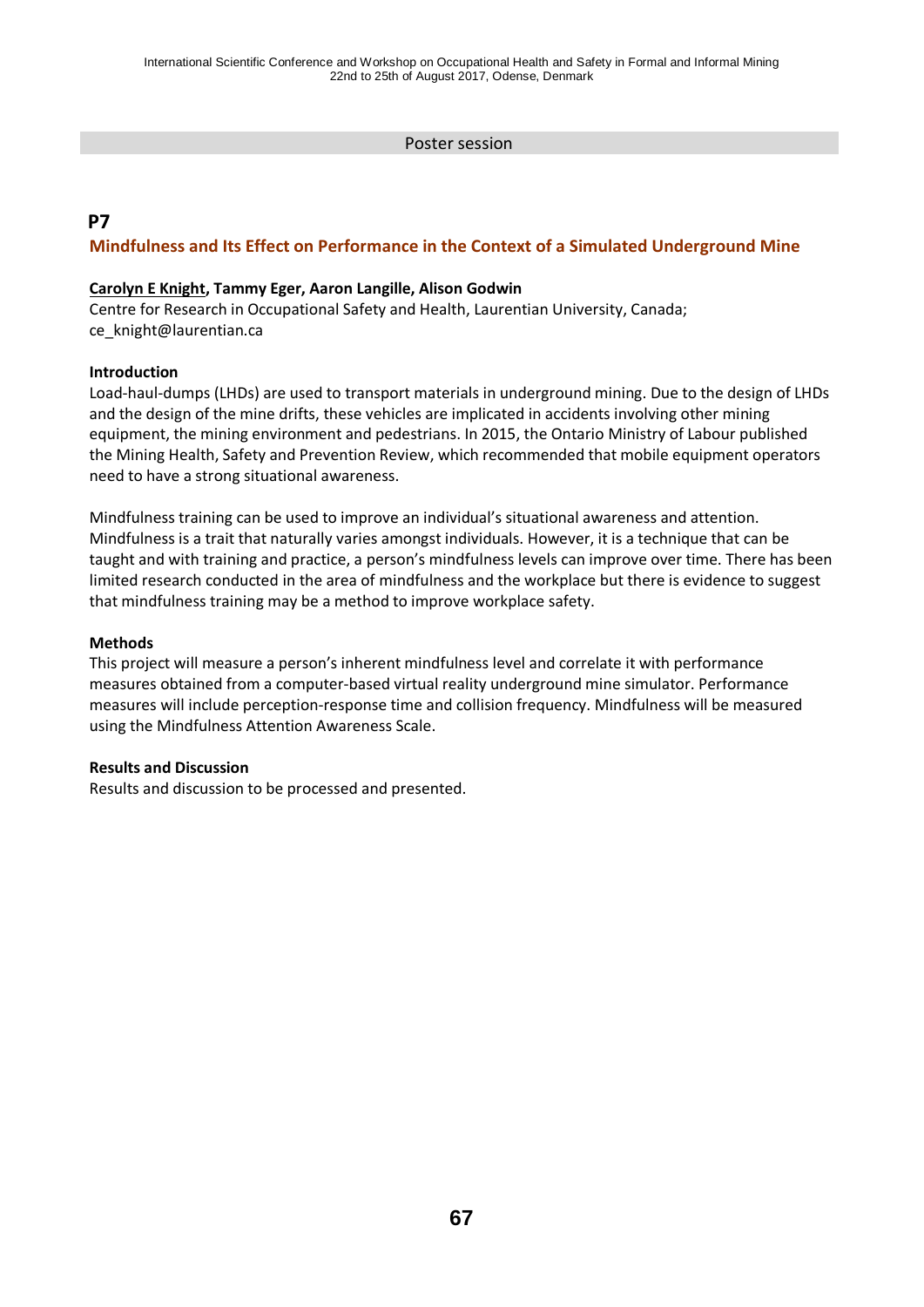Poster session

## P7

### Mindfulness and Its Effect on Performance in the Context of a Simulated Underground Mine

**Carolyn E Knight, Tammy Eger, Aaron Langille, Alison Godwin**

Centre for Research in Occupational Safety and Health, Laurentian University, Canada; ce_knight@laurentian.ca

**Introduction**

Load-haul-dumps (LHDs) are used to transport materials in underground mining. Due to the design of LHDs and the design of the mine drifts, these vehicles are implicated in accidents involving other mining equipment, the mining environment and pedestrians. In 2015, the Ontario Ministry of Labour published the Mining Health, Safety and Prevention Review, which recommended that mobile equipment operators need to have a strong situational awareness.

Mindfulness training can be used to improve an individual's situational awareness and attention. Mindfulness is a trait that naturally varies amongst individuals. However, it is a technique that can be taught and with training and practice, a person's mindfulness levels can improve over time. There has been limited research conducted in the area of mindfulness and the workplace but there is evidence to suggest that mindfulness training may be a method to improve workplace safety.

**Methods**

This project will measure a person's inherent mindfulness level and correlate it with performance measures obtained from a computer-based virtual reality underground mine simulator. Performance measures will include perception-response time and collision frequency. Mindfulness will be measured using the Mindfulness Attention Awareness Scale.

**Results and Discussion**

Results and discussion to be processed and presented.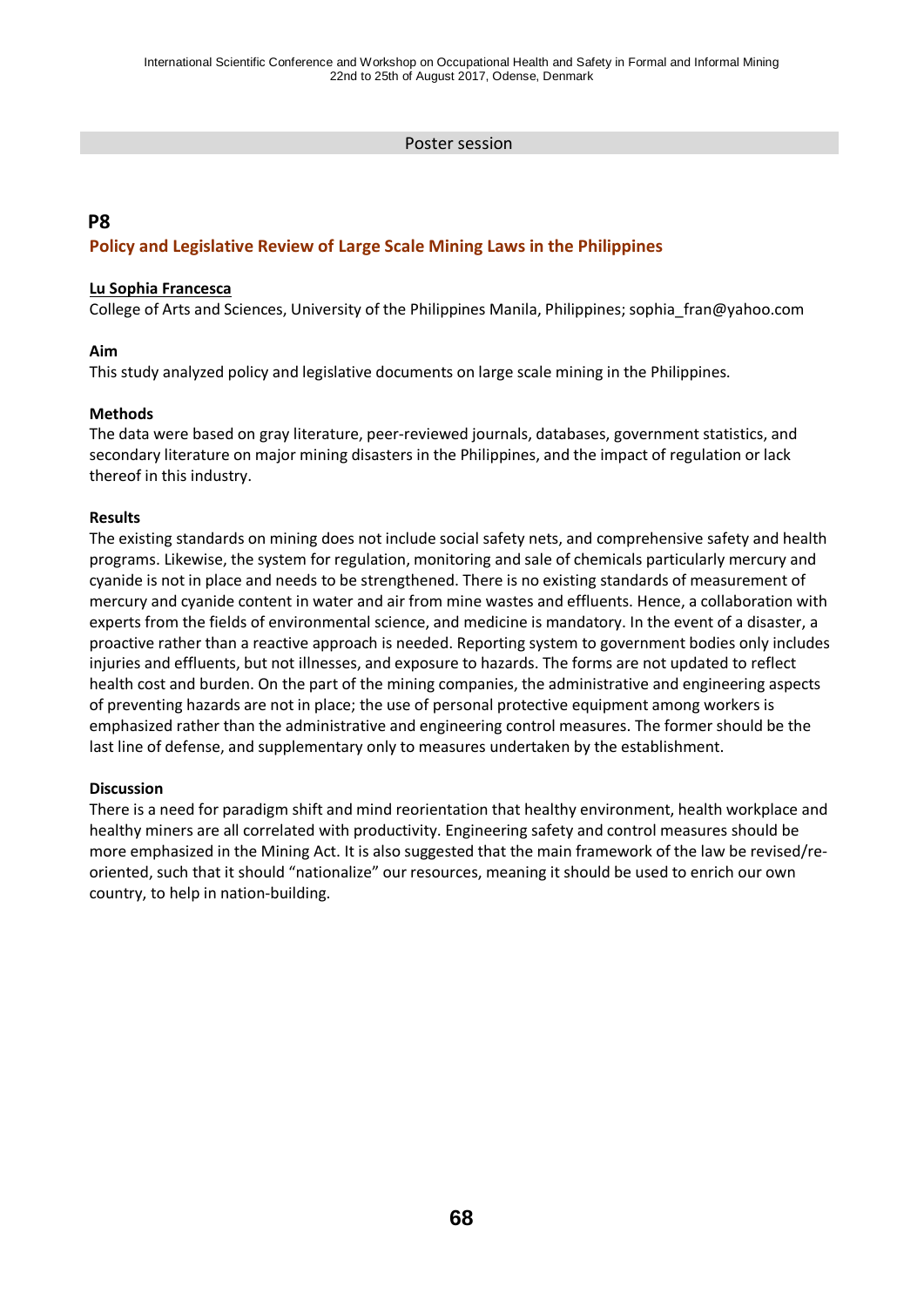Poster session

## P8

### Policy and Legislative Review of Large Scale Mining Laws in the Philippines

**Lu Sophia Francesca**

College of Arts and Sciences, University of the Philippines Manila, Philippines; sophia_fran@yahoo.com

**Aim**

This study analyzed policy and legislative documents on large scale mining in the Philippines.

**Methods**

The data were based on gray literature, peer-reviewed journals, databases, government statistics, and secondary literature on major mining disasters in the Philippines, and the impact of regulation or lack thereof in this industry.

**Results**

The existing standards on mining does not include social safety nets, and comprehensive safety and health programs. Likewise, the system for regulation, monitoring and sale of chemicals particularly mercury and cyanide is not in place and needs to be strengthened. There is no existing standards of measurement of mercury and cyanide content in water and air from mine wastes and effluents. Hence, a collaboration with experts from the fields of environmental science, and medicine is mandatory. In the event of a disaster, a proactive rather than a reactive approach is needed. Reporting system to government bodies only includes injuries and effluents, but not illnesses, and exposure to hazards. The forms are not updated to reflect health cost and burden. On the part of the mining companies, the administrative and engineering aspects of preventing hazards are not in place; the use of personal protective equipment among workers is emphasized rather than the administrative and engineering control measures. The former should be the last line of defense, and supplementary only to measures undertaken by the establishment.

**Discussion**

There is a need for paradigm shift and mind reorientation that healthy environment, health workplace and healthy miners are all correlated with productivity. Engineering safety and control measures should be more emphasized in the Mining Act. It is also suggested that the main framework of the law be revised/re-oriented, such that it should "nationalize" our resources, meaning it should be used to enrich our own country, to help in nation-building.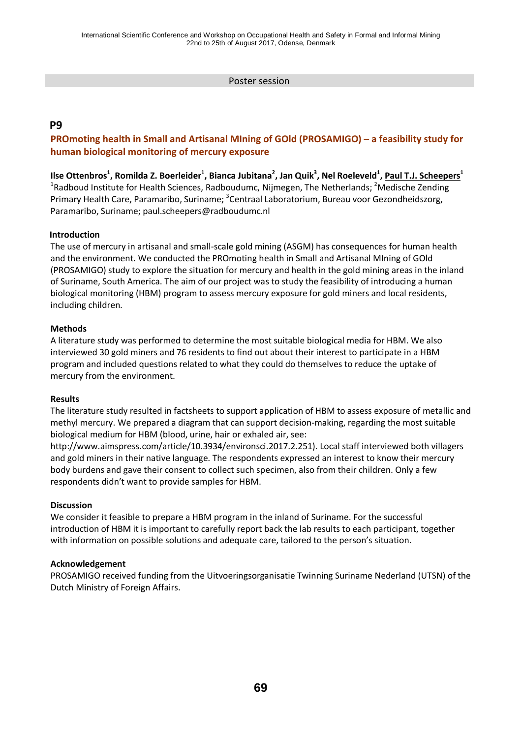Poster session

## P9

### PROmoting health in Small and Artisanal MIning of GOld (PROSAMIGO) – a feasibility study for human biological monitoring of mercury exposure

**Ilse Ottenbros[1], Romilda Z. Boerleider[1], Bianca Jubitana[2], Jan Quik[3], Nel Roeleveld[1], Paul T.J. Scheepers[1]**

[1]Radboud Institute for Health Sciences, Radboudumc, Nijmegen, The Netherlands; [2]Medische Zending Primary Health Care, Paramaribo, Suriname; [3]Centraal Laboratorium, Bureau voor Gezondheidszorg, Paramaribo, Suriname; paul.scheepers@radboudumc.nl

**Introduction**

The use of mercury in artisanal and small-scale gold mining (ASGM) has consequences for human health and the environment. We conducted the PROmoting health in Small and Artisanal MIning of GOld (PROSAMIGO) study to explore the situation for mercury and health in the gold mining areas in the inland of Suriname, South America. The aim of our project was to study the feasibility of introducing a human biological monitoring (HBM) program to assess mercury exposure for gold miners and local residents, including children.

**Methods**

A literature study was performed to determine the most suitable biological media for HBM. We also interviewed 30 gold miners and 76 residents to find out about their interest to participate in a HBM program and included questions related to what they could do themselves to reduce the uptake of mercury from the environment.

**Results**

The literature study resulted in factsheets to support application of HBM to assess exposure of metallic and methyl mercury. We prepared a diagram that can support decision-making, regarding the most suitable biological medium for HBM (blood, urine, hair or exhaled air, see: http://www.aimspress.com/article/10.3934/environsci.2017.2.251). Local staff interviewed both villagers and gold miners in their native language. The respondents expressed an interest to know their mercury body burdens and gave their consent to collect such specimen, also from their children. Only a few respondents didn't want to provide samples for HBM.

**Discussion**

We consider it feasible to prepare a HBM program in the inland of Suriname. For the successful introduction of HBM it is important to carefully report back the lab results to each participant, together with information on possible solutions and adequate care, tailored to the person's situation.

**Acknowledgement**

PROSAMIGO received funding from the Uitvoeringsorganisatie Twinning Suriname Nederland (UTSN) of the Dutch Ministry of Foreign Affairs.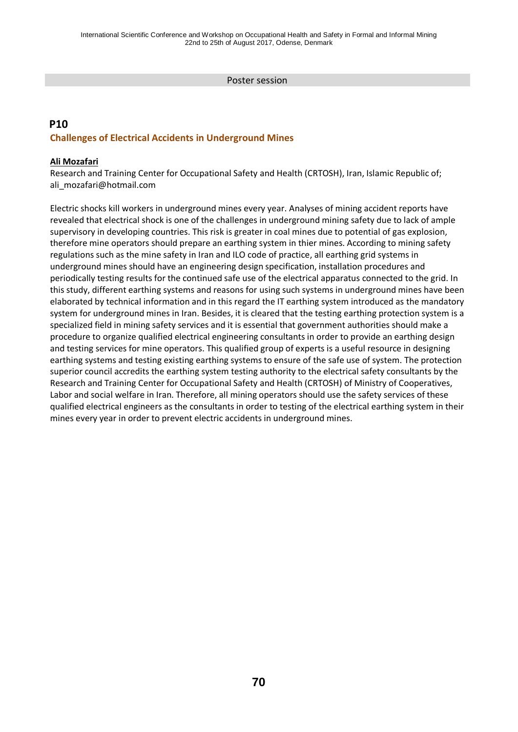Poster session

## P10

### Challenges of Electrical Accidents in Underground Mines

**Ali Mozafari**

Research and Training Center for Occupational Safety and Health (CRTOSH), Iran, Islamic Republic of; ali_mozafari@hotmail.com

Electric shocks kill workers in underground mines every year. Analyses of mining accident reports have revealed that electrical shock is one of the challenges in underground mining safety due to lack of ample supervisory in developing countries. This risk is greater in coal mines due to potential of gas explosion, therefore mine operators should prepare an earthing system in thier mines. According to mining safety regulations such as the mine safety in Iran and ILO code of practice, all earthing grid systems in underground mines should have an engineering design specification, installation procedures and periodically testing results for the continued safe use of the electrical apparatus connected to the grid. In this study, different earthing systems and reasons for using such systems in underground mines have been elaborated by technical information and in this regard the IT earthing system introduced as the mandatory system for underground mines in Iran. Besides, it is cleared that the testing earthing protection system is a specialized field in mining safety services and it is essential that government authorities should make a procedure to organize qualified electrical engineering consultants in order to provide an earthing design and testing services for mine operators. This qualified group of experts is a useful resource in designing earthing systems and testing existing earthing systems to ensure of the safe use of system. The protection superior council accredits the earthing system testing authority to the electrical safety consultants by the Research and Training Center for Occupational Safety and Health (CRTOSH) of Ministry of Cooperatives, Labor and social welfare in Iran. Therefore, all mining operators should use the safety services of these qualified electrical engineers as the consultants in order to testing of the electrical earthing system in their mines every year in order to prevent electric accidents in underground mines.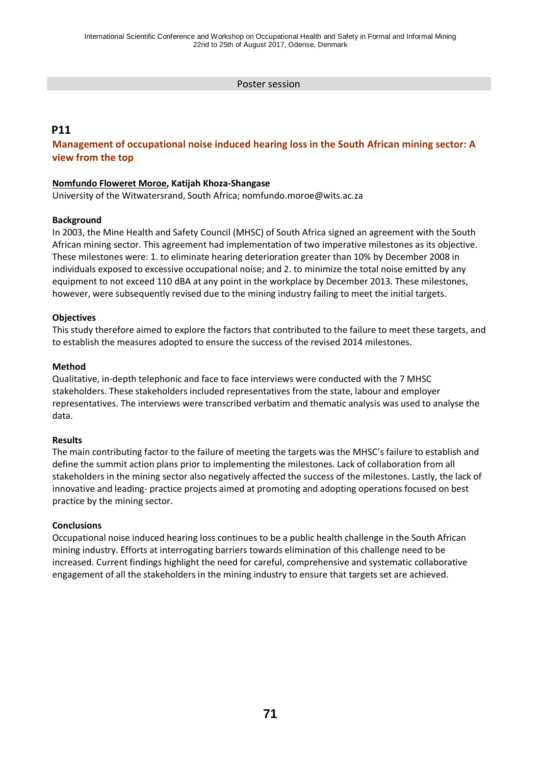Poster session

## P11

### Management of occupational noise induced hearing loss in the South African mining sector: A view from the top

**Nomfundo Floweret Moroe, Katijah Khoza-Shangase**
University of the Witwatersrand, South Africa; nomfundo.moroe@wits.ac.za

**Background**

In 2003, the Mine Health and Safety Council (MHSC) of South Africa signed an agreement with the South African mining sector. This agreement had implementation of two imperative milestones as its objective. These milestones were: 1. to eliminate hearing deterioration greater than 10% by December 2008 in individuals exposed to excessive occupational noise; and 2. to minimize the total noise emitted by any equipment to not exceed 110 dBA at any point in the workplace by December 2013. These milestones, however, were subsequently revised due to the mining industry failing to meet the initial targets.

**Objectives**

This study therefore aimed to explore the factors that contributed to the failure to meet these targets, and to establish the measures adopted to ensure the success of the revised 2014 milestones.

**Method**

Qualitative, in-depth telephonic and face to face interviews were conducted with the 7 MHSC stakeholders. These stakeholders included representatives from the state, labour and employer representatives. The interviews were transcribed verbatim and thematic analysis was used to analyse the data.

**Results**

The main contributing factor to the failure of meeting the targets was the MHSC's failure to establish and define the summit action plans prior to implementing the milestones. Lack of collaboration from all stakeholders in the mining sector also negatively affected the success of the milestones. Lastly, the lack of innovative and leading- practice projects aimed at promoting and adopting operations focused on best practice by the mining sector.

**Conclusions**

Occupational noise induced hearing loss continues to be a public health challenge in the South African mining industry. Efforts at interrogating barriers towards elimination of this challenge need to be increased. Current findings highlight the need for careful, comprehensive and systematic collaborative engagement of all the stakeholders in the mining industry to ensure that targets set are achieved.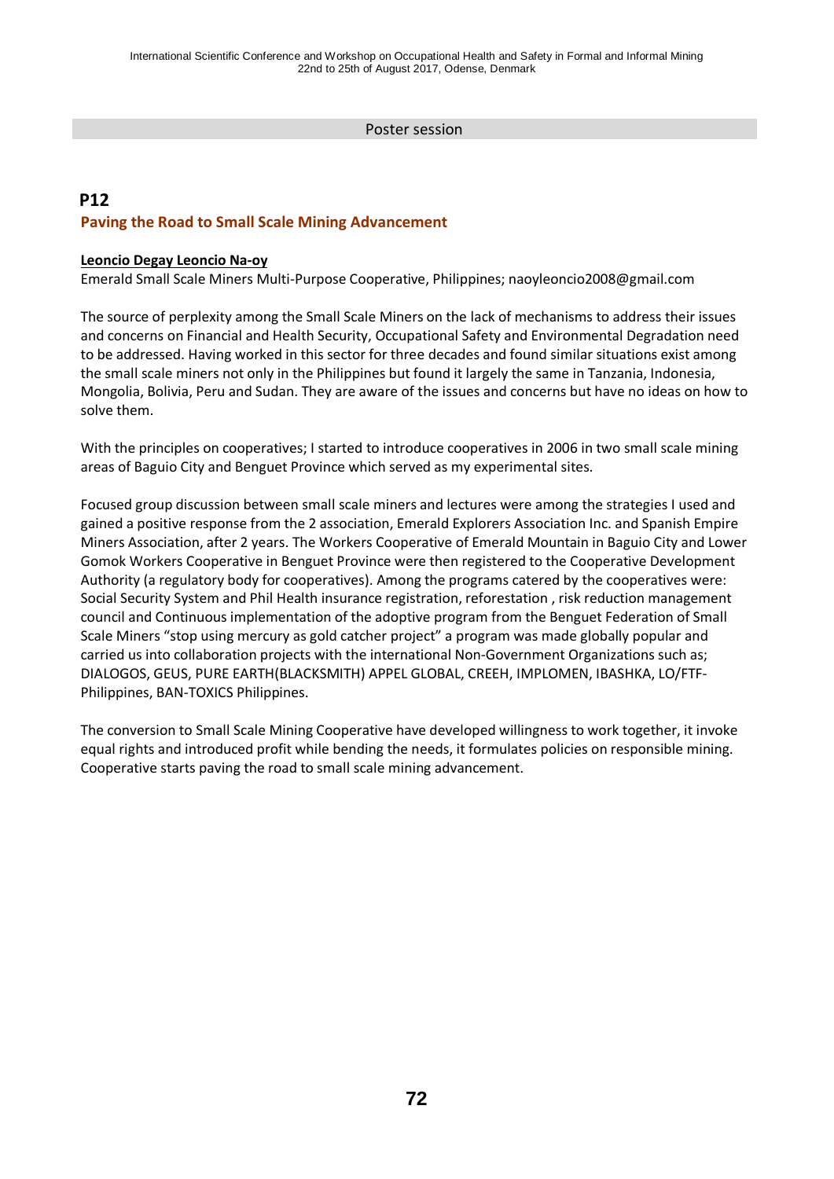Poster session

## P12

### Paving the Road to Small Scale Mining Advancement

**Leoncio Degay Leoncio Na-oy**

Emerald Small Scale Miners Multi-Purpose Cooperative, Philippines; naoyleoncio2008@gmail.com

The source of perplexity among the Small Scale Miners on the lack of mechanisms to address their issues and concerns on Financial and Health Security, Occupational Safety and Environmental Degradation need to be addressed. Having worked in this sector for three decades and found similar situations exist among the small scale miners not only in the Philippines but found it largely the same in Tanzania, Indonesia, Mongolia, Bolivia, Peru and Sudan. They are aware of the issues and concerns but have no ideas on how to solve them.

With the principles on cooperatives; I started to introduce cooperatives in 2006 in two small scale mining areas of Baguio City and Benguet Province which served as my experimental sites.

Focused group discussion between small scale miners and lectures were among the strategies I used and gained a positive response from the 2 association, Emerald Explorers Association Inc. and Spanish Empire Miners Association, after 2 years. The Workers Cooperative of Emerald Mountain in Baguio City and Lower Gomok Workers Cooperative in Benguet Province were then registered to the Cooperative Development Authority (a regulatory body for cooperatives). Among the programs catered by the cooperatives were: Social Security System and Phil Health insurance registration, reforestation , risk reduction management council and Continuous implementation of the adoptive program from the Benguet Federation of Small Scale Miners "stop using mercury as gold catcher project" a program was made globally popular and carried us into collaboration projects with the international Non-Government Organizations such as; DIALOGOS, GEUS, PURE EARTH(BLACKSMITH) APPEL GLOBAL, CREEH, IMPLOMEN, IBASHKA, LO/FTF-Philippines, BAN-TOXICS Philippines.

The conversion to Small Scale Mining Cooperative have developed willingness to work together, it invoke equal rights and introduced profit while bending the needs, it formulates policies on responsible mining. Cooperative starts paving the road to small scale mining advancement.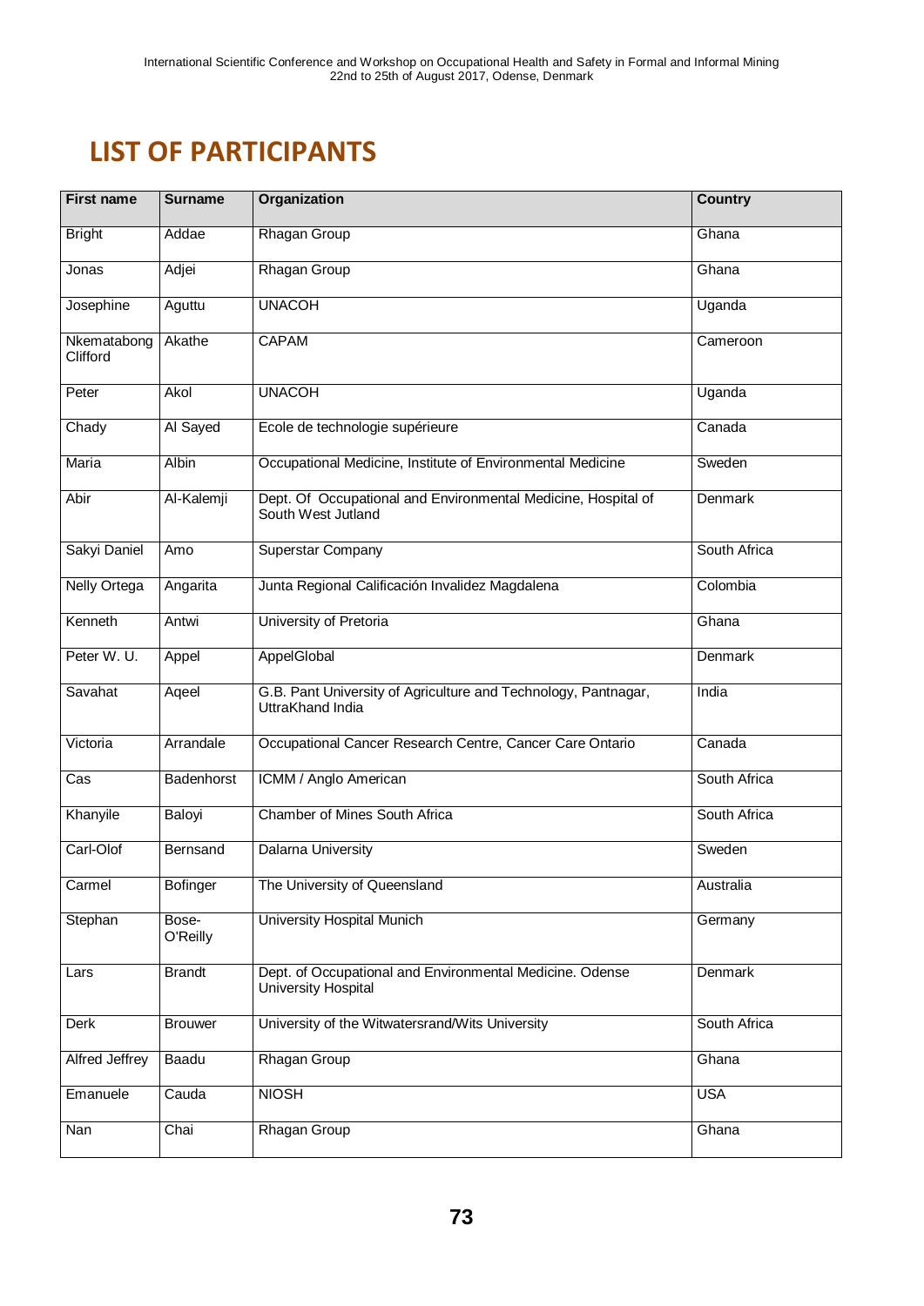# LIST OF PARTICIPANTS

| First name | Surname | Organization | Country |
|---|---|---|---|
| Bright | Addae | Rhagan Group | Ghana |
| Jonas | Adjei | Rhagan Group | Ghana |
| Josephine | Aguttu | UNACOH | Uganda |
| Nkematabong Clifford | Akathe | CAPAM | Cameroon |
| Peter | Akol | UNACOH | Uganda |
| Chady | Al Sayed | Ecole de technologie supérieure | Canada |
| Maria | Albin | Occupational Medicine, Institute of Environmental Medicine | Sweden |
| Abir | Al-Kalemji | Dept. Of Occupational and Environmental Medicine, Hospital of South West Jutland | Denmark |
| Sakyi Daniel | Amo | Superstar Company | South Africa |
| Nelly Ortega | Angarita | Junta Regional Calificación Invalidez Magdalena | Colombia |
| Kenneth | Antwi | University of Pretoria | Ghana |
| Peter W. U. | Appel | AppelGlobal | Denmark |
| Savahat | Aqeel | G.B. Pant University of Agriculture and Technology, Pantnagar, UttraKhand India | India |
| Victoria | Arrandale | Occupational Cancer Research Centre, Cancer Care Ontario | Canada |
| Cas | Badenhorst | ICMM / Anglo American | South Africa |
| Khanyile | Baloyi | Chamber of Mines South Africa | South Africa |
| Carl-Olof | Bernsand | Dalarna University | Sweden |
| Carmel | Bofinger | The University of Queensland | Australia |
| Stephan | Bose-O'Reilly | University Hospital Munich | Germany |
| Lars | Brandt | Dept. of Occupational and Environmental Medicine. Odense University Hospital | Denmark |
| Derk | Brouwer | University of the Witwatersrand/Wits University | South Africa |
| Alfred Jeffrey | Baadu | Rhagan Group | Ghana |
| Emanuele | Cauda | NIOSH | USA |
| Nan | Chai | Rhagan Group | Ghana |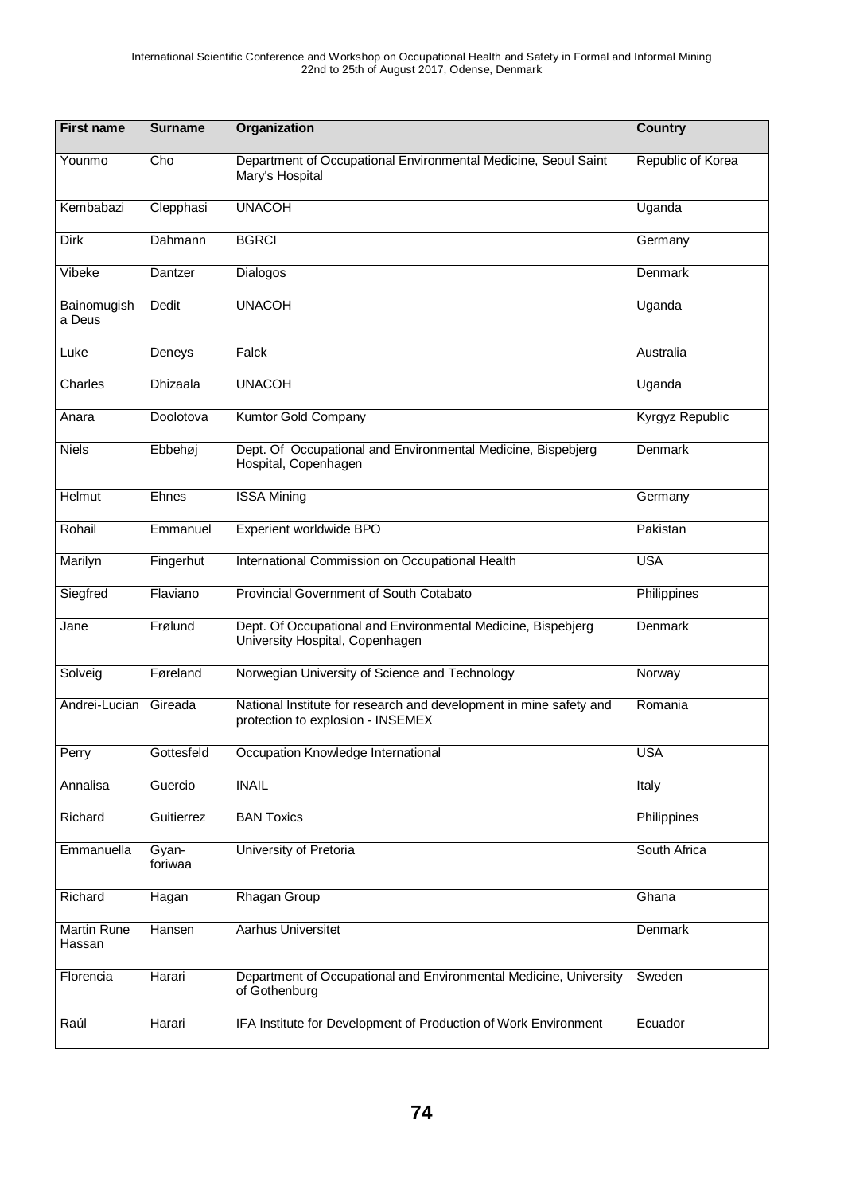| First name | Surname | Organization | Country |
|---|---|---|---|
| Younmo | Cho | Department of Occupational Environmental Medicine, Seoul Saint Mary's Hospital | Republic of Korea |
| Kembabazi | Clepphasi | UNACOH | Uganda |
| Dirk | Dahmann | BGRCI | Germany |
| Vibeke | Dantzer | Dialogos | Denmark |
| Bainomugisha Deus | Dedit | UNACOH | Uganda |
| Luke | Deneys | Falck | Australia |
| Charles | Dhizaala | UNACOH | Uganda |
| Anara | Doolotova | Kumtor Gold Company | Kyrgyz Republic |
| Niels | Ebbehøj | Dept. Of Occupational and Environmental Medicine, Bispebjerg Hospital, Copenhagen | Denmark |
| Helmut | Ehnes | ISSA Mining | Germany |
| Rohail | Emmanuel | Experient worldwide BPO | Pakistan |
| Marilyn | Fingerhut | International Commission on Occupational Health | USA |
| Siegfred | Flaviano | Provincial Government of South Cotabato | Philippines |
| Jane | Frølund | Dept. Of Occupational and Environmental Medicine, Bispebjerg University Hospital, Copenhagen | Denmark |
| Solveig | Føreland | Norwegian University of Science and Technology | Norway |
| Andrei-Lucian | Gireada | National Institute for research and development in mine safety and protection to explosion - INSEMEX | Romania |
| Perry | Gottesfeld | Occupation Knowledge International | USA |
| Annalisa | Guercio | INAIL | Italy |
| Richard | Guitierrez | BAN Toxics | Philippines |
| Emmanuella | Gyan-foriwaa | University of Pretoria | South Africa |
| Richard | Hagan | Rhagan Group | Ghana |
| Martin Rune Hassan | Hansen | Aarhus Universitet | Denmark |
| Florencia | Harari | Department of Occupational and Environmental Medicine, University of Gothenburg | Sweden |
| Raúl | Harari | IFA Institute for Development of Production of Work Environment | Ecuador |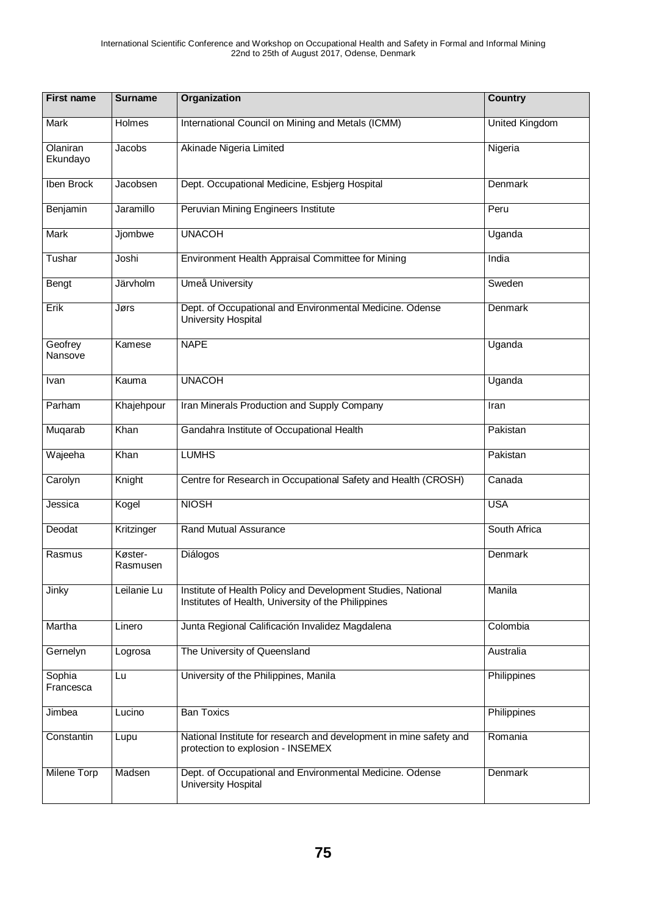| First name | Surname | Organization | Country |
|---|---|---|---|
| Mark | Holmes | International Council on Mining and Metals (ICMM) | United Kingdom |
| Olaniran Ekundayo | Jacobs | Akinade Nigeria Limited | Nigeria |
| Iben Brock | Jacobsen | Dept. Occupational Medicine, Esbjerg Hospital | Denmark |
| Benjamin | Jaramillo | Peruvian Mining Engineers Institute | Peru |
| Mark | Jjombwe | UNACOH | Uganda |
| Tushar | Joshi | Environment Health Appraisal Committee for Mining | India |
| Bengt | Järvholm | Umeå University | Sweden |
| Erik | Jørs | Dept. of Occupational and Environmental Medicine. Odense University Hospital | Denmark |
| Geofrey Nansove | Kamese | NAPE | Uganda |
| Ivan | Kauma | UNACOH | Uganda |
| Parham | Khajehpour | Iran Minerals Production and Supply Company | Iran |
| Muqarab | Khan | Gandahra Institute of Occupational Health | Pakistan |
| Wajeeha | Khan | LUMHS | Pakistan |
| Carolyn | Knight | Centre for Research in Occupational Safety and Health (CROSH) | Canada |
| Jessica | Kogel | NIOSH | USA |
| Deodat | Kritzinger | Rand Mutual Assurance | South Africa |
| Rasmus | Køster-Rasmusen | Diálogos | Denmark |
| Jinky | Leilanie Lu | Institute of Health Policy and Development Studies, National Institutes of Health, University of the Philippines | Manila |
| Martha | Linero | Junta Regional Calificación Invalidez Magdalena | Colombia |
| Gernelyn | Logrosa | The University of Queensland | Australia |
| Sophia Francesca | Lu | University of the Philippines, Manila | Philippines |
| Jimbea | Lucino | Ban Toxics | Philippines |
| Constantin | Lupu | National Institute for research and development in mine safety and protection to explosion - INSEMEX | Romania |
| Milene Torp | Madsen | Dept. of Occupational and Environmental Medicine. Odense University Hospital | Denmark |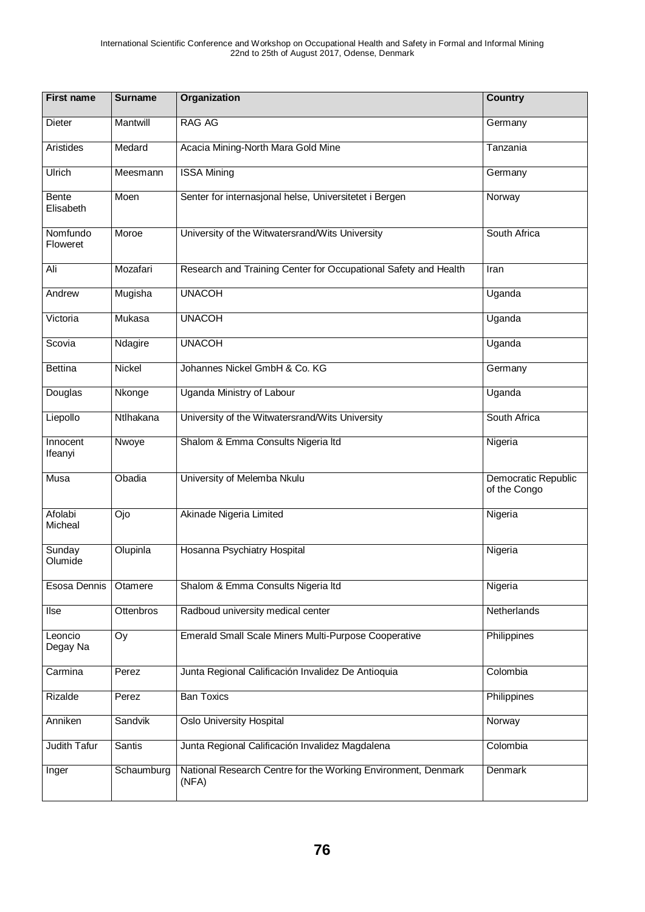| First name | Surname | Organization | Country |
|---|---|---|---|
| Dieter | Mantwill | RAG AG | Germany |
| Aristides | Medard | Acacia Mining-North Mara Gold Mine | Tanzania |
| Ulrich | Meesmann | ISSA Mining | Germany |
| Bente Elisabeth | Moen | Senter for internasjonal helse, Universitetet i Bergen | Norway |
| Nomfundo Floweret | Moroe | University of the Witwatersrand/Wits University | South Africa |
| Ali | Mozafari | Research and Training Center for Occupational Safety and Health | Iran |
| Andrew | Mugisha | UNACOH | Uganda |
| Victoria | Mukasa | UNACOH | Uganda |
| Scovia | Ndagire | UNACOH | Uganda |
| Bettina | Nickel | Johannes Nickel GmbH & Co. KG | Germany |
| Douglas | Nkonge | Uganda Ministry of Labour | Uganda |
| Liepollo | Ntlhakana | University of the Witwatersrand/Wits University | South Africa |
| Innocent Ifeanyi | Nwoye | Shalom & Emma Consults Nigeria ltd | Nigeria |
| Musa | Obadia | University of Melemba Nkulu | Democratic Republic of the Congo |
| Afolabi Micheal | Ojo | Akinade Nigeria Limited | Nigeria |
| Sunday Olumide | Olupinla | Hosanna Psychiatry Hospital | Nigeria |
| Esosa Dennis | Otamere | Shalom & Emma Consults Nigeria ltd | Nigeria |
| Ilse | Ottenbros | Radboud university medical center | Netherlands |
| Leoncio Degay Na | Oy | Emerald Small Scale Miners Multi-Purpose Cooperative | Philippines |
| Carmina | Perez | Junta Regional Calificación Invalidez De Antioquia | Colombia |
| Rizalde | Perez | Ban Toxics | Philippines |
| Anniken | Sandvik | Oslo University Hospital | Norway |
| Judith Tafur | Santis | Junta Regional Calificación Invalidez Magdalena | Colombia |
| Inger | Schaumburg | National Research Centre for the Working Environment, Denmark (NFA) | Denmark |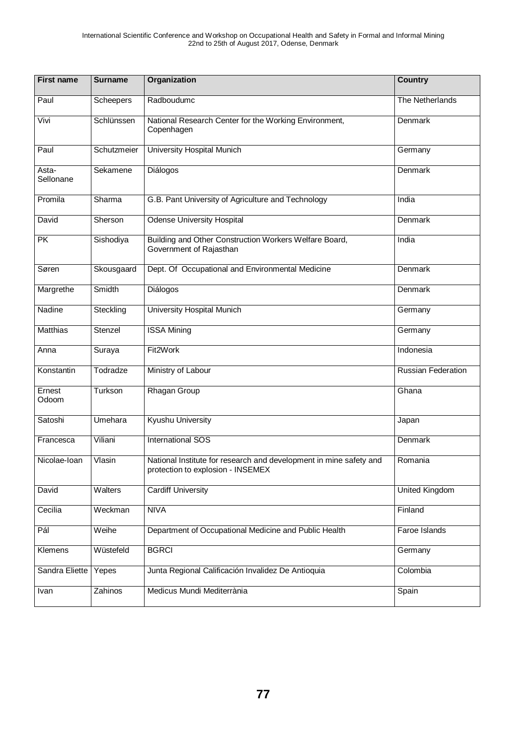| First name | Surname | Organization | Country |
| --- | --- | --- | --- |
| Paul | Scheepers | Radboudumc | The Netherlands |
| Vivi | Schlünssen | National Research Center for the Working Environment, Copenhagen | Denmark |
| Paul | Schutzmeier | University Hospital Munich | Germany |
| Asta-Sellonane | Sekamene | Diálogos | Denmark |
| Promila | Sharma | G.B. Pant University of Agriculture and Technology | India |
| David | Sherson | Odense University Hospital | Denmark |
| PK | Sishodiya | Building and Other Construction Workers Welfare Board, Government of Rajasthan | India |
| Søren | Skousgaard | Dept. Of Occupational and Environmental Medicine | Denmark |
| Margrethe | Smidth | Diálogos | Denmark |
| Nadine | Steckling | University Hospital Munich | Germany |
| Matthias | Stenzel | ISSA Mining | Germany |
| Anna | Suraya | Fit2Work | Indonesia |
| Konstantin | Todradze | Ministry of Labour | Russian Federation |
| Ernest Odoom | Turkson | Rhagan Group | Ghana |
| Satoshi | Umehara | Kyushu University | Japan |
| Francesca | Viliani | International SOS | Denmark |
| Nicolae-Ioan | Vlasin | National Institute for research and development in mine safety and protection to explosion - INSEMEX | Romania |
| David | Walters | Cardiff University | United Kingdom |
| Cecilia | Weckman | NIVA | Finland |
| Pál | Weihe | Department of Occupational Medicine and Public Health | Faroe Islands |
| Klemens | Wüstefeld | BGRCI | Germany |
| Sandra Eliette | Yepes | Junta Regional Calificación Invalidez De Antioquia | Colombia |
| Ivan | Zahinos | Medicus Mundi Mediterrània | Spain |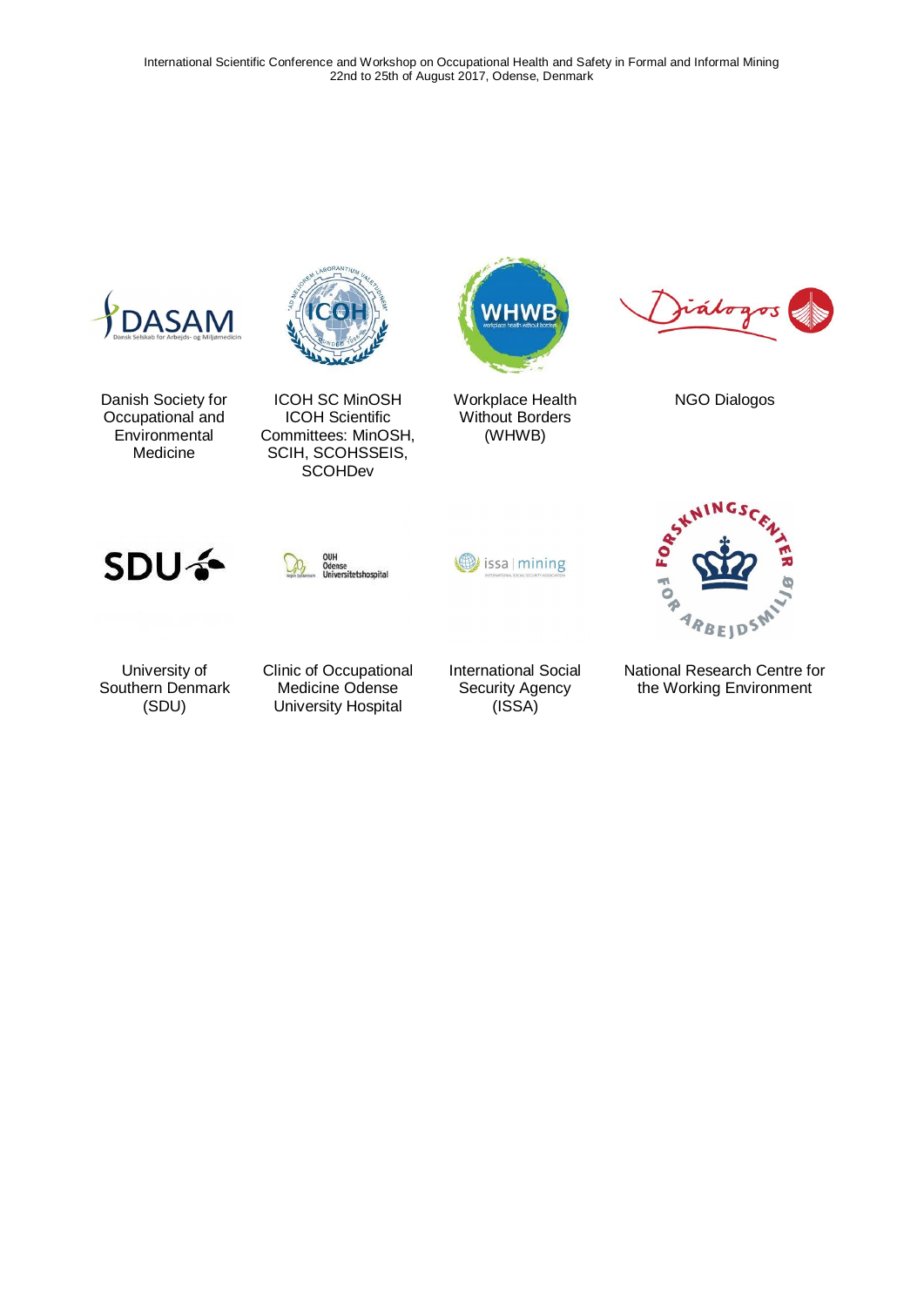Danish Society for Occupational and Environmental Medicine

ICOH SC MinOSH
ICOH Scientific Committees: MinOSH, SCIH, SCOHSSEIS, SCOHDev

Workplace Health Without Borders (WHWB)

NGO Dialogos

University of Southern Denmark (SDU)

Clinic of Occupational Medicine Odense University Hospital

International Social Security Agency (ISSA)

National Research Centre for the Working Environment